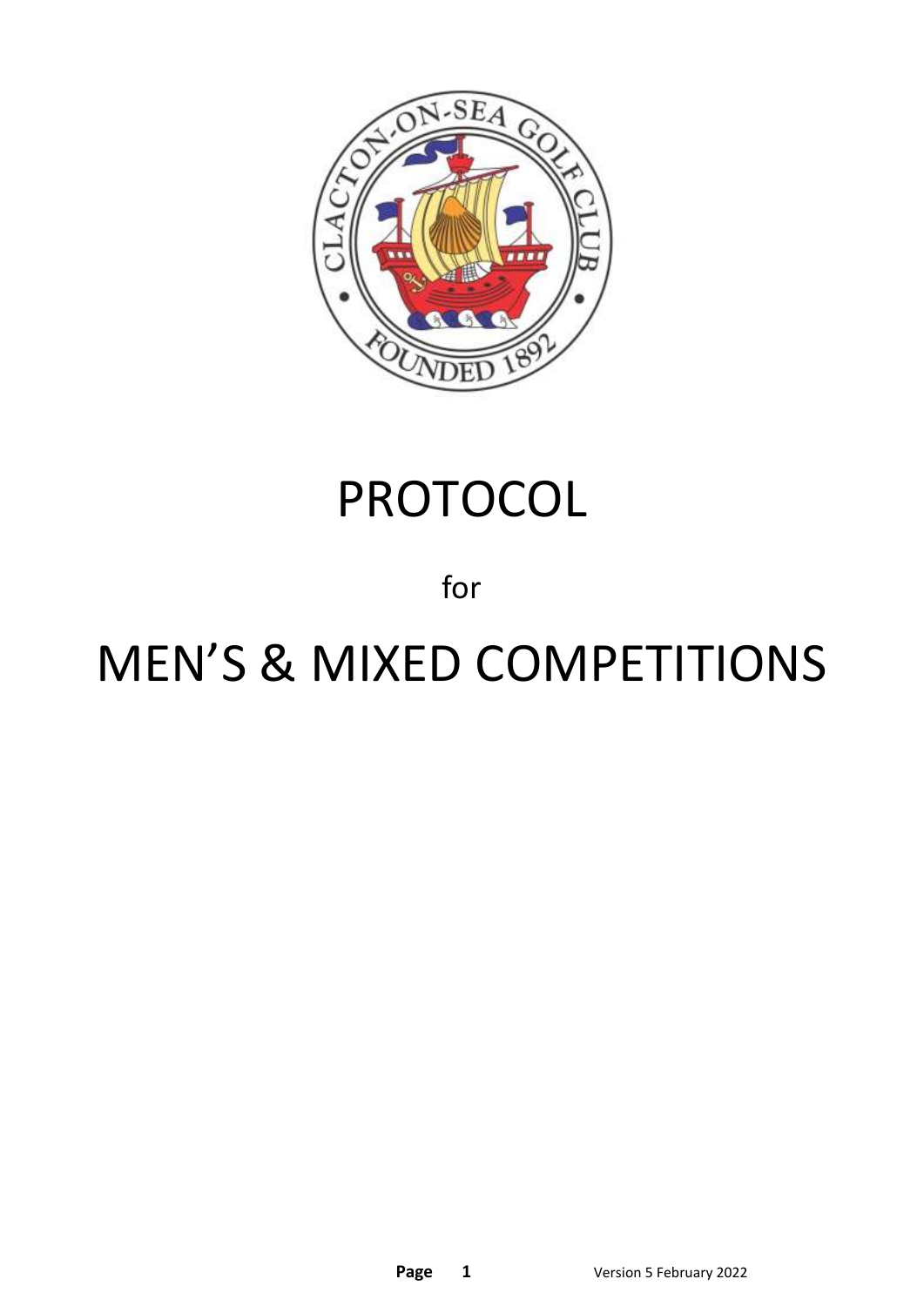# PROTOCOL

for

# MEN'S & MIXED COMPETITIONS

Version 5 February 2022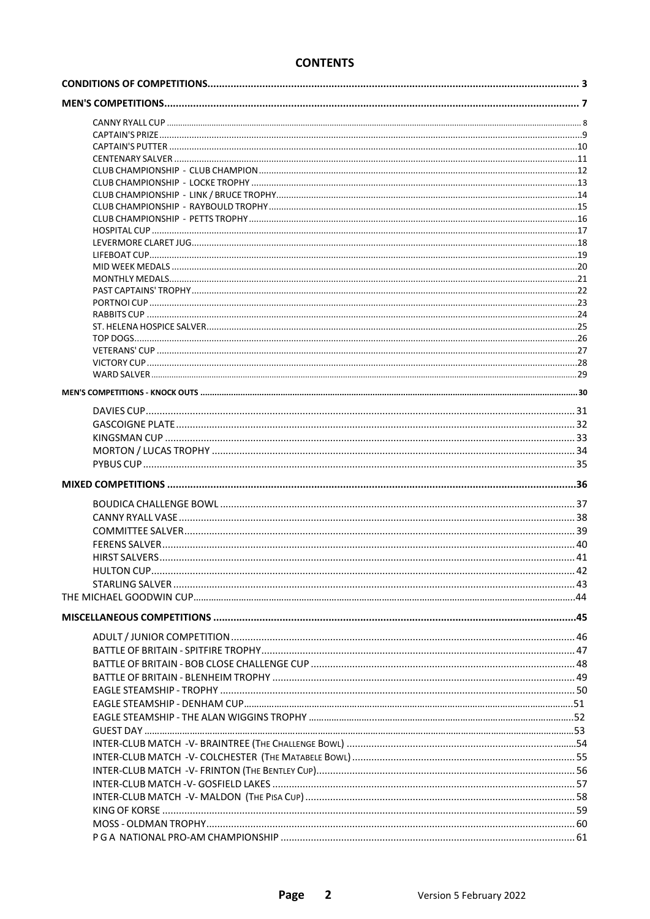# CONTENTS

**CONDITIONS OF COMPETITIONS** .......... 3

**MEN'S COMPETITIONS** .......... 7

- CANNY RYALL CUP .......... 8
- CAPTAIN'S PRIZE .......... 9
- CAPTAIN'S PUTTER .......... 10
- CENTENARY SALVER .......... 11
- CLUB CHAMPIONSHIP - CLUB CHAMPION .......... 12
- CLUB CHAMPIONSHIP - LOCKE TROPHY .......... 13
- CLUB CHAMPIONSHIP - LINK / BRUCE TROPHY .......... 14
- CLUB CHAMPIONSHIP - RAYBOULD TROPHY .......... 15
- CLUB CHAMPIONSHIP - PETTS TROPHY .......... 16
- HOSPITAL CUP .......... 17
- LEVERMORE CLARET JUG .......... 18
- LIFEBOAT CUP .......... 19
- MID WEEK MEDALS .......... 20
- MONTHLY MEDALS .......... 21
- PAST CAPTAINS' TROPHY .......... 22
- PORTNOI CUP .......... 23
- RABBITS CUP .......... 24
- ST. HELENA HOSPICE SALVER .......... 25
- TOP DOGS .......... 26
- VETERANS' CUP .......... 27
- VICTORY CUP .......... 28
- WARD SALVER .......... 29

**MEN'S COMPETITIONS - KNOCK OUTS** .......... 30

- DAVIES CUP .......... 31
- GASCOIGNE PLATE .......... 32
- KINGSMAN CUP .......... 33
- MORTON / LUCAS TROPHY .......... 34
- PYBUS CUP .......... 35

**MIXED COMPETITIONS** .......... 36

- BOUDICA CHALLENGE BOWL .......... 37
- CANNY RYALL VASE .......... 38
- COMMITTEE SALVER .......... 39
- FERENS SALVER .......... 40
- HIRST SALVERS .......... 41
- HULTON CUP .......... 42
- STARLING SALVER .......... 43

THE MICHAEL GOODWIN CUP .......... 44

**MISCELLANEOUS COMPETITIONS** .......... 45

- ADULT / JUNIOR COMPETITION .......... 46
- BATTLE OF BRITAIN - SPITFIRE TROPHY .......... 47
- BATTLE OF BRITAIN - BOB CLOSE CHALLENGE CUP .......... 48
- BATTLE OF BRITAIN - BLENHEIM TROPHY .......... 49
- EAGLE STEAMSHIP - TROPHY .......... 50
- EAGLE STEAMSHIP - DENHAM CUP .......... 51
- EAGLE STEAMSHIP - THE ALAN WIGGINS TROPHY .......... 52
- GUEST DAY .......... 53
- INTER-CLUB MATCH -V- BRAINTREE (THE CHALLENGE BOWL) .......... 54
- INTER-CLUB MATCH -V- COLCHESTER (THE MATABELE BOWL) .......... 55
- INTER-CLUB MATCH -V- FRINTON (THE BENTLEY CUP) .......... 56
- INTER-CLUB MATCH -V- GOSFIELD LAKES .......... 57
- INTER-CLUB MATCH -V- MALDON (THE PISA CUP) .......... 58
- KING OF KORSE .......... 59
- MOSS - OLDMAN TROPHY .......... 60
- P G A NATIONAL PRO-AM CHAMPIONSHIP .......... 61

Version 5 February 2022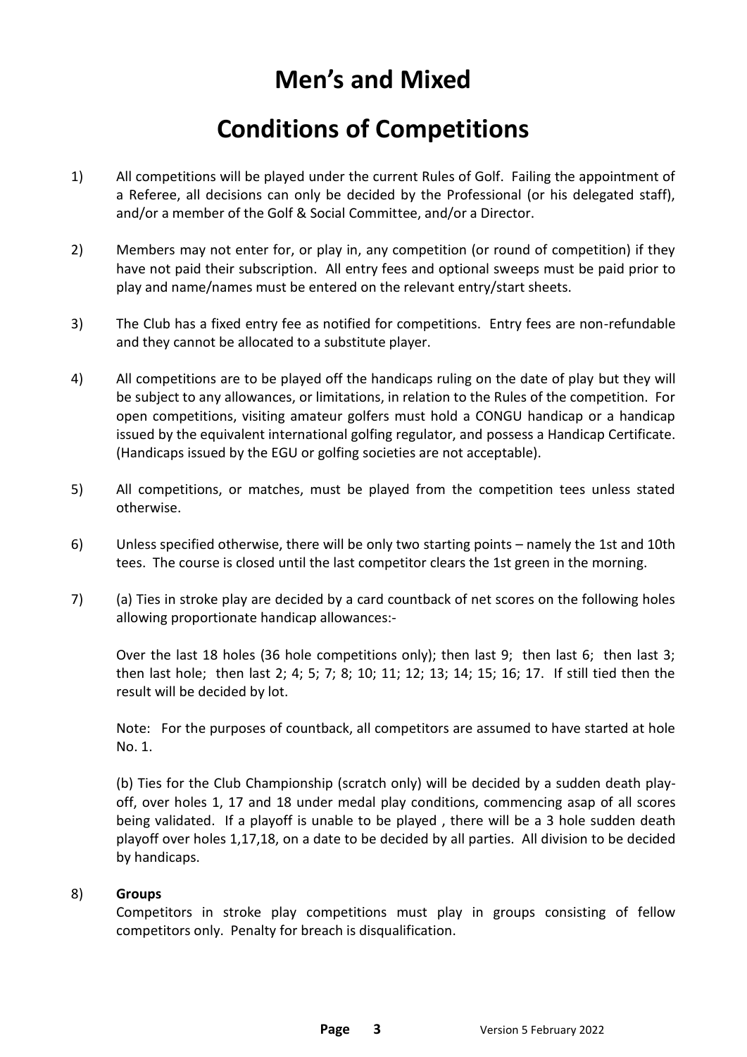# Men's and Mixed

# Conditions of Competitions

1) All competitions will be played under the current Rules of Golf. Failing the appointment of a Referee, all decisions can only be decided by the Professional (or his delegated staff), and/or a member of the Golf & Social Committee, and/or a Director.

2) Members may not enter for, or play in, any competition (or round of competition) if they have not paid their subscription. All entry fees and optional sweeps must be paid prior to play and name/names must be entered on the relevant entry/start sheets.

3) The Club has a fixed entry fee as notified for competitions. Entry fees are non-refundable and they cannot be allocated to a substitute player.

4) All competitions are to be played off the handicaps ruling on the date of play but they will be subject to any allowances, or limitations, in relation to the Rules of the competition. For open competitions, visiting amateur golfers must hold a CONGU handicap or a handicap issued by the equivalent international golfing regulator, and possess a Handicap Certificate. (Handicaps issued by the EGU or golfing societies are not acceptable).

5) All competitions, or matches, must be played from the competition tees unless stated otherwise.

6) Unless specified otherwise, there will be only two starting points – namely the 1st and 10th tees. The course is closed until the last competitor clears the 1st green in the morning.

7) (a) Ties in stroke play are decided by a card countback of net scores on the following holes allowing proportionate handicap allowances:-

   Over the last 18 holes (36 hole competitions only); then last 9; then last 6; then last 3; then last hole; then last 2; 4; 5; 7; 8; 10; 11; 12; 13; 14; 15; 16; 17. If still tied then the result will be decided by lot.

   Note: For the purposes of countback, all competitors are assumed to have started at hole No. 1.

   (b) Ties for the Club Championship (scratch only) will be decided by a sudden death play-off, over holes 1, 17 and 18 under medal play conditions, commencing asap of all scores being validated. If a playoff is unable to be played , there will be a 3 hole sudden death playoff over holes 1,17,18, on a date to be decided by all parties. All division to be decided by handicaps.

8) **Groups**

   Competitors in stroke play competitions must play in groups consisting of fellow competitors only. Penalty for breach is disqualification.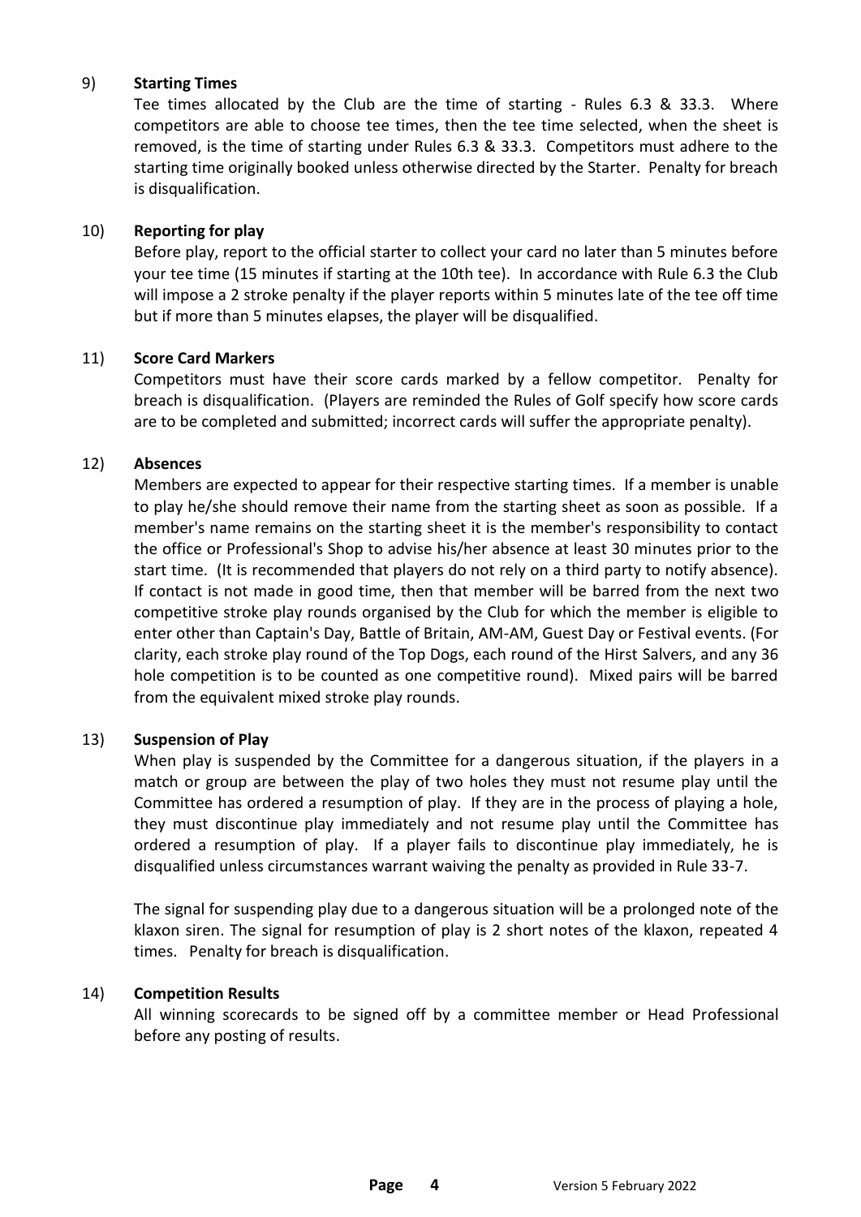9) **Starting Times**

Tee times allocated by the Club are the time of starting - Rules 6.3 & 33.3. Where competitors are able to choose tee times, then the tee time selected, when the sheet is removed, is the time of starting under Rules 6.3 & 33.3. Competitors must adhere to the starting time originally booked unless otherwise directed by the Starter. Penalty for breach is disqualification.

10) **Reporting for play**

Before play, report to the official starter to collect your card no later than 5 minutes before your tee time (15 minutes if starting at the 10th tee). In accordance with Rule 6.3 the Club will impose a 2 stroke penalty if the player reports within 5 minutes late of the tee off time but if more than 5 minutes elapses, the player will be disqualified.

11) **Score Card Markers**

Competitors must have their score cards marked by a fellow competitor. Penalty for breach is disqualification. (Players are reminded the Rules of Golf specify how score cards are to be completed and submitted; incorrect cards will suffer the appropriate penalty).

12) **Absences**

Members are expected to appear for their respective starting times. If a member is unable to play he/she should remove their name from the starting sheet as soon as possible. If a member's name remains on the starting sheet it is the member's responsibility to contact the office or Professional's Shop to advise his/her absence at least 30 minutes prior to the start time. (It is recommended that players do not rely on a third party to notify absence). If contact is not made in good time, then that member will be barred from the next two competitive stroke play rounds organised by the Club for which the member is eligible to enter other than Captain's Day, Battle of Britain, AM-AM, Guest Day or Festival events. (For clarity, each stroke play round of the Top Dogs, each round of the Hirst Salvers, and any 36 hole competition is to be counted as one competitive round). Mixed pairs will be barred from the equivalent mixed stroke play rounds.

13) **Suspension of Play**

When play is suspended by the Committee for a dangerous situation, if the players in a match or group are between the play of two holes they must not resume play until the Committee has ordered a resumption of play. If they are in the process of playing a hole, they must discontinue play immediately and not resume play until the Committee has ordered a resumption of play. If a player fails to discontinue play immediately, he is disqualified unless circumstances warrant waiving the penalty as provided in Rule 33-7.

The signal for suspending play due to a dangerous situation will be a prolonged note of the klaxon siren. The signal for resumption of play is 2 short notes of the klaxon, repeated 4 times. Penalty for breach is disqualification.

14) **Competition Results**

All winning scorecards to be signed off by a committee member or Head Professional before any posting of results.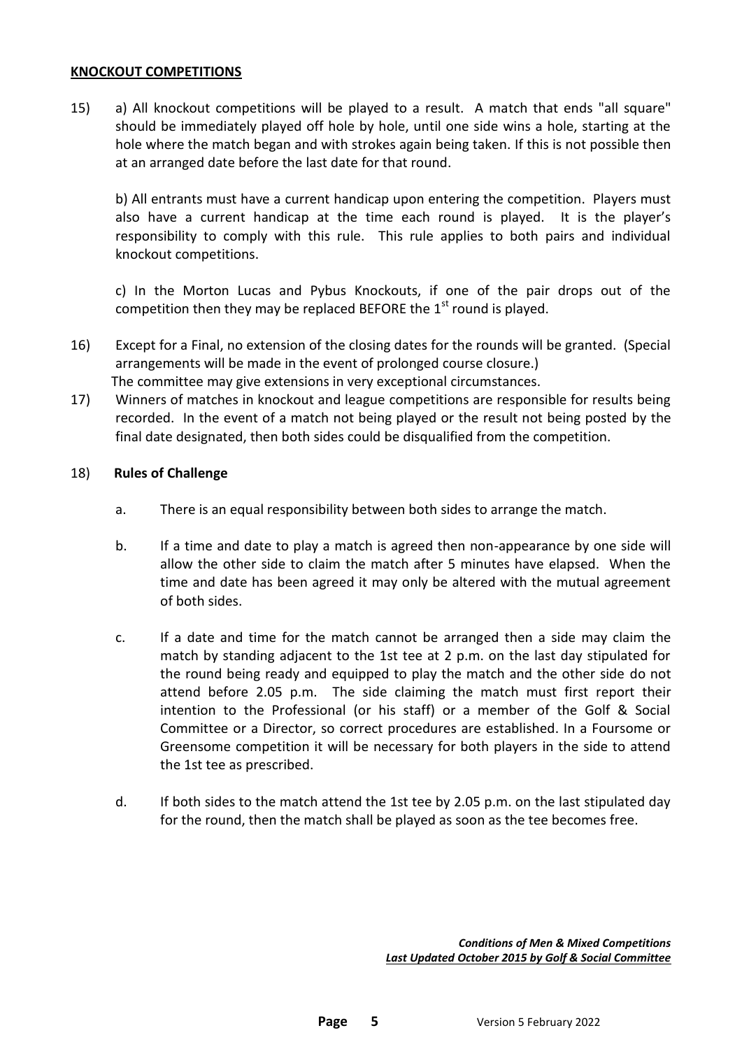## KNOCKOUT COMPETITIONS

15) a) All knockout competitions will be played to a result. A match that ends "all square" should be immediately played off hole by hole, until one side wins a hole, starting at the hole where the match began and with strokes again being taken. If this is not possible then at an arranged date before the last date for that round.

b) All entrants must have a current handicap upon entering the competition. Players must also have a current handicap at the time each round is played. It is the player's responsibility to comply with this rule. This rule applies to both pairs and individual knockout competitions.

c) In the Morton Lucas and Pybus Knockouts, if one of the pair drops out of the competition then they may be replaced BEFORE the 1st round is played.

16) Except for a Final, no extension of the closing dates for the rounds will be granted. (Special arrangements will be made in the event of prolonged course closure.) The committee may give extensions in very exceptional circumstances.

17) Winners of matches in knockout and league competitions are responsible for results being recorded. In the event of a match not being played or the result not being posted by the final date designated, then both sides could be disqualified from the competition.

18) **Rules of Challenge**

a. There is an equal responsibility between both sides to arrange the match.

b. If a time and date to play a match is agreed then non-appearance by one side will allow the other side to claim the match after 5 minutes have elapsed. When the time and date has been agreed it may only be altered with the mutual agreement of both sides.

c. If a date and time for the match cannot be arranged then a side may claim the match by standing adjacent to the 1st tee at 2 p.m. on the last day stipulated for the round being ready and equipped to play the match and the other side do not attend before 2.05 p.m. The side claiming the match must first report their intention to the Professional (or his staff) or a member of the Golf & Social Committee or a Director, so correct procedures are established. In a Foursome or Greensome competition it will be necessary for both players in the side to attend the 1st tee as prescribed.

d. If both sides to the match attend the 1st tee by 2.05 p.m. on the last stipulated day for the round, then the match shall be played as soon as the tee becomes free.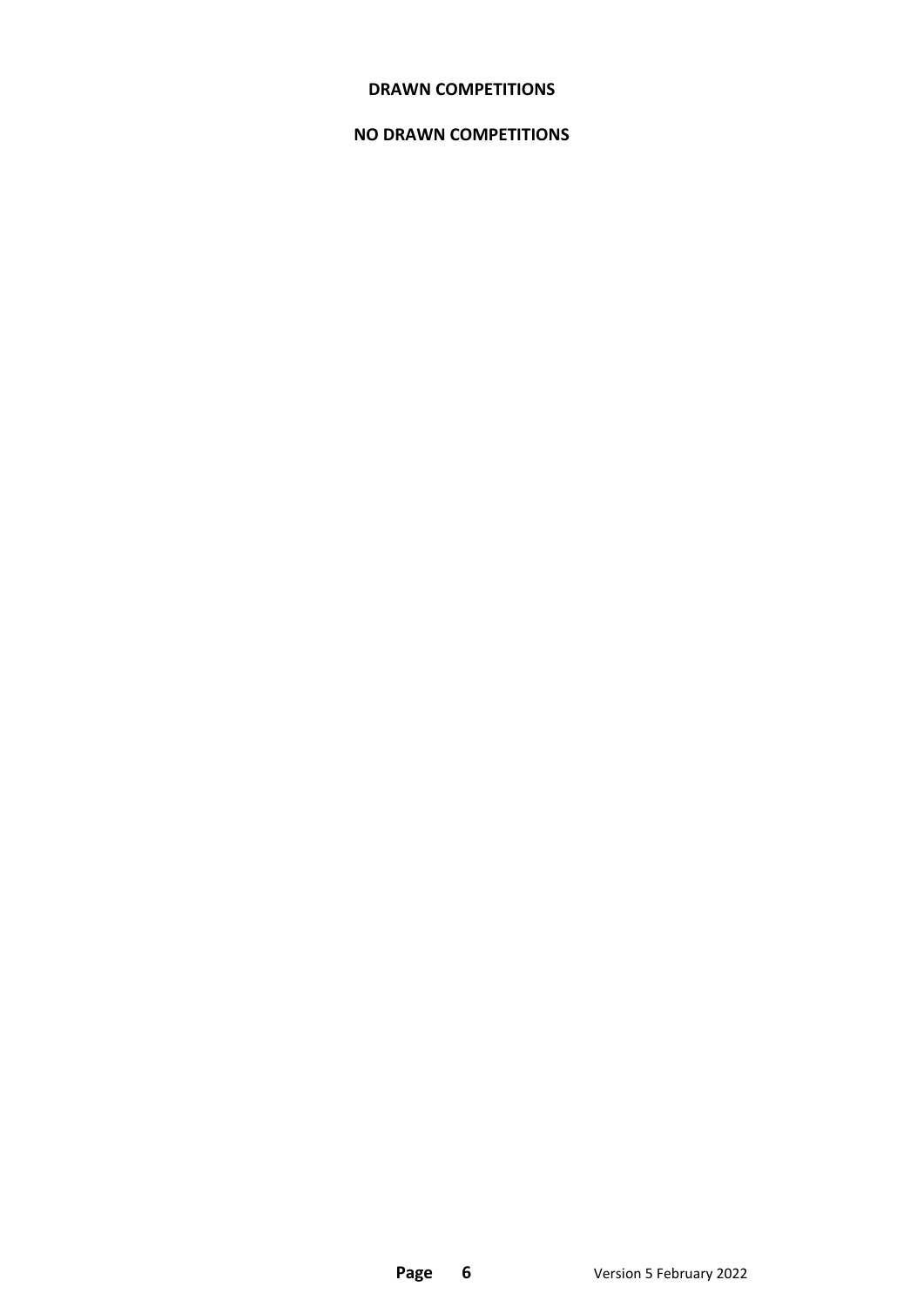## DRAWN COMPETITIONS

**NO DRAWN COMPETITIONS**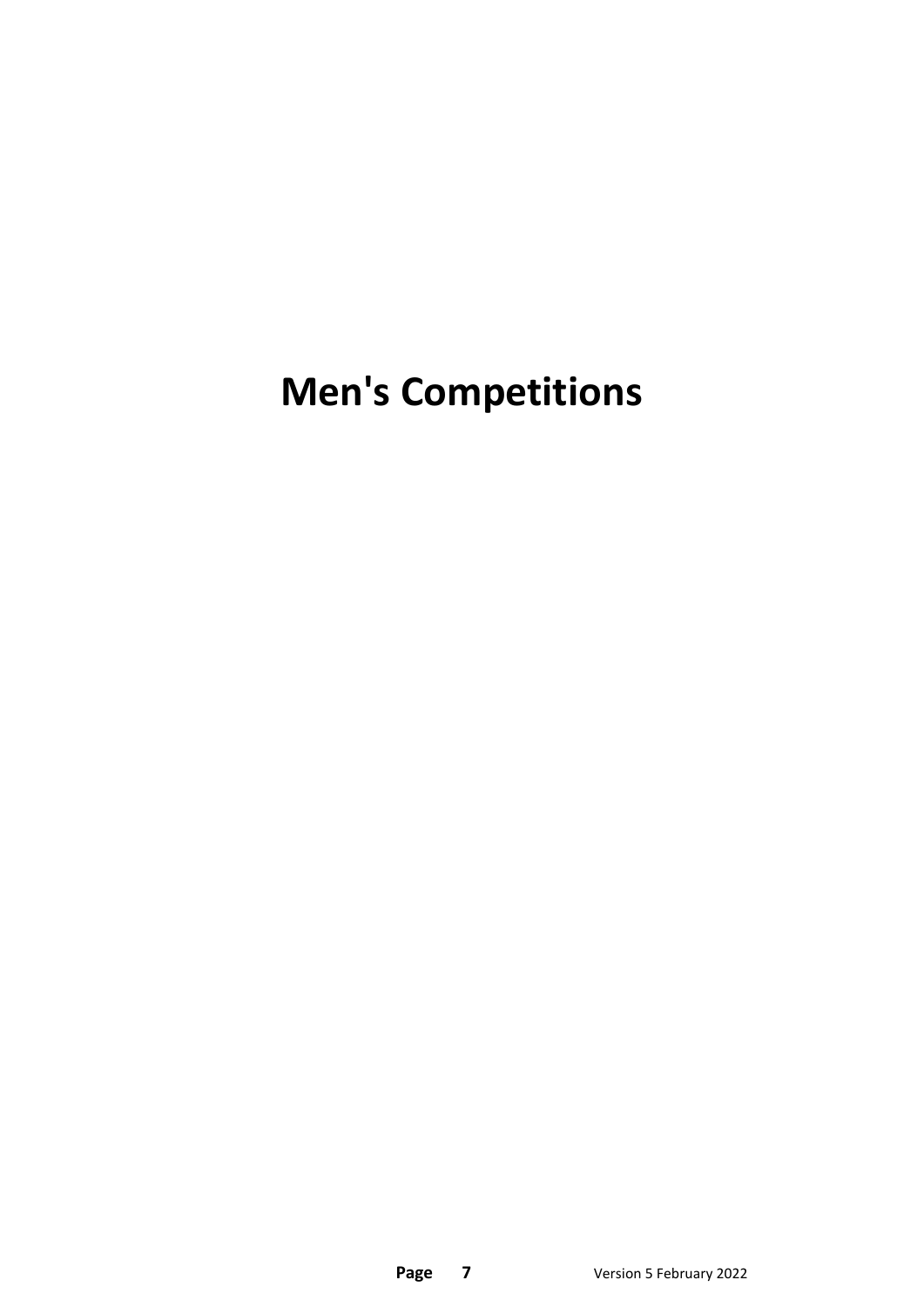# Men's Competitions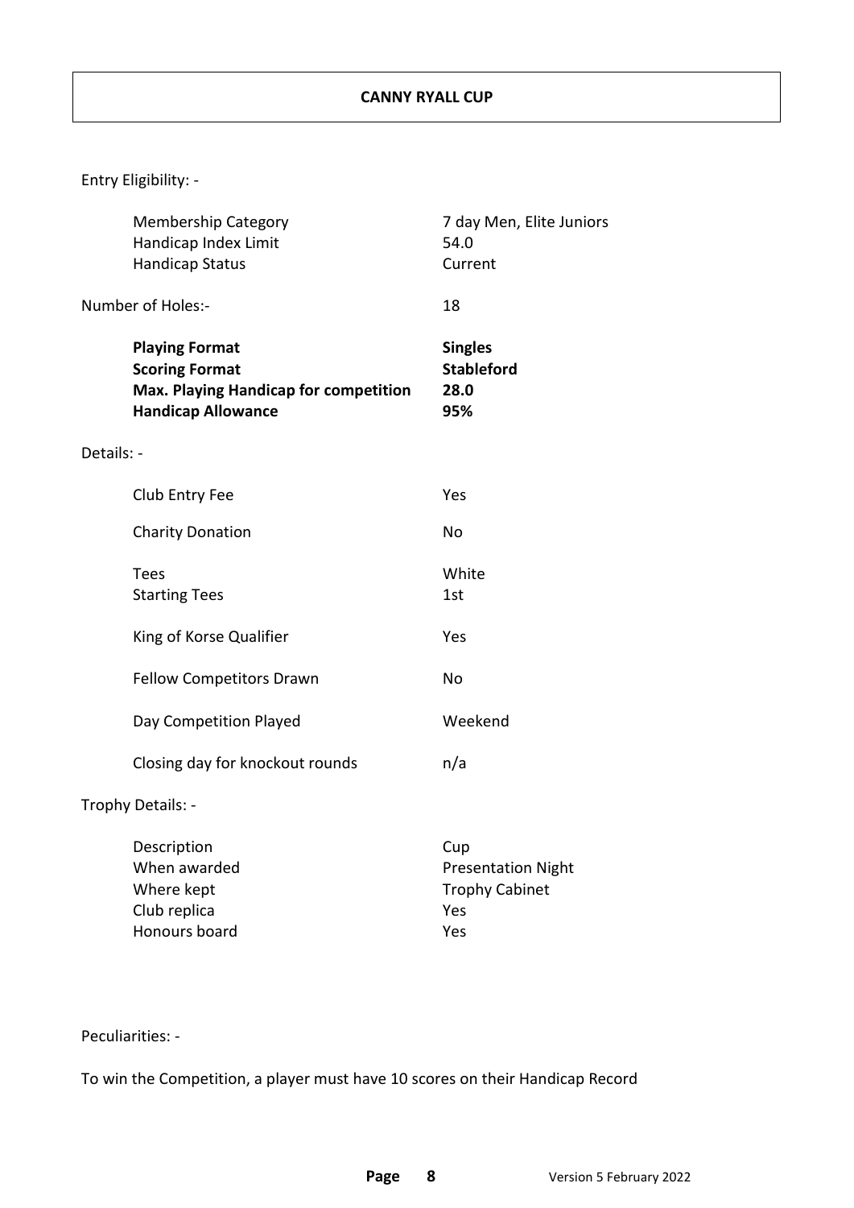# CANNY RYALL CUP

Entry Eligibility: -

| | |
|---|---|
| Membership Category | 7 day Men, Elite Juniors |
| Handicap Index Limit | 54.0 |
| Handicap Status | Current |

Number of Holes:- 18

| | |
|---|---|
| **Playing Format** | **Singles** |
| **Scoring Format** | **Stableford** |
| **Max. Playing Handicap for competition** | **28.0** |
| **Handicap Allowance** | **95%** |

Details: -

| | |
|---|---|
| Club Entry Fee | Yes |
| Charity Donation | No |
| Tees | White |
| Starting Tees | 1st |
| King of Korse Qualifier | Yes |
| Fellow Competitors Drawn | No |
| Day Competition Played | Weekend |
| Closing day for knockout rounds | n/a |

Trophy Details: -

| | |
|---|---|
| Description | Cup |
| When awarded | Presentation Night |
| Where kept | Trophy Cabinet |
| Club replica | Yes |
| Honours board | Yes |

Peculiarities: -

To win the Competition, a player must have 10 scores on their Handicap Record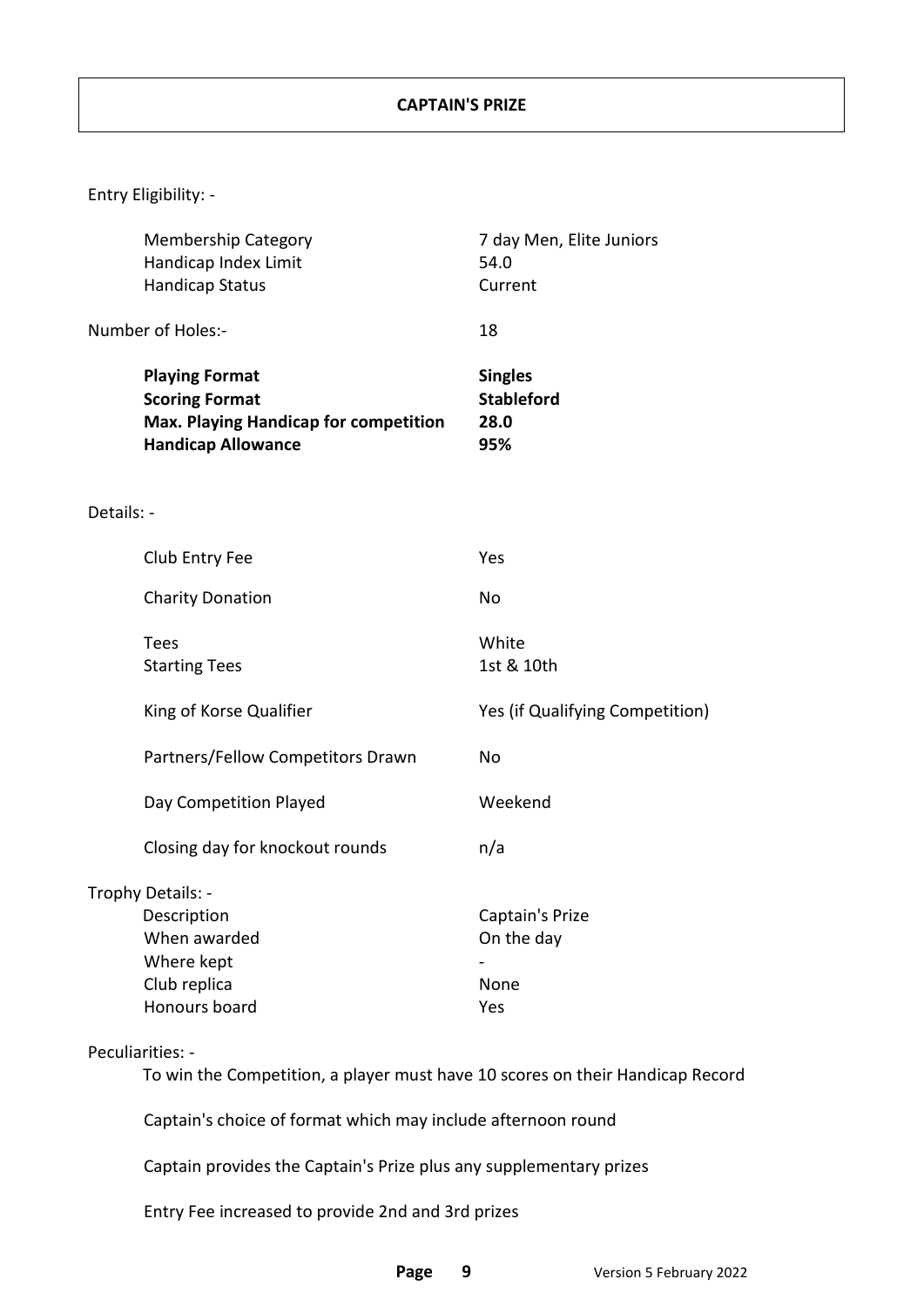# CAPTAIN'S PRIZE

Entry Eligibility: -

| | |
|---|---|
| Membership Category | 7 day Men, Elite Juniors |
| Handicap Index Limit | 54.0 |
| Handicap Status | Current |

Number of Holes:- 18

| | |
|---|---|
| **Playing Format** | **Singles** |
| **Scoring Format** | **Stableford** |
| **Max. Playing Handicap for competition** | **28.0** |
| **Handicap Allowance** | **95%** |

Details: -

| | |
|---|---|
| Club Entry Fee | Yes |
| Charity Donation | No |
| Tees | White |
| Starting Tees | 1st & 10th |
| King of Korse Qualifier | Yes (if Qualifying Competition) |
| Partners/Fellow Competitors Drawn | No |
| Day Competition Played | Weekend |
| Closing day for knockout rounds | n/a |

Trophy Details: -

| | |
|---|---|
| Description | Captain's Prize |
| When awarded | On the day |
| Where kept | - |
| Club replica | None |
| Honours board | Yes |

Peculiarities: -

To win the Competition, a player must have 10 scores on their Handicap Record

Captain's choice of format which may include afternoon round

Captain provides the Captain's Prize plus any supplementary prizes

Entry Fee increased to provide 2nd and 3rd prizes

Version 5 February 2022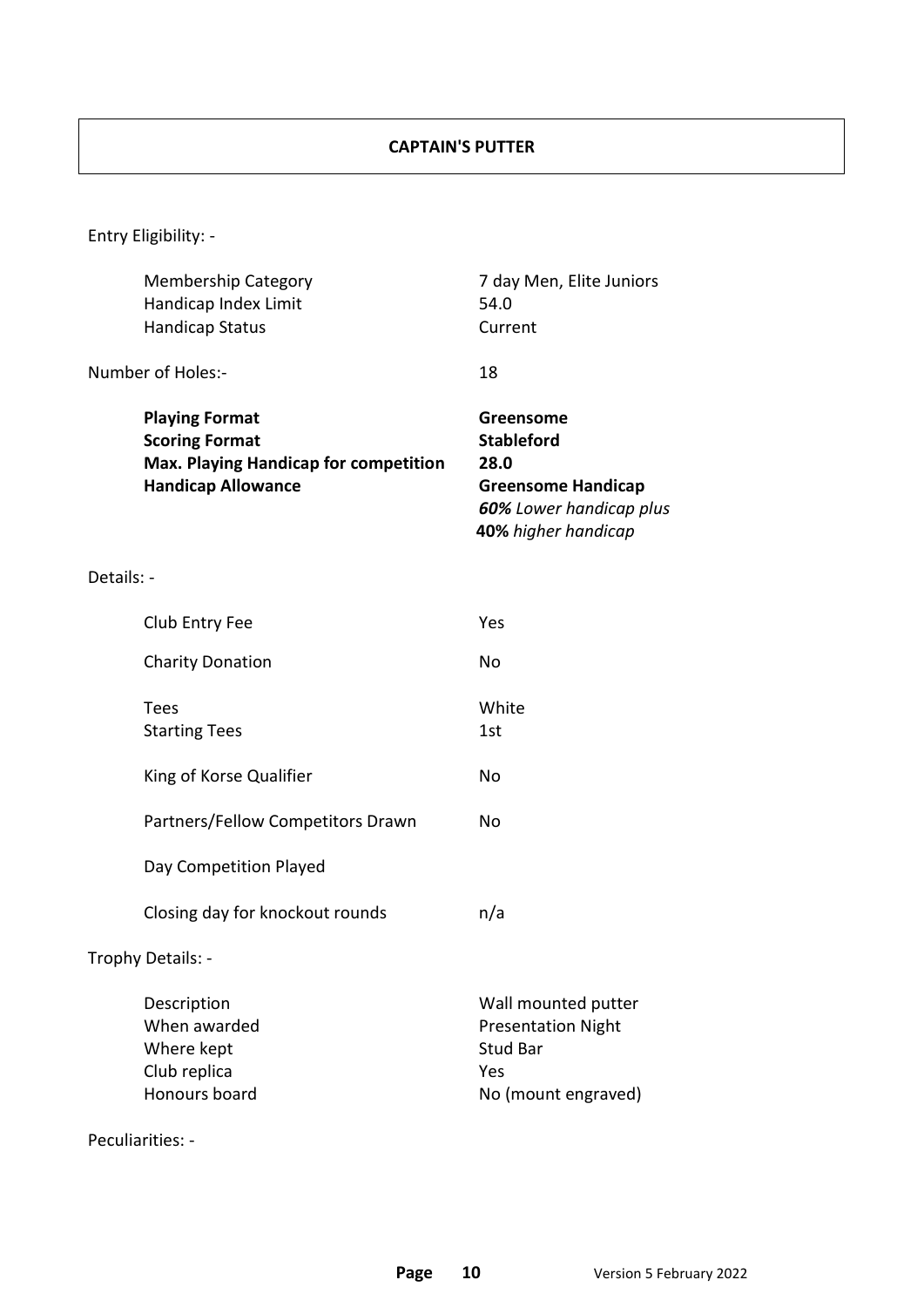# CAPTAIN'S PUTTER

Entry Eligibility: -

| | |
|---|---|
| Membership Category | 7 day Men, Elite Juniors |
| Handicap Index Limit | 54.0 |
| Handicap Status | Current |

Number of Holes:- 18

| | |
|---|---|
| **Playing Format** | **Greensome** |
| **Scoring Format** | **Stableford** |
| **Max. Playing Handicap for competition** | **28.0** |
| **Handicap Allowance** | **Greensome Handicap**<br>***60%*** *Lower handicap plus*<br>**40%** *higher handicap* |

Details: -

| | |
|---|---|
| Club Entry Fee | Yes |
| Charity Donation | No |
| Tees | White |
| Starting Tees | 1st |
| King of Korse Qualifier | No |
| Partners/Fellow Competitors Drawn | No |
| Day Competition Played | |
| Closing day for knockout rounds | n/a |

Trophy Details: -

| | |
|---|---|
| Description | Wall mounted putter |
| When awarded | Presentation Night |
| Where kept | Stud Bar |
| Club replica | Yes |
| Honours board | No (mount engraved) |

Peculiarities: -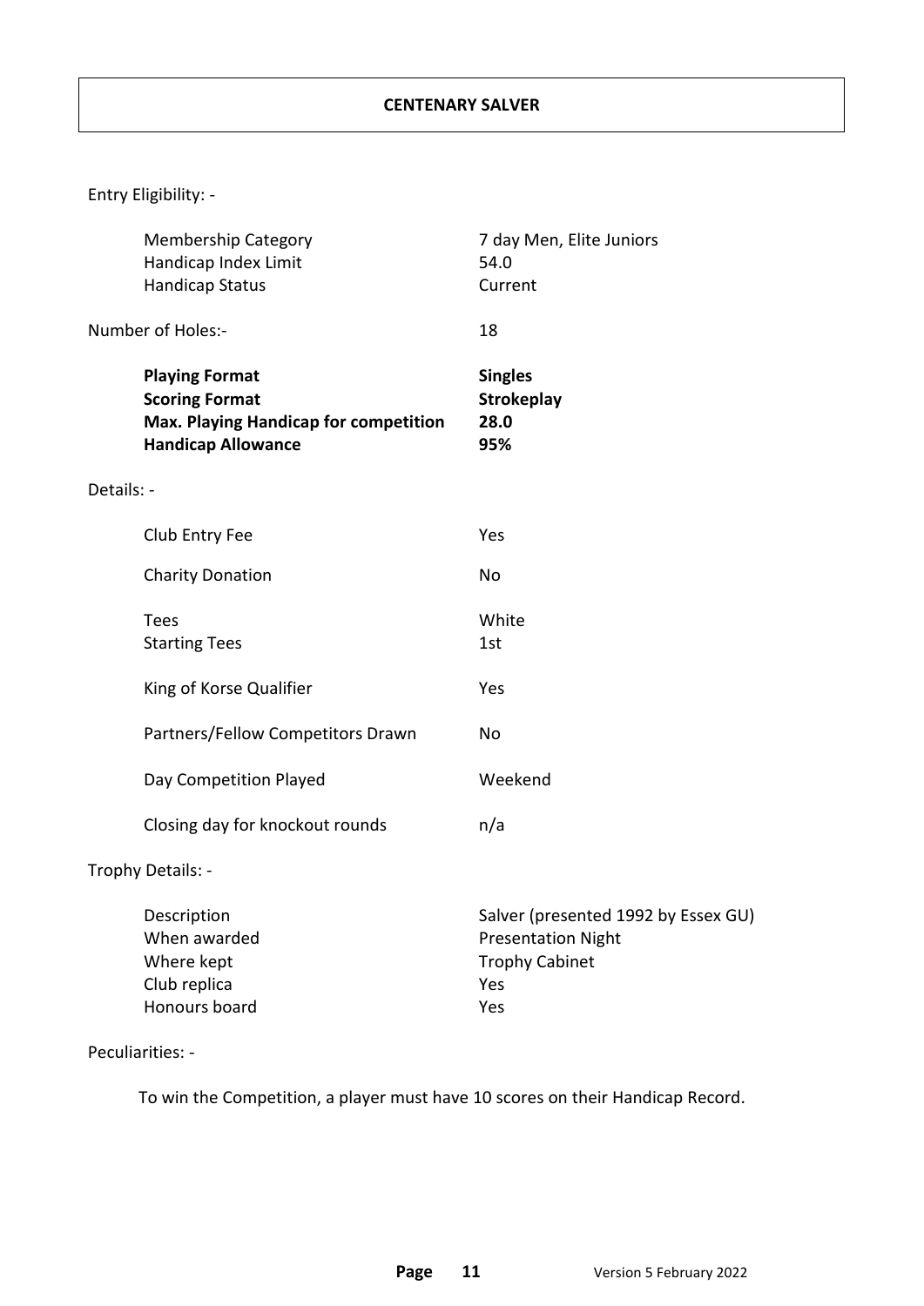# CENTENARY SALVER

Entry Eligibility: -

| | |
|---|---|
| Membership Category | 7 day Men, Elite Juniors |
| Handicap Index Limit | 54.0 |
| Handicap Status | Current |

Number of Holes:- 18

| | |
|---|---|
| **Playing Format** | **Singles** |
| **Scoring Format** | **Strokeplay** |
| **Max. Playing Handicap for competition** | **28.0** |
| **Handicap Allowance** | **95%** |

Details: -

| | |
|---|---|
| Club Entry Fee | Yes |
| Charity Donation | No |
| Tees | White |
| Starting Tees | 1st |
| King of Korse Qualifier | Yes |
| Partners/Fellow Competitors Drawn | No |
| Day Competition Played | Weekend |
| Closing day for knockout rounds | n/a |

Trophy Details: -

| | |
|---|---|
| Description | Salver (presented 1992 by Essex GU) |
| When awarded | Presentation Night |
| Where kept | Trophy Cabinet |
| Club replica | Yes |
| Honours board | Yes |

Peculiarities: -

To win the Competition, a player must have 10 scores on their Handicap Record.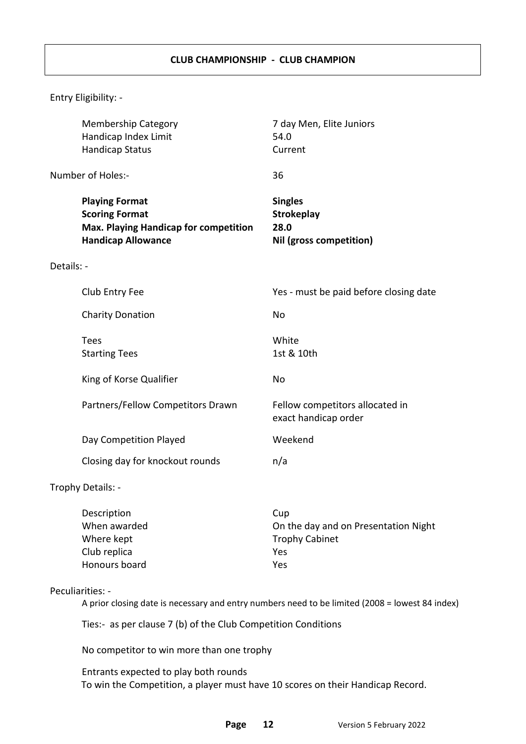## CLUB CHAMPIONSHIP - CLUB CHAMPION

Entry Eligibility: -

| | |
|---|---|
| Membership Category | 7 day Men, Elite Juniors |
| Handicap Index Limit | 54.0 |
| Handicap Status | Current |

Number of Holes:- 36

| | |
|---|---|
| **Playing Format** | **Singles** |
| **Scoring Format** | **Strokeplay** |
| **Max. Playing Handicap for competition** | **28.0** |
| **Handicap Allowance** | **Nil (gross competition)** |

Details: -

| | |
|---|---|
| Club Entry Fee | Yes - must be paid before closing date |
| Charity Donation | No |
| Tees | White |
| Starting Tees | 1st & 10th |
| King of Korse Qualifier | No |
| Partners/Fellow Competitors Drawn | Fellow competitors allocated in exact handicap order |
| Day Competition Played | Weekend |
| Closing day for knockout rounds | n/a |

Trophy Details: -

| | |
|---|---|
| Description | Cup |
| When awarded | On the day and on Presentation Night |
| Where kept | Trophy Cabinet |
| Club replica | Yes |
| Honours board | Yes |

Peculiarities: -

A prior closing date is necessary and entry numbers need to be limited (2008 = lowest 84 index)

Ties:- as per clause 7 (b) of the Club Competition Conditions

No competitor to win more than one trophy

Entrants expected to play both rounds
To win the Competition, a player must have 10 scores on their Handicap Record.

Version 5 February 2022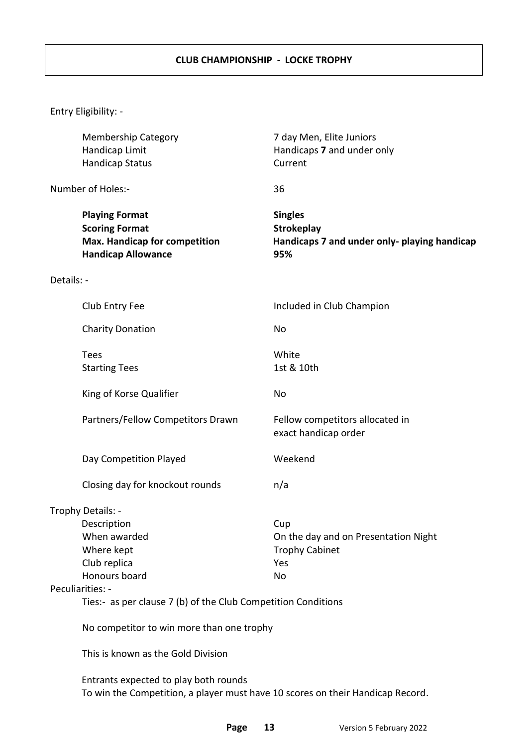# CLUB CHAMPIONSHIP - LOCKE TROPHY

Entry Eligibility: -

| | |
|---|---|
| Membership Category | 7 day Men, Elite Juniors |
| Handicap Limit | Handicaps **7** and under only |
| Handicap Status | Current |

Number of Holes:- 36

| | |
|---|---|
| **Playing Format** | **Singles** |
| **Scoring Format** | **Strokeplay** |
| **Max. Handicap for competition** | **Handicaps 7 and under only- playing handicap** |
| **Handicap Allowance** | **95%** |

Details: -

| | |
|---|---|
| Club Entry Fee | Included in Club Champion |
| Charity Donation | No |
| Tees | White |
| Starting Tees | 1st & 10th |
| King of Korse Qualifier | No |
| Partners/Fellow Competitors Drawn | Fellow competitors allocated in exact handicap order |
| Day Competition Played | Weekend |
| Closing day for knockout rounds | n/a |

Trophy Details: -

| | |
|---|---|
| Description | Cup |
| When awarded | On the day and on Presentation Night |
| Where kept | Trophy Cabinet |
| Club replica | Yes |
| Honours board | No |

Peculiarities: -

Ties:- as per clause 7 (b) of the Club Competition Conditions

No competitor to win more than one trophy

This is known as the Gold Division

Entrants expected to play both rounds
To win the Competition, a player must have 10 scores on their Handicap Record.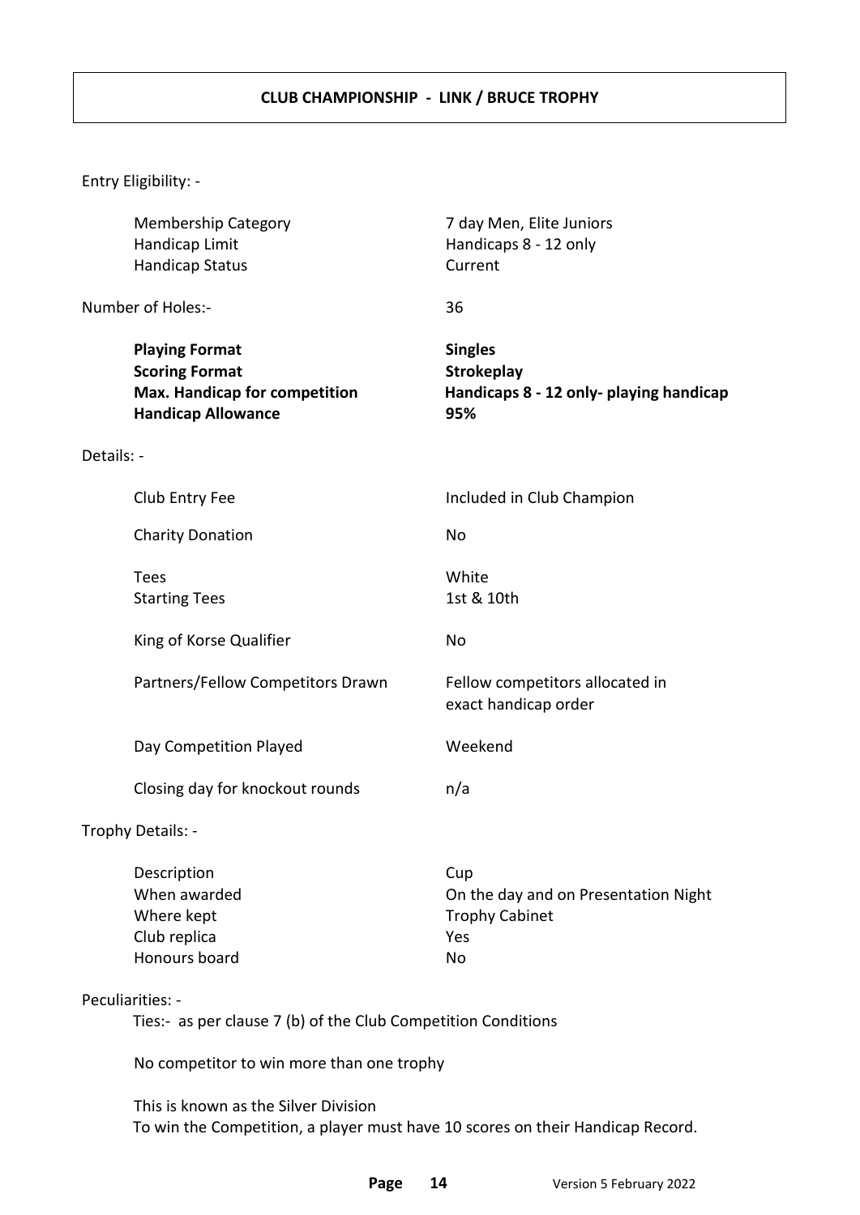# CLUB CHAMPIONSHIP - LINK / BRUCE TROPHY

Entry Eligibility: -

| | |
|---|---|
| Membership Category | 7 day Men, Elite Juniors |
| Handicap Limit | Handicaps 8 - 12 only |
| Handicap Status | Current |

Number of Holes:- 36

| | |
|---|---|
| **Playing Format** | **Singles** |
| **Scoring Format** | **Strokeplay** |
| **Max. Handicap for competition** | **Handicaps 8 - 12 only- playing handicap** |
| **Handicap Allowance** | **95%** |

Details: -

| | |
|---|---|
| Club Entry Fee | Included in Club Champion |
| Charity Donation | No |
| Tees | White |
| Starting Tees | 1st & 10th |
| King of Korse Qualifier | No |
| Partners/Fellow Competitors Drawn | Fellow competitors allocated in exact handicap order |
| Day Competition Played | Weekend |
| Closing day for knockout rounds | n/a |

Trophy Details: -

| | |
|---|---|
| Description | Cup |
| When awarded | On the day and on Presentation Night |
| Where kept | Trophy Cabinet |
| Club replica | Yes |
| Honours board | No |

Peculiarities: -

Ties:- as per clause 7 (b) of the Club Competition Conditions

No competitor to win more than one trophy

This is known as the Silver Division
To win the Competition, a player must have 10 scores on their Handicap Record.

Version 5 February 2022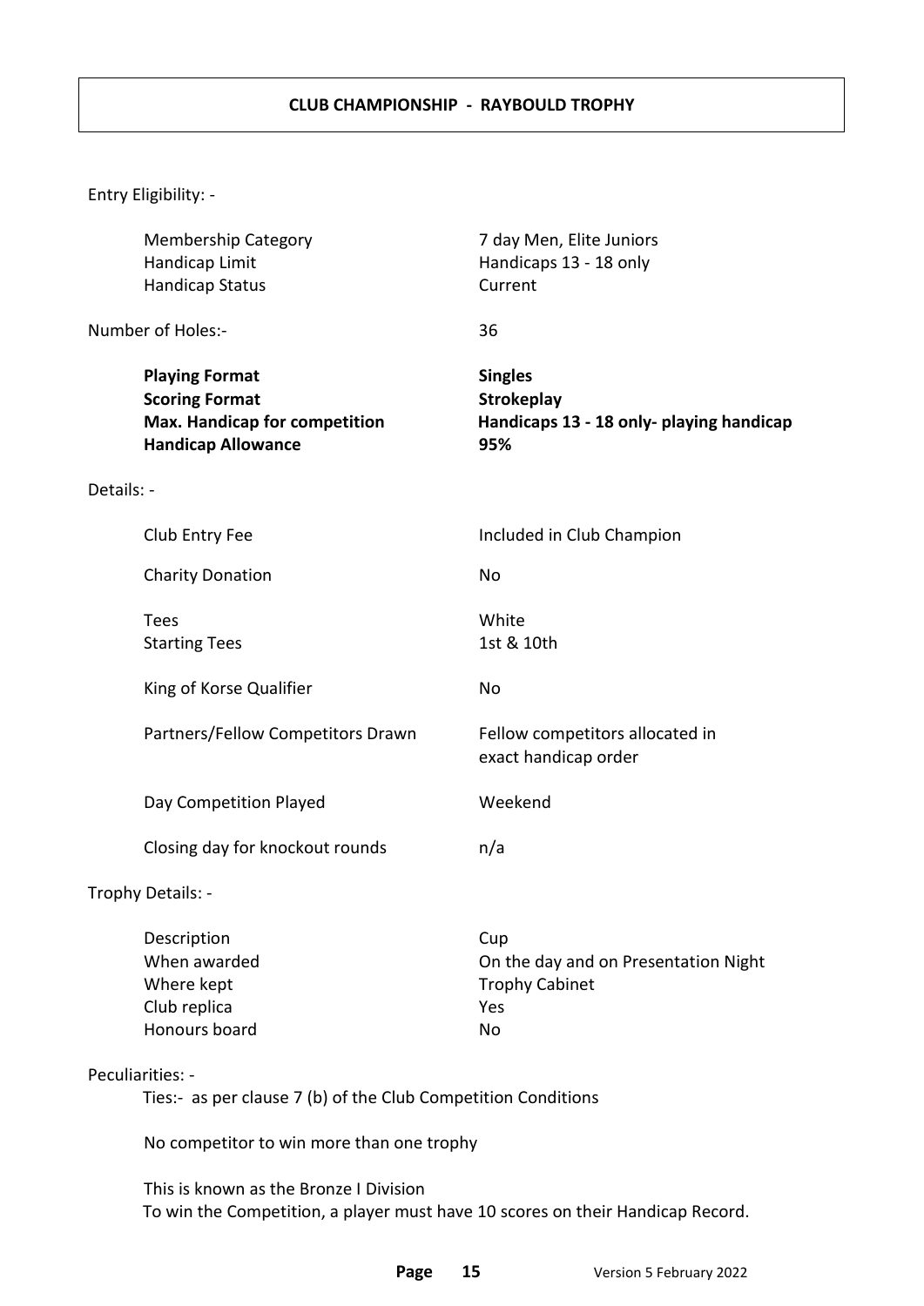## CLUB CHAMPIONSHIP - RAYBOULD TROPHY

Entry Eligibility: -

| | |
|---|---|
| Membership Category | 7 day Men, Elite Juniors |
| Handicap Limit | Handicaps 13 - 18 only |
| Handicap Status | Current |

Number of Holes:- 36

| | |
|---|---|
| **Playing Format** | **Singles** |
| **Scoring Format** | **Strokeplay** |
| **Max. Handicap for competition** | **Handicaps 13 - 18 only- playing handicap** |
| **Handicap Allowance** | **95%** |

Details: -

| | |
|---|---|
| Club Entry Fee | Included in Club Champion |
| Charity Donation | No |
| Tees | White |
| Starting Tees | 1st & 10th |
| King of Korse Qualifier | No |
| Partners/Fellow Competitors Drawn | Fellow competitors allocated in exact handicap order |
| Day Competition Played | Weekend |
| Closing day for knockout rounds | n/a |

Trophy Details: -

| | |
|---|---|
| Description | Cup |
| When awarded | On the day and on Presentation Night |
| Where kept | Trophy Cabinet |
| Club replica | Yes |
| Honours board | No |

Peculiarities: -

Ties:- as per clause 7 (b) of the Club Competition Conditions

No competitor to win more than one trophy

This is known as the Bronze I Division
To win the Competition, a player must have 10 scores on their Handicap Record.

Version 5 February 2022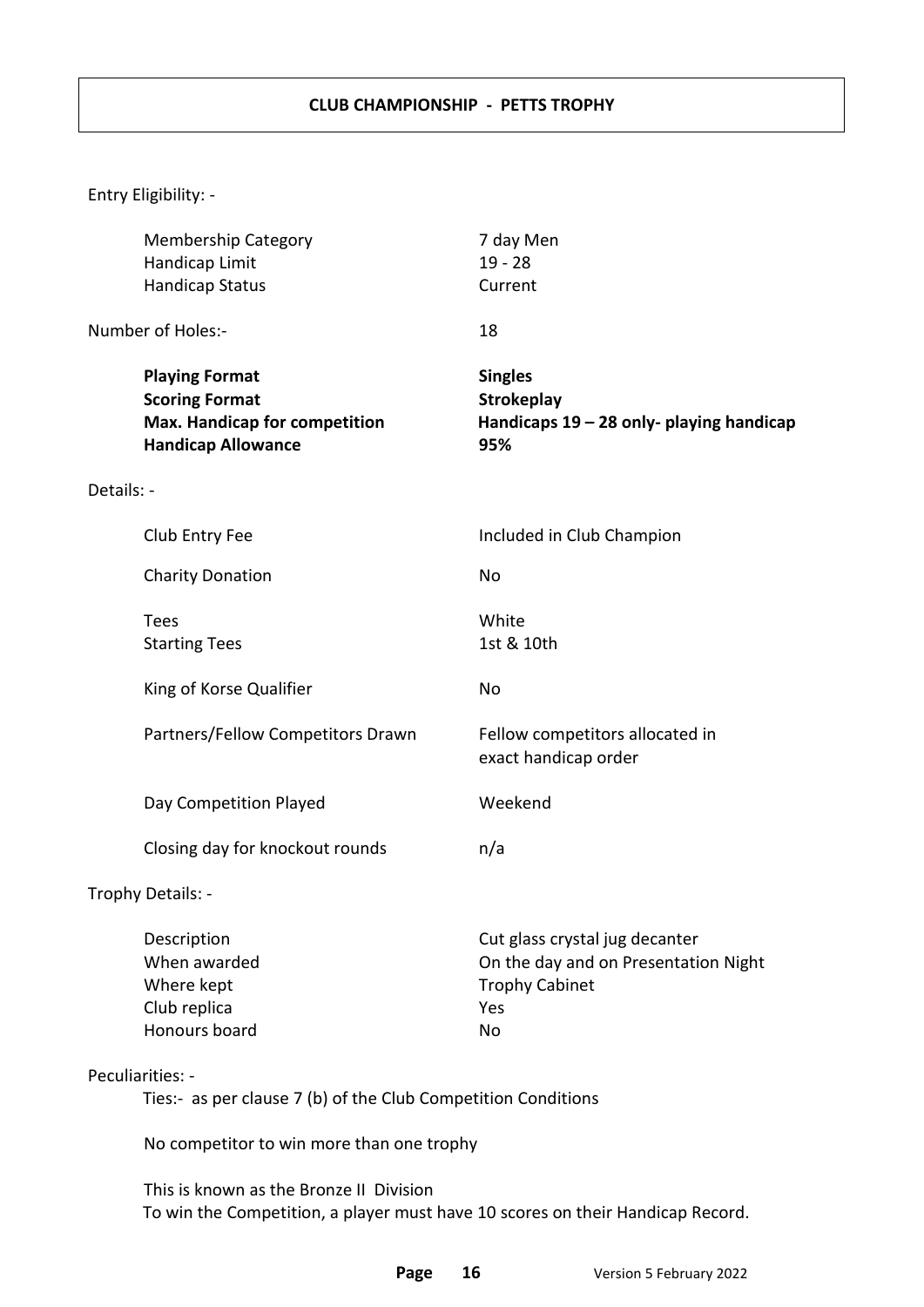# CLUB CHAMPIONSHIP - PETTS TROPHY

Entry Eligibility: -

| | |
|---|---|
| Membership Category | 7 day Men |
| Handicap Limit | 19 - 28 |
| Handicap Status | Current |

Number of Holes:- 18

| | |
|---|---|
| **Playing Format** | **Singles** |
| **Scoring Format** | **Strokeplay** |
| **Max. Handicap for competition** | **Handicaps 19 – 28 only- playing handicap** |
| **Handicap Allowance** | **95%** |

Details: -

| | |
|---|---|
| Club Entry Fee | Included in Club Champion |
| Charity Donation | No |
| Tees | White |
| Starting Tees | 1st & 10th |
| King of Korse Qualifier | No |
| Partners/Fellow Competitors Drawn | Fellow competitors allocated in exact handicap order |
| Day Competition Played | Weekend |
| Closing day for knockout rounds | n/a |

Trophy Details: -

| | |
|---|---|
| Description | Cut glass crystal jug decanter |
| When awarded | On the day and on Presentation Night |
| Where kept | Trophy Cabinet |
| Club replica | Yes |
| Honours board | No |

Peculiarities: -

Ties:- as per clause 7 (b) of the Club Competition Conditions

No competitor to win more than one trophy

This is known as the Bronze II Division

To win the Competition, a player must have 10 scores on their Handicap Record.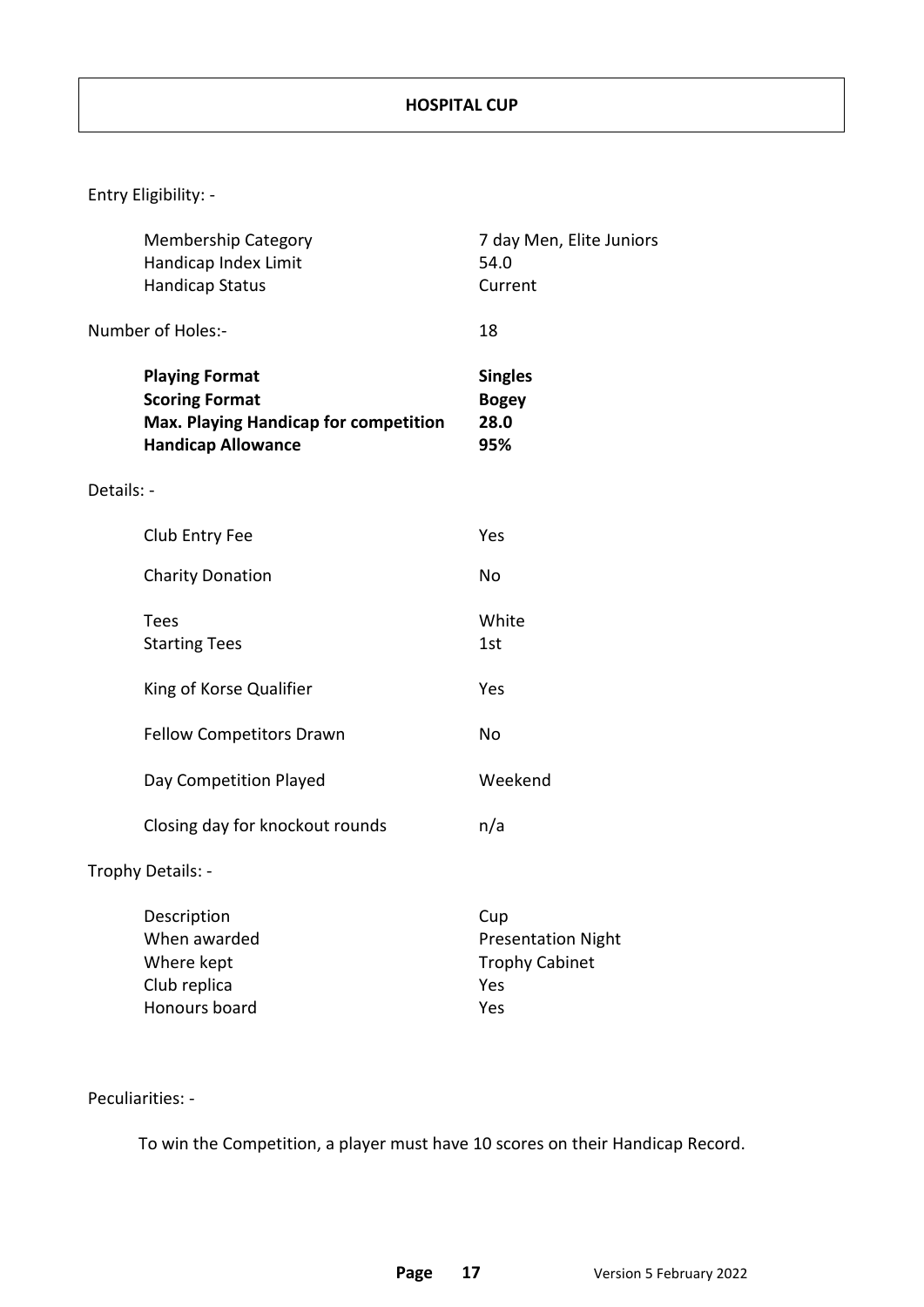# HOSPITAL CUP

Entry Eligibility: -

| | |
|---|---|
| Membership Category | 7 day Men, Elite Juniors |
| Handicap Index Limit | 54.0 |
| Handicap Status | Current |

Number of Holes:- 18

| | |
|---|---|
| **Playing Format** | **Singles** |
| **Scoring Format** | **Bogey** |
| **Max. Playing Handicap for competition** | **28.0** |
| **Handicap Allowance** | **95%** |

Details: -

| | |
|---|---|
| Club Entry Fee | Yes |
| Charity Donation | No |
| Tees | White |
| Starting Tees | 1st |
| King of Korse Qualifier | Yes |
| Fellow Competitors Drawn | No |
| Day Competition Played | Weekend |
| Closing day for knockout rounds | n/a |

Trophy Details: -

| | |
|---|---|
| Description | Cup |
| When awarded | Presentation Night |
| Where kept | Trophy Cabinet |
| Club replica | Yes |
| Honours board | Yes |

Peculiarities: -

To win the Competition, a player must have 10 scores on their Handicap Record.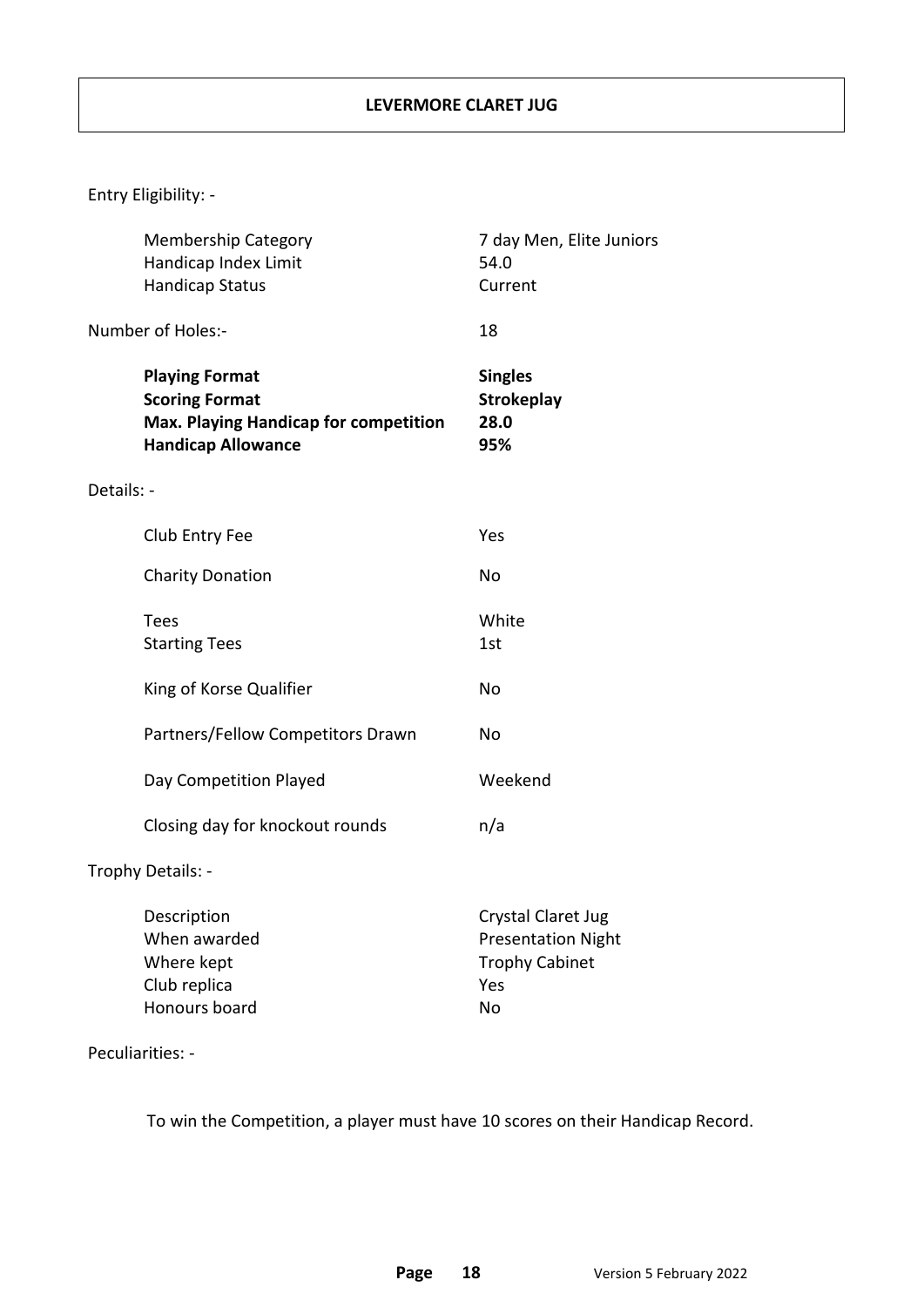# LEVERMORE CLARET JUG

Entry Eligibility: -

| | |
|---|---|
| Membership Category | 7 day Men, Elite Juniors |
| Handicap Index Limit | 54.0 |
| Handicap Status | Current |

Number of Holes:- 18

| | |
|---|---|
| **Playing Format** | **Singles** |
| **Scoring Format** | **Strokeplay** |
| **Max. Playing Handicap for competition** | **28.0** |
| **Handicap Allowance** | **95%** |

Details: -

| | |
|---|---|
| Club Entry Fee | Yes |
| Charity Donation | No |
| Tees | White |
| Starting Tees | 1st |
| King of Korse Qualifier | No |
| Partners/Fellow Competitors Drawn | No |
| Day Competition Played | Weekend |
| Closing day for knockout rounds | n/a |

Trophy Details: -

| | |
|---|---|
| Description | Crystal Claret Jug |
| When awarded | Presentation Night |
| Where kept | Trophy Cabinet |
| Club replica | Yes |
| Honours board | No |

Peculiarities: -

To win the Competition, a player must have 10 scores on their Handicap Record.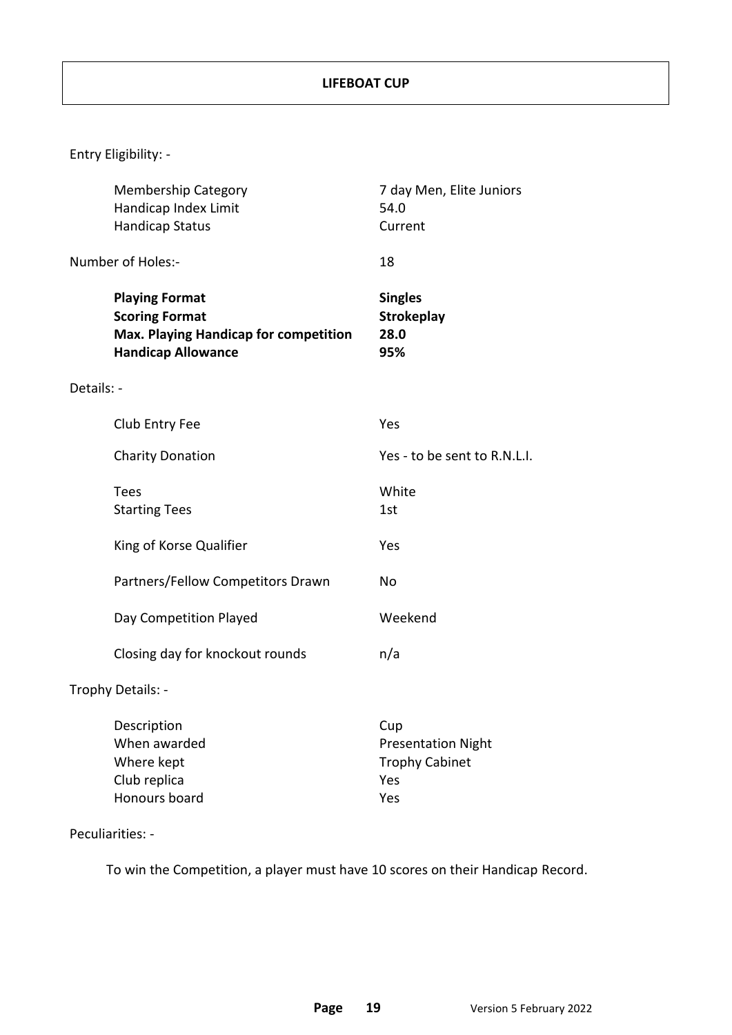## LIFEBOAT CUP

Entry Eligibility: -

| | |
|---|---|
| Membership Category | 7 day Men, Elite Juniors |
| Handicap Index Limit | 54.0 |
| Handicap Status | Current |

Number of Holes:- 18

| | |
|---|---|
| **Playing Format** | **Singles** |
| **Scoring Format** | **Strokeplay** |
| **Max. Playing Handicap for competition** | **28.0** |
| **Handicap Allowance** | **95%** |

Details: -

| | |
|---|---|
| Club Entry Fee | Yes |
| Charity Donation | Yes - to be sent to R.N.L.I. |
| Tees | White |
| Starting Tees | 1st |
| King of Korse Qualifier | Yes |
| Partners/Fellow Competitors Drawn | No |
| Day Competition Played | Weekend |
| Closing day for knockout rounds | n/a |

Trophy Details: -

| | |
|---|---|
| Description | Cup |
| When awarded | Presentation Night |
| Where kept | Trophy Cabinet |
| Club replica | Yes |
| Honours board | Yes |

Peculiarities: -

To win the Competition, a player must have 10 scores on their Handicap Record.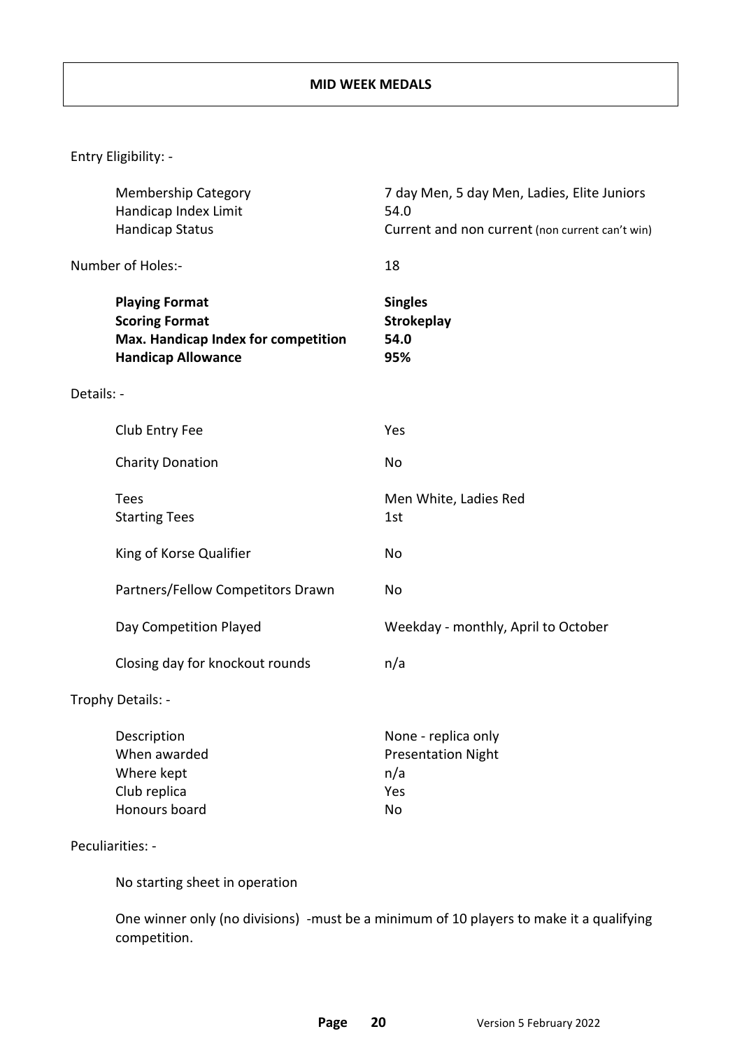# MID WEEK MEDALS

Entry Eligibility: -

| | |
|---|---|
| Membership Category | 7 day Men, 5 day Men, Ladies, Elite Juniors |
| Handicap Index Limit | 54.0 |
| Handicap Status | Current and non current (non current can't win) |

Number of Holes:- 18

| | |
|---|---|
| **Playing Format** | **Singles** |
| **Scoring Format** | **Strokeplay** |
| **Max. Handicap Index for competition** | **54.0** |
| **Handicap Allowance** | **95%** |

Details: -

| | |
|---|---|
| Club Entry Fee | Yes |
| Charity Donation | No |
| Tees | Men White, Ladies Red |
| Starting Tees | 1st |
| King of Korse Qualifier | No |
| Partners/Fellow Competitors Drawn | No |
| Day Competition Played | Weekday - monthly, April to October |
| Closing day for knockout rounds | n/a |

Trophy Details: -

| | |
|---|---|
| Description | None - replica only |
| When awarded | Presentation Night |
| Where kept | n/a |
| Club replica | Yes |
| Honours board | No |

Peculiarities: -

No starting sheet in operation

One winner only (no divisions) -must be a minimum of 10 players to make it a qualifying competition.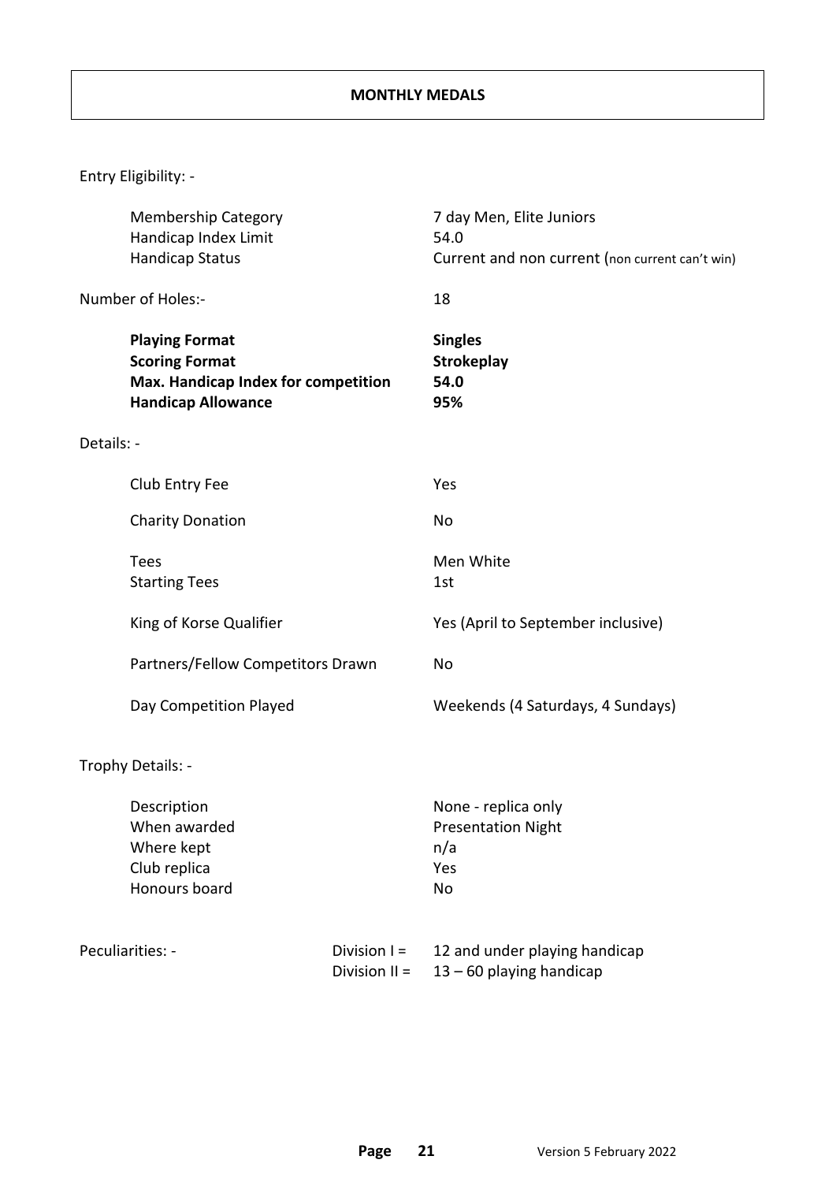# MONTHLY MEDALS

Entry Eligibility: -

| | |
|---|---|
| Membership Category | 7 day Men, Elite Juniors |
| Handicap Index Limit | 54.0 |
| Handicap Status | Current and non current (non current can't win) |

Number of Holes:- 18

| | |
|---|---|
| **Playing Format** | **Singles** |
| **Scoring Format** | **Strokeplay** |
| **Max. Handicap Index for competition** | **54.0** |
| **Handicap Allowance** | **95%** |

Details: -

| | |
|---|---|
| Club Entry Fee | Yes |
| Charity Donation | No |
| Tees | Men White |
| Starting Tees | 1st |
| King of Korse Qualifier | Yes (April to September inclusive) |
| Partners/Fellow Competitors Drawn | No |
| Day Competition Played | Weekends (4 Saturdays, 4 Sundays) |

Trophy Details: -

| | |
|---|---|
| Description | None - replica only |
| When awarded | Presentation Night |
| Where kept | n/a |
| Club replica | Yes |
| Honours board | No |

Peculiarities: -

Division I = 12 and under playing handicap
Division II = 13 – 60 playing handicap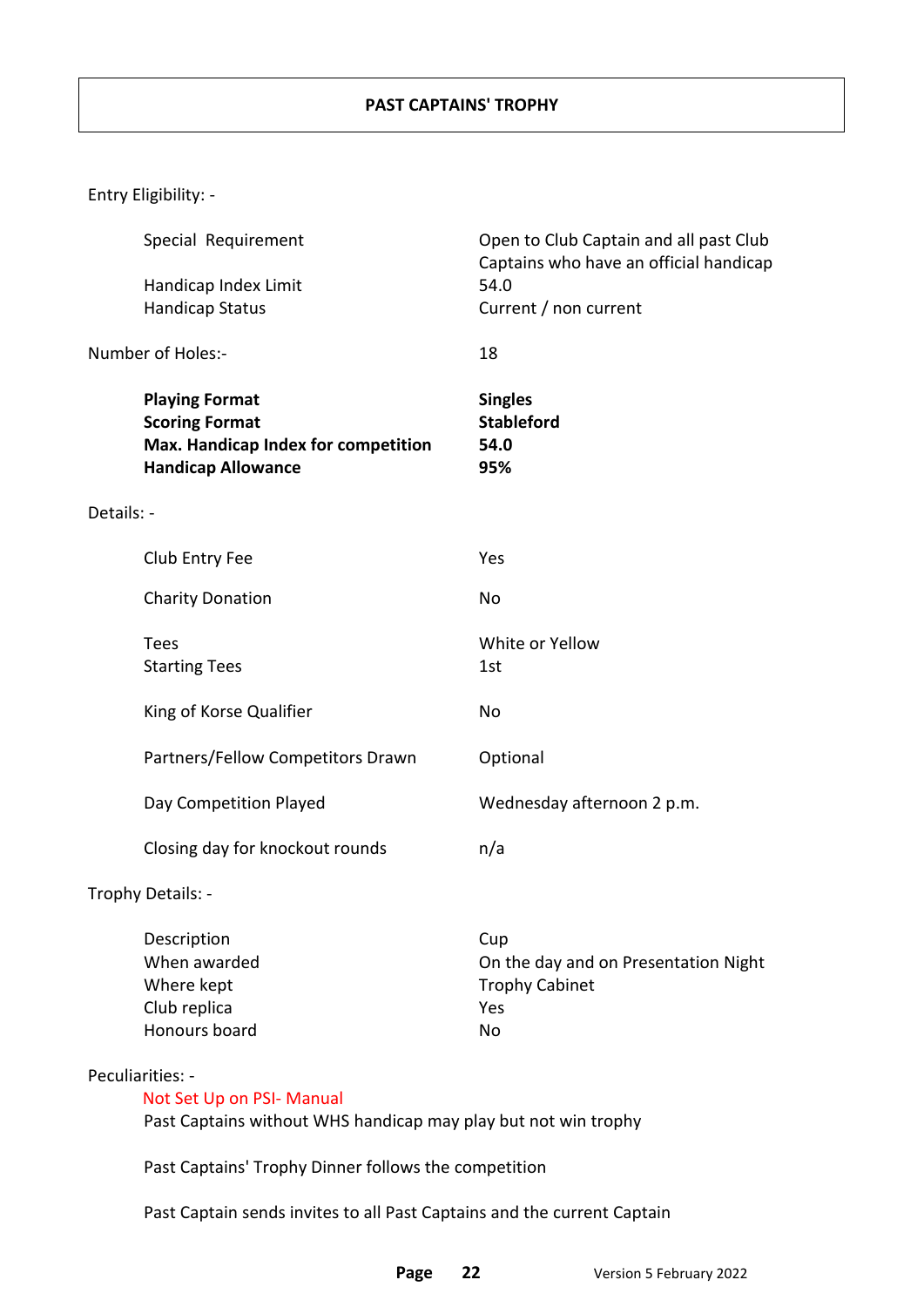## PAST CAPTAINS' TROPHY

Entry Eligibility: -

| | |
|---|---|
| Special Requirement | Open to Club Captain and all past Club Captains who have an official handicap |
| Handicap Index Limit | 54.0 |
| Handicap Status | Current / non current |

Number of Holes:- 18

| | |
|---|---|
| **Playing Format** | **Singles** |
| **Scoring Format** | **Stableford** |
| **Max. Handicap Index for competition** | **54.0** |
| **Handicap Allowance** | **95%** |

Details: -

| | |
|---|---|
| Club Entry Fee | Yes |
| Charity Donation | No |
| Tees | White or Yellow |
| Starting Tees | 1st |
| King of Korse Qualifier | No |
| Partners/Fellow Competitors Drawn | Optional |
| Day Competition Played | Wednesday afternoon 2 p.m. |
| Closing day for knockout rounds | n/a |

Trophy Details: -

| | |
|---|---|
| Description | Cup |
| When awarded | On the day and on Presentation Night |
| Where kept | Trophy Cabinet |
| Club replica | Yes |
| Honours board | No |

Peculiarities: -

Not Set Up on PSI- Manual

Past Captains without WHS handicap may play but not win trophy

Past Captains' Trophy Dinner follows the competition

Past Captain sends invites to all Past Captains and the current Captain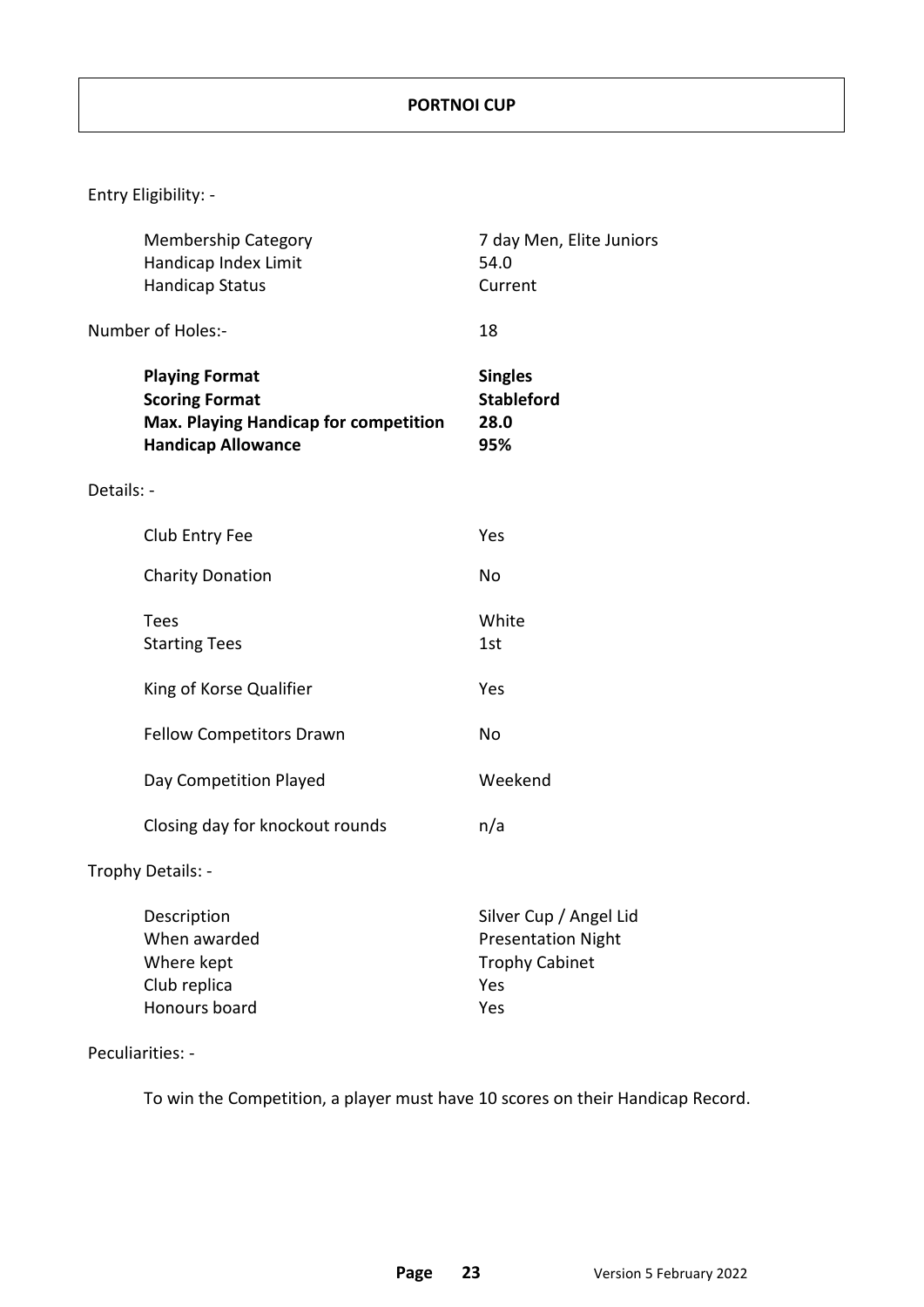# PORTNOI CUP

Entry Eligibility: -

| | |
|---|---|
| Membership Category | 7 day Men, Elite Juniors |
| Handicap Index Limit | 54.0 |
| Handicap Status | Current |

Number of Holes:- 18

| | |
|---|---|
| **Playing Format** | **Singles** |
| **Scoring Format** | **Stableford** |
| **Max. Playing Handicap for competition** | **28.0** |
| **Handicap Allowance** | **95%** |

Details: -

| | |
|---|---|
| Club Entry Fee | Yes |
| Charity Donation | No |
| Tees | White |
| Starting Tees | 1st |
| King of Korse Qualifier | Yes |
| Fellow Competitors Drawn | No |
| Day Competition Played | Weekend |
| Closing day for knockout rounds | n/a |

Trophy Details: -

| | |
|---|---|
| Description | Silver Cup / Angel Lid |
| When awarded | Presentation Night |
| Where kept | Trophy Cabinet |
| Club replica | Yes |
| Honours board | Yes |

Peculiarities: -

To win the Competition, a player must have 10 scores on their Handicap Record.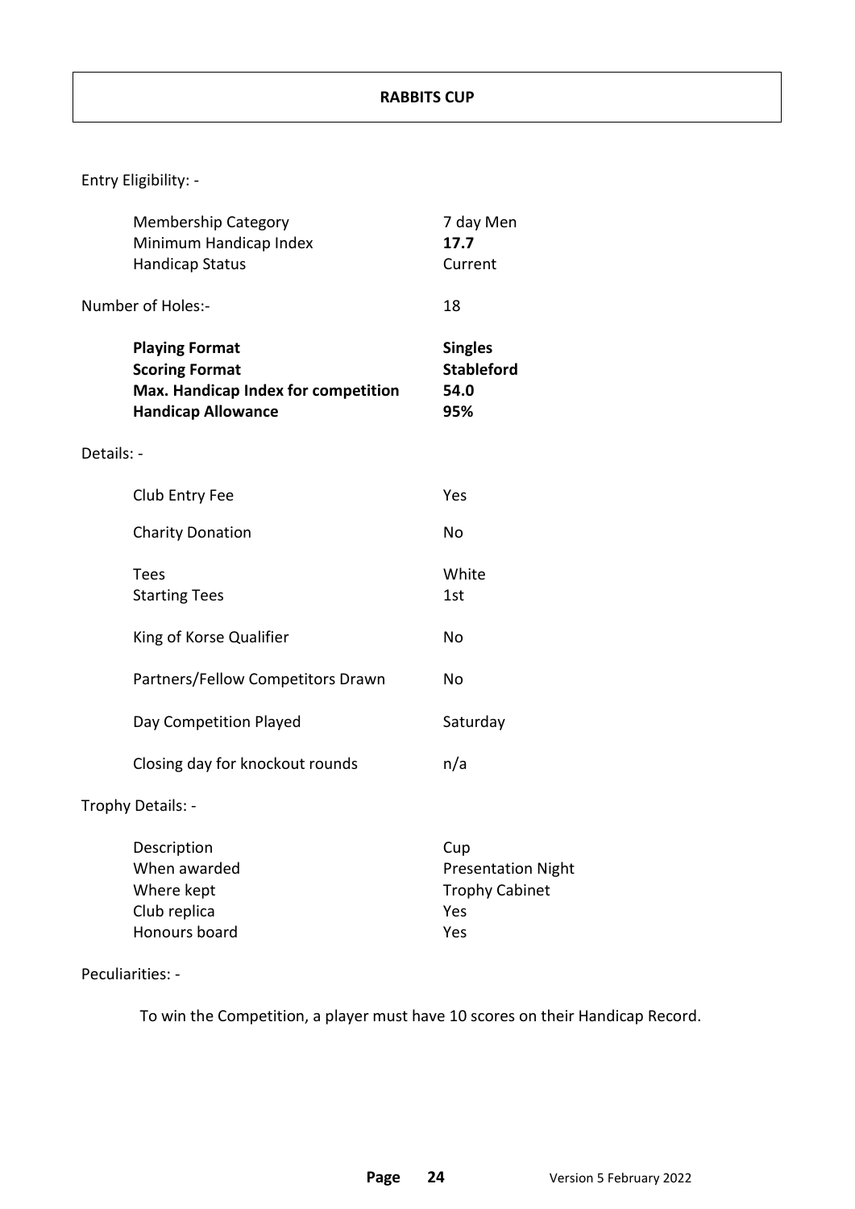# RABBITS CUP

Entry Eligibility: -

| | |
|---|---|
| Membership Category | 7 day Men |
| Minimum Handicap Index | **17.7** |
| Handicap Status | Current |

Number of Holes:- 18

| | |
|---|---|
| **Playing Format** | **Singles** |
| **Scoring Format** | **Stableford** |
| **Max. Handicap Index for competition** | **54.0** |
| **Handicap Allowance** | **95%** |

Details: -

| | |
|---|---|
| Club Entry Fee | Yes |
| Charity Donation | No |
| Tees | White |
| Starting Tees | 1st |
| King of Korse Qualifier | No |
| Partners/Fellow Competitors Drawn | No |
| Day Competition Played | Saturday |
| Closing day for knockout rounds | n/a |

Trophy Details: -

| | |
|---|---|
| Description | Cup |
| When awarded | Presentation Night |
| Where kept | Trophy Cabinet |
| Club replica | Yes |
| Honours board | Yes |

Peculiarities: -

To win the Competition, a player must have 10 scores on their Handicap Record.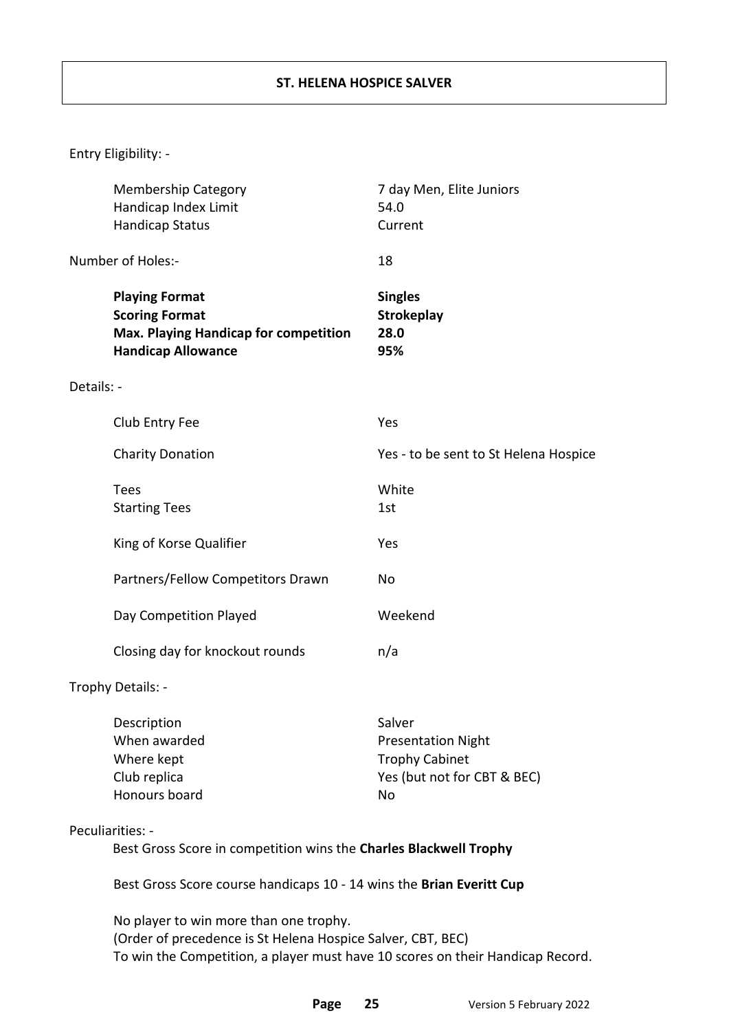# ST. HELENA HOSPICE SALVER

Entry Eligibility: -

| | |
|---|---|
| Membership Category | 7 day Men, Elite Juniors |
| Handicap Index Limit | 54.0 |
| Handicap Status | Current |

Number of Holes:- 18

| | |
|---|---|
| **Playing Format** | **Singles** |
| **Scoring Format** | **Strokeplay** |
| **Max. Playing Handicap for competition** | **28.0** |
| **Handicap Allowance** | **95%** |

Details: -

| | |
|---|---|
| Club Entry Fee | Yes |
| Charity Donation | Yes - to be sent to St Helena Hospice |
| Tees | White |
| Starting Tees | 1st |
| King of Korse Qualifier | Yes |
| Partners/Fellow Competitors Drawn | No |
| Day Competition Played | Weekend |
| Closing day for knockout rounds | n/a |

Trophy Details: -

| | |
|---|---|
| Description | Salver |
| When awarded | Presentation Night |
| Where kept | Trophy Cabinet |
| Club replica | Yes (but not for CBT & BEC) |
| Honours board | No |

Peculiarities: -

Best Gross Score in competition wins the **Charles Blackwell Trophy**

Best Gross Score course handicaps 10 - 14 wins the **Brian Everitt Cup**

No player to win more than one trophy.
(Order of precedence is St Helena Hospice Salver, CBT, BEC)
To win the Competition, a player must have 10 scores on their Handicap Record.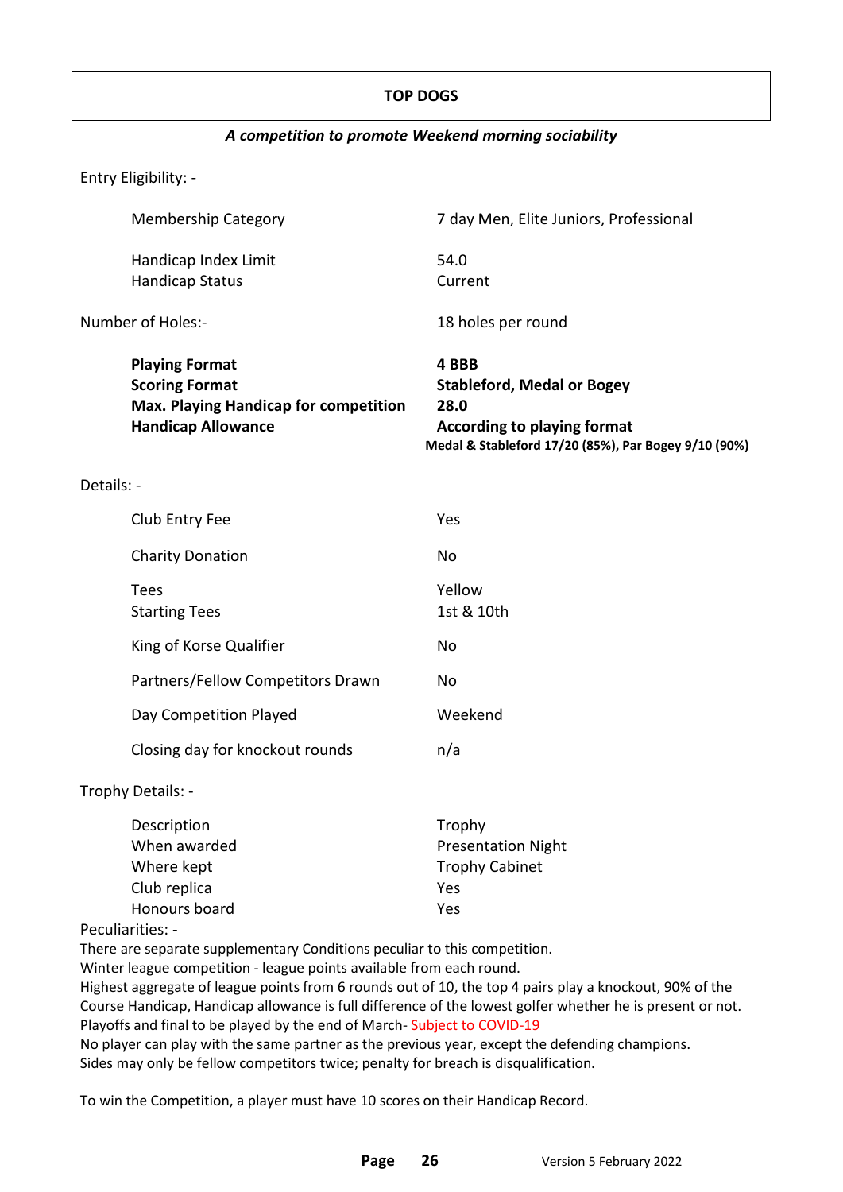# TOP DOGS

***A competition to promote Weekend morning sociability***

Entry Eligibility: -

| | |
|---|---|
| Membership Category | 7 day Men, Elite Juniors, Professional |
| Handicap Index Limit | 54.0 |
| Handicap Status | Current |

| | |
|---|---|
| Number of Holes:- | 18 holes per round |
| **Playing Format** | **4 BBB** |
| **Scoring Format** | **Stableford, Medal or Bogey** |
| **Max. Playing Handicap for competition** | **28.0** |
| **Handicap Allowance** | **According to playing format**<br>**Medal & Stableford 17/20 (85%), Par Bogey 9/10 (90%)** |

Details: -

| | |
|---|---|
| Club Entry Fee | Yes |
| Charity Donation | No |
| Tees | Yellow |
| Starting Tees | 1st & 10th |
| King of Korse Qualifier | No |
| Partners/Fellow Competitors Drawn | No |
| Day Competition Played | Weekend |
| Closing day for knockout rounds | n/a |

Trophy Details: -

| | |
|---|---|
| Description | Trophy |
| When awarded | Presentation Night |
| Where kept | Trophy Cabinet |
| Club replica | Yes |
| Honours board | Yes |

Peculiarities: -

There are separate supplementary Conditions peculiar to this competition.
Winter league competition - league points available from each round.
Highest aggregate of league points from 6 rounds out of 10, the top 4 pairs play a knockout, 90% of the Course Handicap, Handicap allowance is full difference of the lowest golfer whether he is present or not.
Playoffs and final to be played by the end of March- Subject to COVID-19
No player can play with the same partner as the previous year, except the defending champions.
Sides may only be fellow competitors twice; penalty for breach is disqualification.

To win the Competition, a player must have 10 scores on their Handicap Record.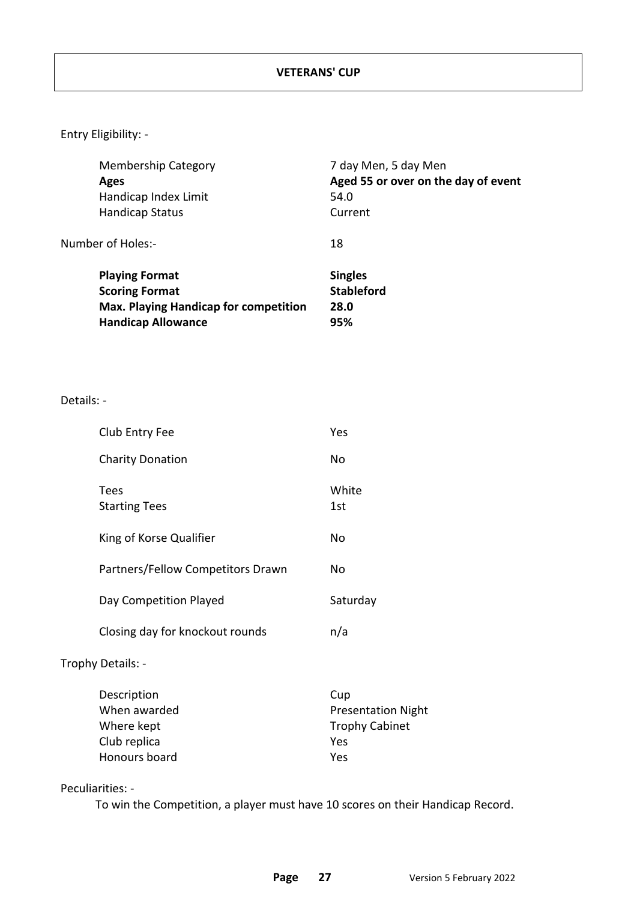# VETERANS' CUP

Entry Eligibility: -

| | |
|---|---|
| Membership Category | 7 day Men, 5 day Men |
| **Ages** | **Aged 55 or over on the day of event** |
| Handicap Index Limit | 54.0 |
| Handicap Status | Current |

Number of Holes:- 18

| | |
|---|---|
| **Playing Format** | **Singles** |
| **Scoring Format** | **Stableford** |
| **Max. Playing Handicap for competition** | **28.0** |
| **Handicap Allowance** | **95%** |

Details: -

| | |
|---|---|
| Club Entry Fee | Yes |
| Charity Donation | No |
| Tees | White |
| Starting Tees | 1st |
| King of Korse Qualifier | No |
| Partners/Fellow Competitors Drawn | No |
| Day Competition Played | Saturday |
| Closing day for knockout rounds | n/a |

Trophy Details: -

| | |
|---|---|
| Description | Cup |
| When awarded | Presentation Night |
| Where kept | Trophy Cabinet |
| Club replica | Yes |
| Honours board | Yes |

Peculiarities: -

To win the Competition, a player must have 10 scores on their Handicap Record.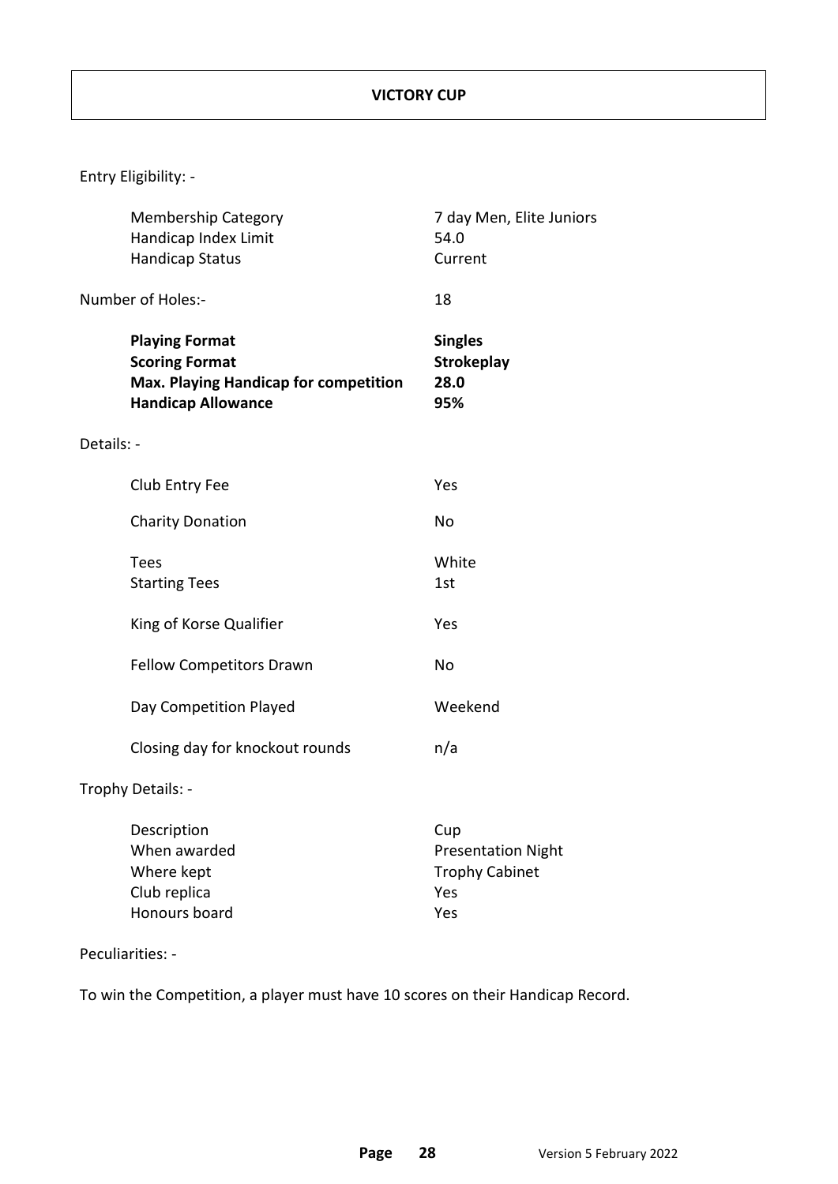# VICTORY CUP

Entry Eligibility: -

| | |
|---|---|
| Membership Category | 7 day Men, Elite Juniors |
| Handicap Index Limit | 54.0 |
| Handicap Status | Current |

Number of Holes:- 18

| | |
|---|---|
| **Playing Format** | **Singles** |
| **Scoring Format** | **Strokeplay** |
| **Max. Playing Handicap for competition** | **28.0** |
| **Handicap Allowance** | **95%** |

Details: -

| | |
|---|---|
| Club Entry Fee | Yes |
| Charity Donation | No |
| Tees | White |
| Starting Tees | 1st |
| King of Korse Qualifier | Yes |
| Fellow Competitors Drawn | No |
| Day Competition Played | Weekend |
| Closing day for knockout rounds | n/a |

Trophy Details: -

| | |
|---|---|
| Description | Cup |
| When awarded | Presentation Night |
| Where kept | Trophy Cabinet |
| Club replica | Yes |
| Honours board | Yes |

Peculiarities: -

To win the Competition, a player must have 10 scores on their Handicap Record.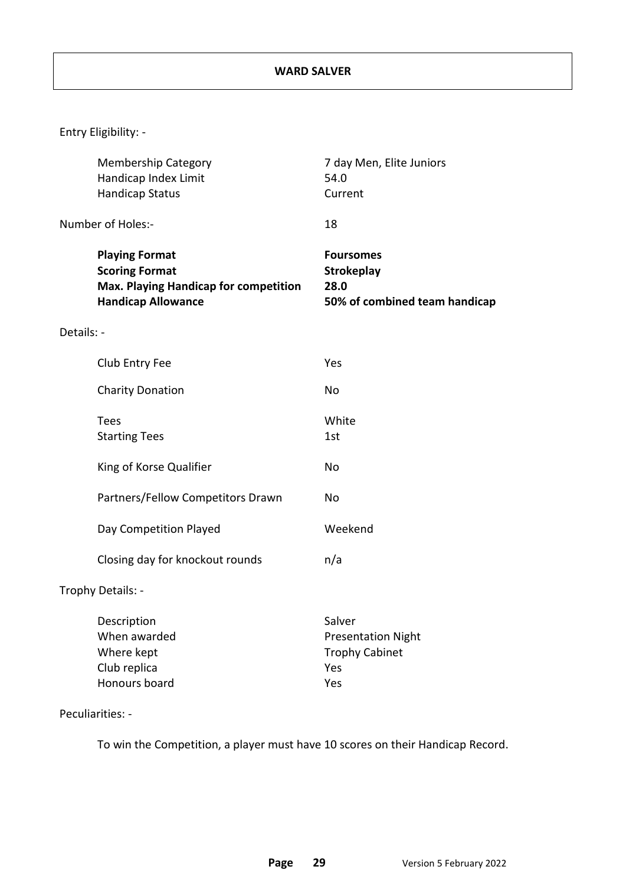# WARD SALVER

Entry Eligibility: -

| | |
|---|---|
| Membership Category | 7 day Men, Elite Juniors |
| Handicap Index Limit | 54.0 |
| Handicap Status | Current |

Number of Holes:- 18

| | |
|---|---|
| **Playing Format** | **Foursomes** |
| **Scoring Format** | **Strokeplay** |
| **Max. Playing Handicap for competition** | **28.0** |
| **Handicap Allowance** | **50% of combined team handicap** |

Details: -

| | |
|---|---|
| Club Entry Fee | Yes |
| Charity Donation | No |
| Tees | White |
| Starting Tees | 1st |
| King of Korse Qualifier | No |
| Partners/Fellow Competitors Drawn | No |
| Day Competition Played | Weekend |
| Closing day for knockout rounds | n/a |

Trophy Details: -

| | |
|---|---|
| Description | Salver |
| When awarded | Presentation Night |
| Where kept | Trophy Cabinet |
| Club replica | Yes |
| Honours board | Yes |

Peculiarities: -

To win the Competition, a player must have 10 scores on their Handicap Record.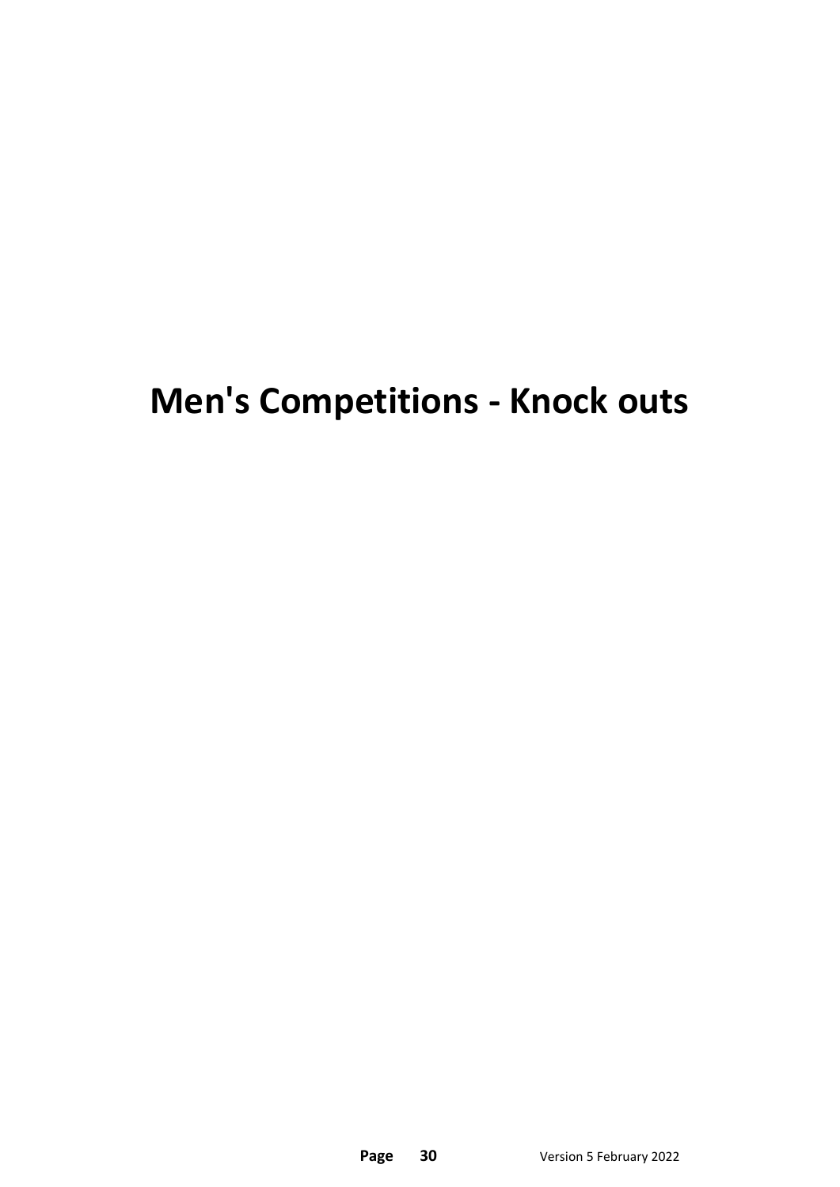# Men's Competitions - Knock outs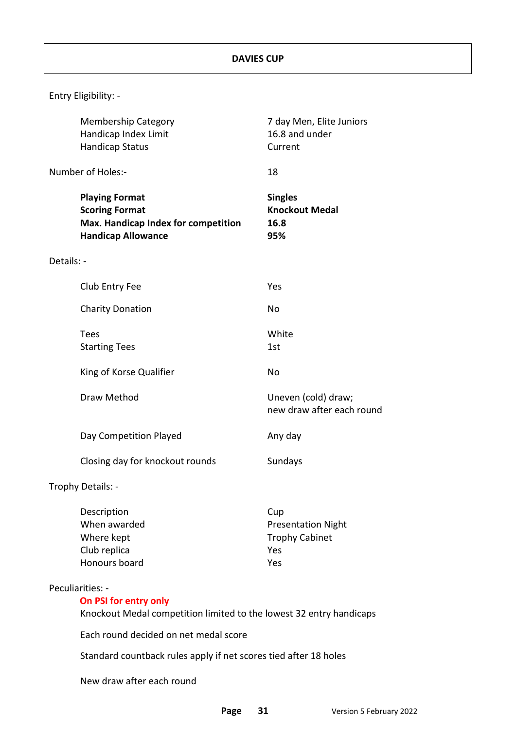# DAVIES CUP

Entry Eligibility: -

| | |
|---|---|
| Membership Category | 7 day Men, Elite Juniors |
| Handicap Index Limit | 16.8 and under |
| Handicap Status | Current |

Number of Holes:- 18

| | |
|---|---|
| **Playing Format** | **Singles** |
| **Scoring Format** | **Knockout Medal** |
| **Max. Handicap Index for competition** | **16.8** |
| **Handicap Allowance** | **95%** |

Details: -

| | |
|---|---|
| Club Entry Fee | Yes |
| Charity Donation | No |
| Tees | White |
| Starting Tees | 1st |
| King of Korse Qualifier | No |
| Draw Method | Uneven (cold) draw; new draw after each round |
| Day Competition Played | Any day |
| Closing day for knockout rounds | Sundays |

Trophy Details: -

| | |
|---|---|
| Description | Cup |
| When awarded | Presentation Night |
| Where kept | Trophy Cabinet |
| Club replica | Yes |
| Honours board | Yes |

Peculiarities: -

**On PSI for entry only**

Knockout Medal competition limited to the lowest 32 entry handicaps

Each round decided on net medal score

Standard countback rules apply if net scores tied after 18 holes

New draw after each round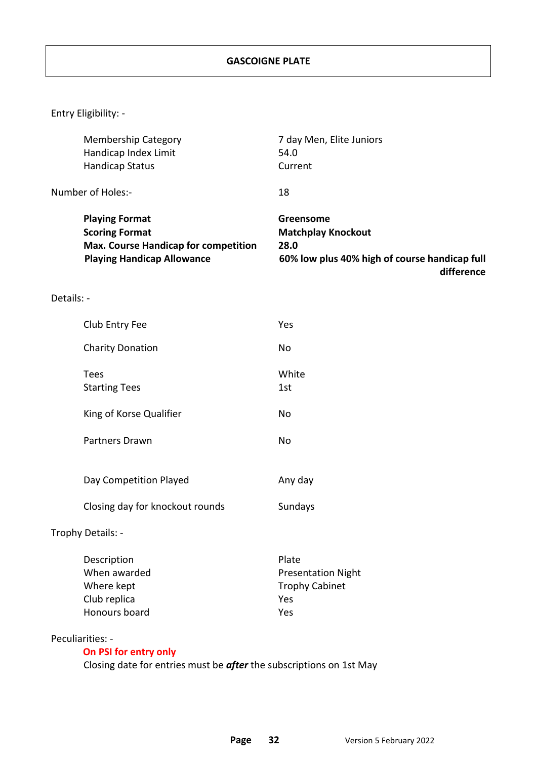# GASCOIGNE PLATE

Entry Eligibility: -

| | |
|---|---|
| Membership Category | 7 day Men, Elite Juniors |
| Handicap Index Limit | 54.0 |
| Handicap Status | Current |

Number of Holes:- 18

| | |
|---|---|
| **Playing Format** | **Greensome** |
| **Scoring Format** | **Matchplay Knockout** |
| **Max. Course Handicap for competition** | **28.0** |
| **Playing Handicap Allowance** | **60% low plus 40% high of course handicap full difference** |

Details: -

| | |
|---|---|
| Club Entry Fee | Yes |
| Charity Donation | No |
| Tees | White |
| Starting Tees | 1st |
| King of Korse Qualifier | No |
| Partners Drawn | No |
| Day Competition Played | Any day |
| Closing day for knockout rounds | Sundays |

Trophy Details: -

| | |
|---|---|
| Description | Plate |
| When awarded | Presentation Night |
| Where kept | Trophy Cabinet |
| Club replica | Yes |
| Honours board | Yes |

Peculiarities: -

**On PSI for entry only**

Closing date for entries must be ***after*** the subscriptions on 1st May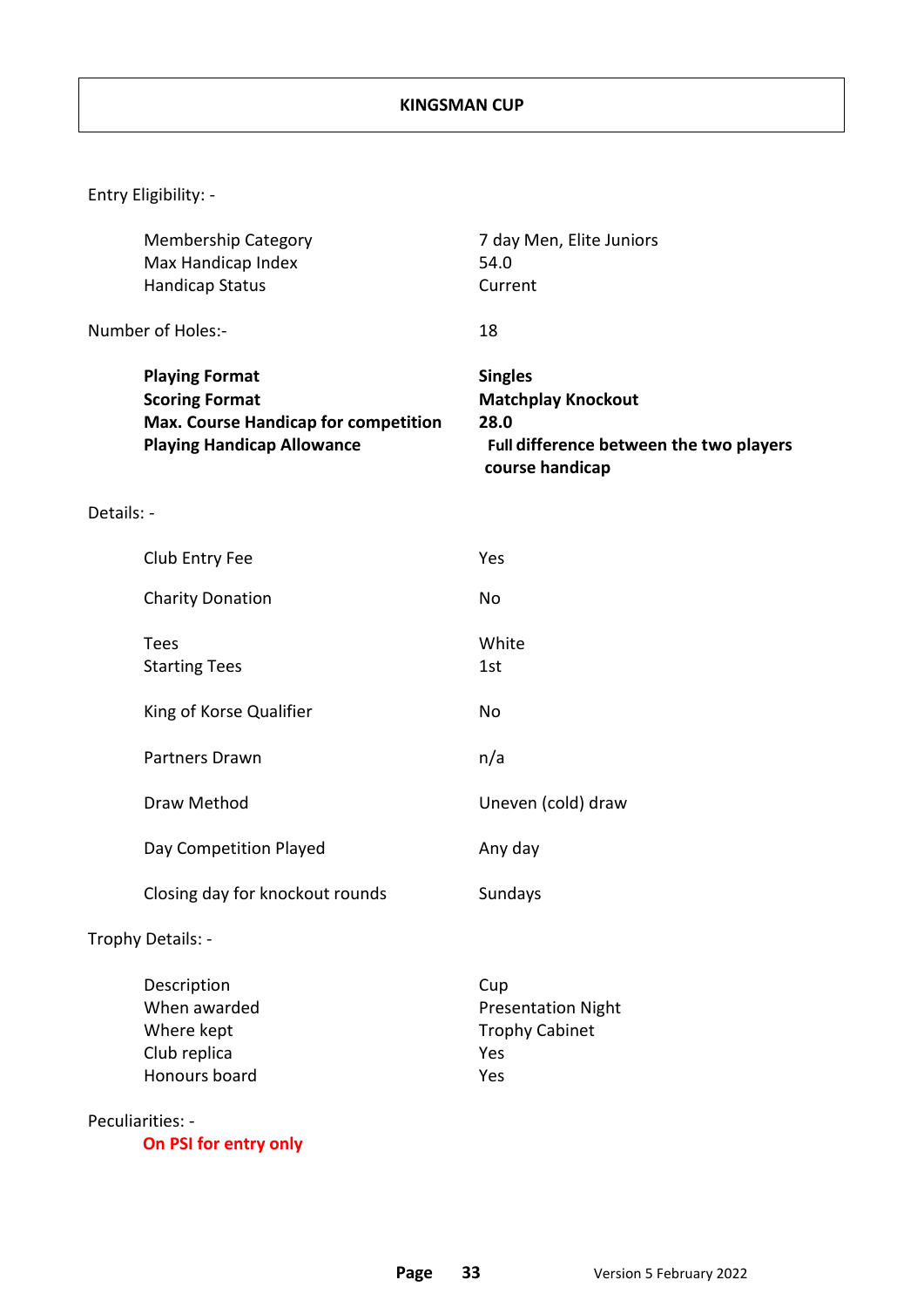# KINGSMAN CUP

Entry Eligibility: -

| | |
|---|---|
| Membership Category | 7 day Men, Elite Juniors |
| Max Handicap Index | 54.0 |
| Handicap Status | Current |

Number of Holes:- 18

| | |
|---|---|
| **Playing Format** | **Singles** |
| **Scoring Format** | **Matchplay Knockout** |
| **Max. Course Handicap for competition** | **28.0** |
| **Playing Handicap Allowance** | **Full difference between the two players course handicap** |

Details: -

| | |
|---|---|
| Club Entry Fee | Yes |
| Charity Donation | No |
| Tees | White |
| Starting Tees | 1st |
| King of Korse Qualifier | No |
| Partners Drawn | n/a |
| Draw Method | Uneven (cold) draw |
| Day Competition Played | Any day |
| Closing day for knockout rounds | Sundays |

Trophy Details: -

| | |
|---|---|
| Description | Cup |
| When awarded | Presentation Night |
| Where kept | Trophy Cabinet |
| Club replica | Yes |
| Honours board | Yes |

Peculiarities: -

**On PSI for entry only**

Version 5 February 2022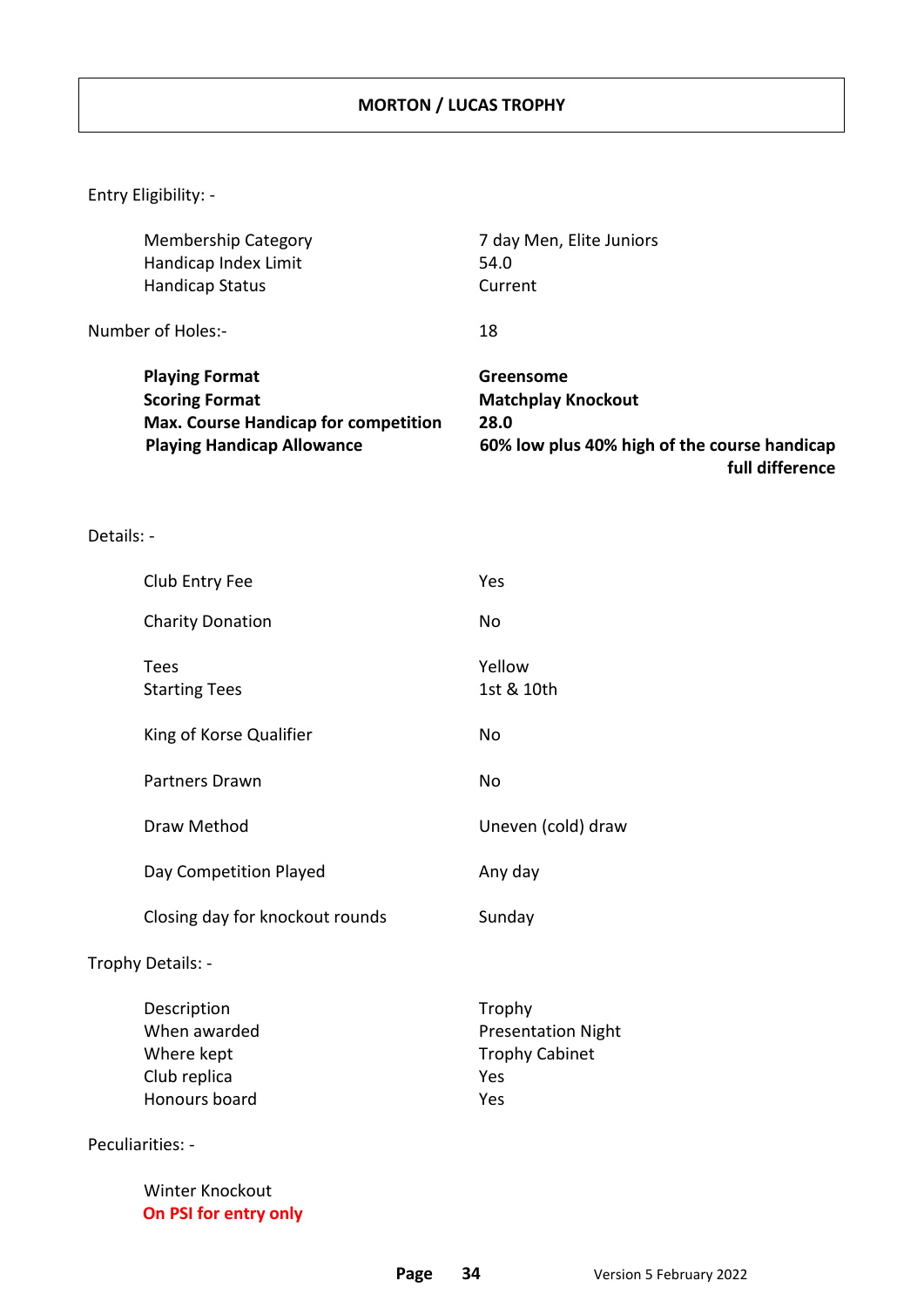# MORTON / LUCAS TROPHY

Entry Eligibility: -

| | |
|---|---|
| Membership Category | 7 day Men, Elite Juniors |
| Handicap Index Limit | 54.0 |
| Handicap Status | Current |

Number of Holes:- 18

| | |
|---|---|
| **Playing Format** | **Greensome** |
| **Scoring Format** | **Matchplay Knockout** |
| **Max. Course Handicap for competition** | **28.0** |
| **Playing Handicap Allowance** | **60% low plus 40% high of the course handicap full difference** |

Details: -

| | |
|---|---|
| Club Entry Fee | Yes |
| Charity Donation | No |
| Tees | Yellow |
| Starting Tees | 1st & 10th |
| King of Korse Qualifier | No |
| Partners Drawn | No |
| Draw Method | Uneven (cold) draw |
| Day Competition Played | Any day |
| Closing day for knockout rounds | Sunday |

Trophy Details: -

| | |
|---|---|
| Description | Trophy |
| When awarded | Presentation Night |
| Where kept | Trophy Cabinet |
| Club replica | Yes |
| Honours board | Yes |

Peculiarities: -

Winter Knockout

**On PSI for entry only**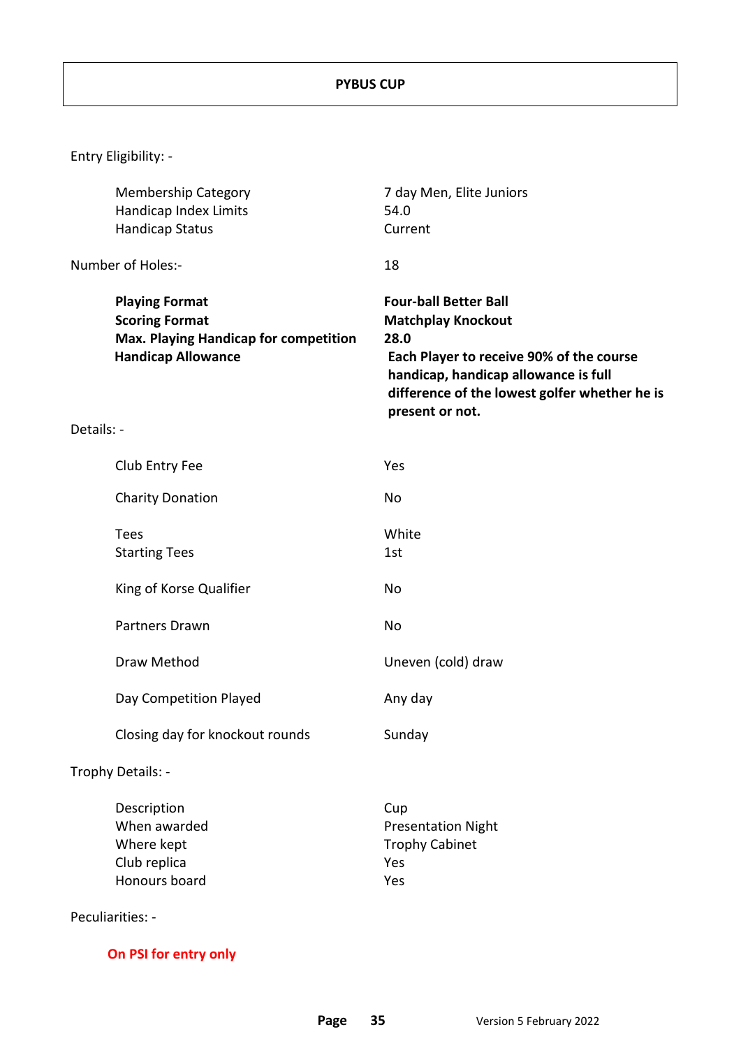# PYBUS CUP

Entry Eligibility: -

| | |
|---|---|
| Membership Category | 7 day Men, Elite Juniors |
| Handicap Index Limits | 54.0 |
| Handicap Status | Current |

Number of Holes:- 18

| | |
|---|---|
| **Playing Format** | **Four-ball Better Ball** |
| **Scoring Format** | **Matchplay Knockout** |
| **Max. Playing Handicap for competition** | **28.0** |
| **Handicap Allowance** | **Each Player to receive 90% of the course handicap, handicap allowance is full difference of the lowest golfer whether he is present or not.** |

Details: -

| | |
|---|---|
| Club Entry Fee | Yes |
| Charity Donation | No |
| Tees | White |
| Starting Tees | 1st |
| King of Korse Qualifier | No |
| Partners Drawn | No |
| Draw Method | Uneven (cold) draw |
| Day Competition Played | Any day |
| Closing day for knockout rounds | Sunday |

Trophy Details: -

| | |
|---|---|
| Description | Cup |
| When awarded | Presentation Night |
| Where kept | Trophy Cabinet |
| Club replica | Yes |
| Honours board | Yes |

Peculiarities: -

**On PSI for entry only**

Version 5 February 2022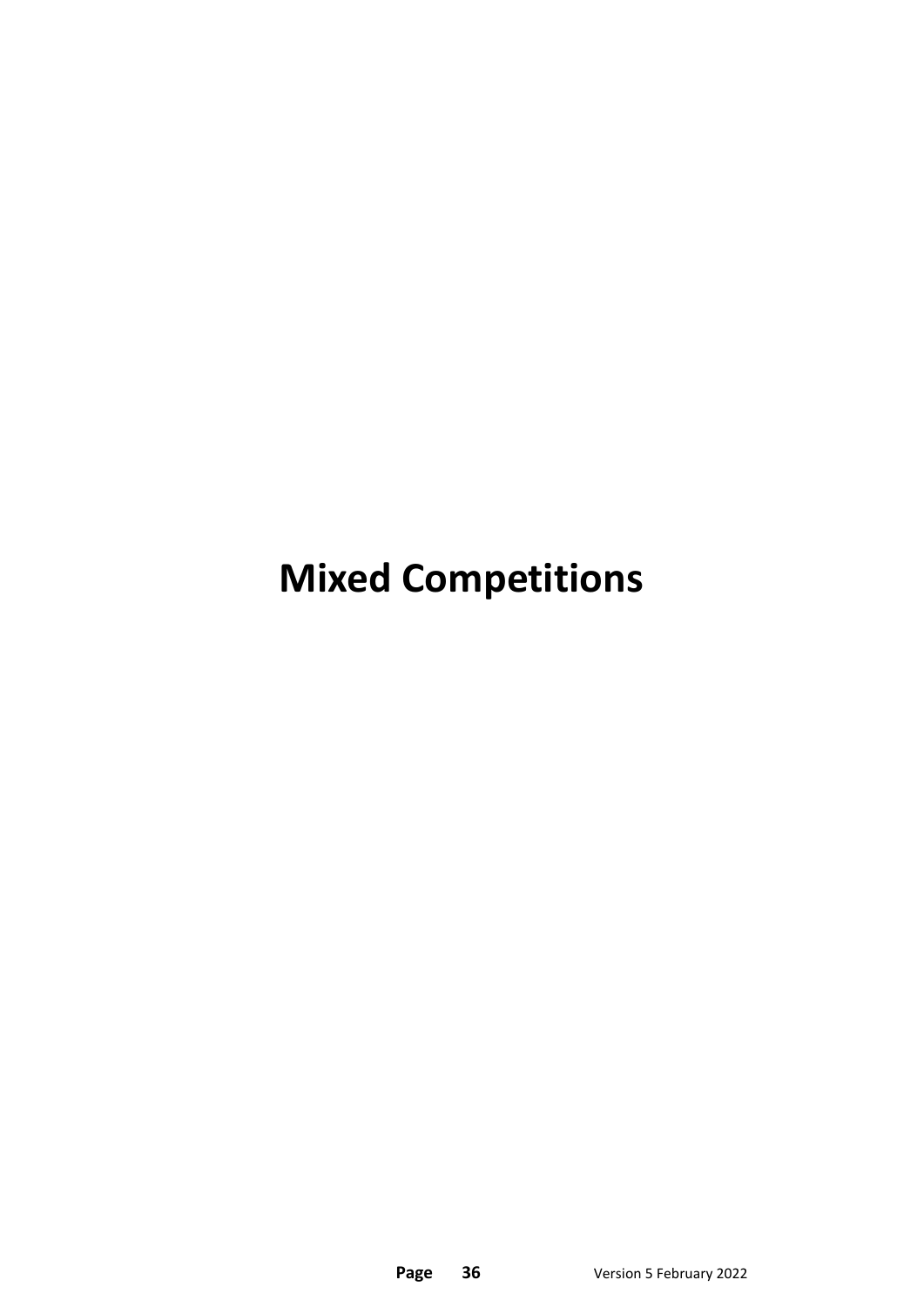# Mixed Competitions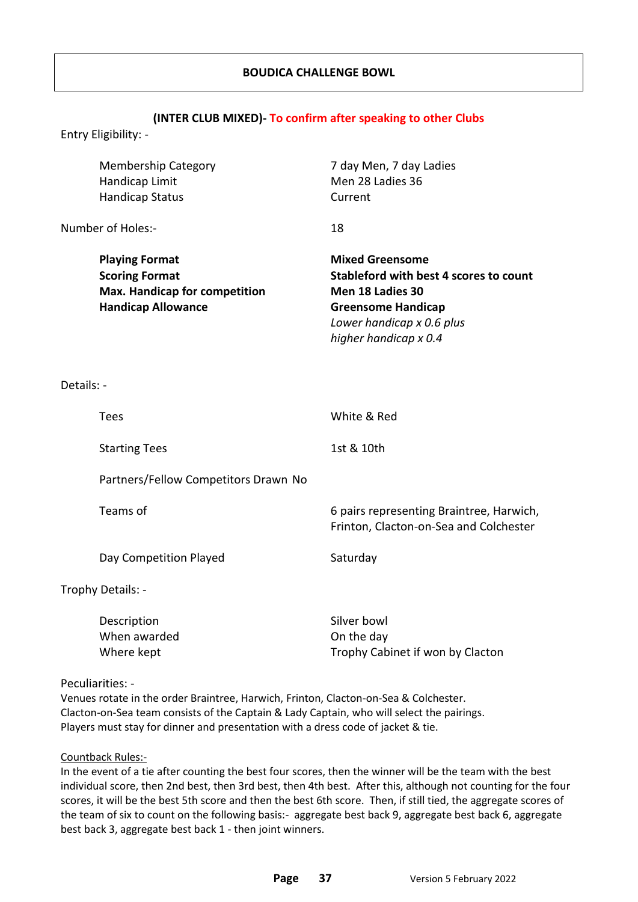# BOUDICA CHALLENGE BOWL

**(INTER CLUB MIXED)- To confirm after speaking to other Clubs**

Entry Eligibility: -

| | |
|---|---|
| Membership Category | 7 day Men, 7 day Ladies |
| Handicap Limit | Men 28 Ladies 36 |
| Handicap Status | Current |

Number of Holes:- 18

| | |
|---|---|
| **Playing Format** | **Mixed Greensome** |
| **Scoring Format** | **Stableford with best 4 scores to count** |
| **Max. Handicap for competition** | **Men 18 Ladies 30** |
| **Handicap Allowance** | **Greensome Handicap** *Lower handicap x 0.6 plus higher handicap x 0.4* |

Details: -

| | |
|---|---|
| Tees | White & Red |
| Starting Tees | 1st & 10th |
| Partners/Fellow Competitors Drawn | No |
| Teams of | 6 pairs representing Braintree, Harwich, Frinton, Clacton-on-Sea and Colchester |
| Day Competition Played | Saturday |

Trophy Details: -

| | |
|---|---|
| Description | Silver bowl |
| When awarded | On the day |
| Where kept | Trophy Cabinet if won by Clacton |

Peculiarities: -

Venues rotate in the order Braintree, Harwich, Frinton, Clacton-on-Sea & Colchester.
Clacton-on-Sea team consists of the Captain & Lady Captain, who will select the pairings.
Players must stay for dinner and presentation with a dress code of jacket & tie.

Countback Rules:-

In the event of a tie after counting the best four scores, then the winner will be the team with the best individual score, then 2nd best, then 3rd best, then 4th best. After this, although not counting for the four scores, it will be the best 5th score and then the best 6th score. Then, if still tied, the aggregate scores of the team of six to count on the following basis:- aggregate best back 9, aggregate best back 6, aggregate best back 3, aggregate best back 1 - then joint winners.

Version 5 February 2022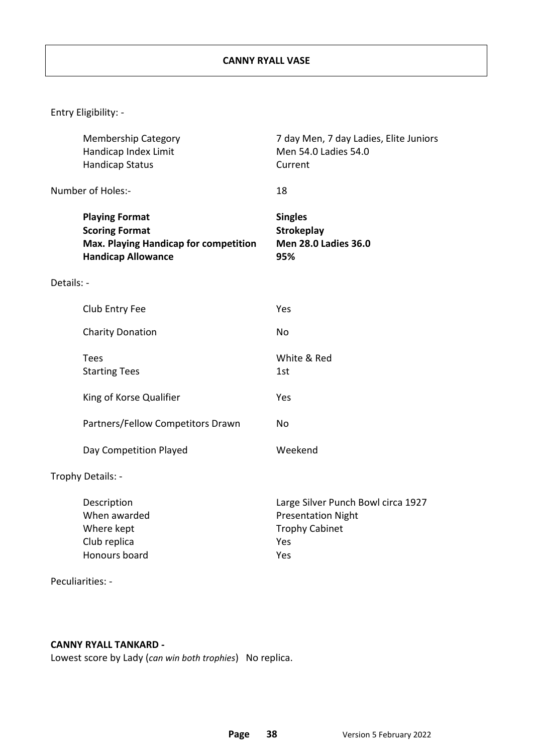# CANNY RYALL VASE

Entry Eligibility: -

| | |
|---|---|
| Membership Category | 7 day Men, 7 day Ladies, Elite Juniors |
| Handicap Index Limit | Men 54.0 Ladies 54.0 |
| Handicap Status | Current |

Number of Holes:- 18

| | |
|---|---|
| **Playing Format** | **Singles** |
| **Scoring Format** | **Strokeplay** |
| **Max. Playing Handicap for competition** | **Men 28.0 Ladies 36.0** |
| **Handicap Allowance** | **95%** |

Details: -

| | |
|---|---|
| Club Entry Fee | Yes |
| Charity Donation | No |
| Tees | White & Red |
| Starting Tees | 1st |
| King of Korse Qualifier | Yes |
| Partners/Fellow Competitors Drawn | No |
| Day Competition Played | Weekend |

Trophy Details: -

| | |
|---|---|
| Description | Large Silver Punch Bowl circa 1927 |
| When awarded | Presentation Night |
| Where kept | Trophy Cabinet |
| Club replica | Yes |
| Honours board | Yes |

Peculiarities: -

**CANNY RYALL TANKARD -**
Lowest score by Lady (*can win both trophies*) No replica.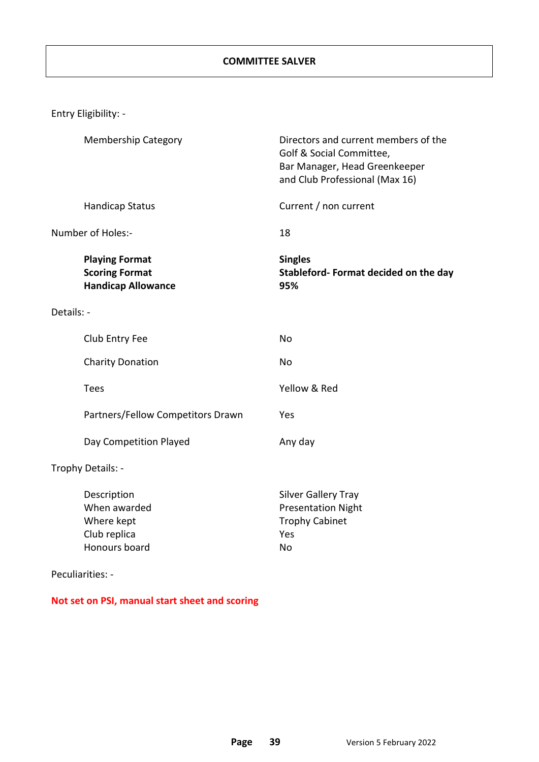# COMMITTEE SALVER

Entry Eligibility: -

| | |
|---|---|
| Membership Category | Directors and current members of the Golf & Social Committee, Bar Manager, Head Greenkeeper and Club Professional (Max 16) |
| Handicap Status | Current / non current |

Number of Holes:- 18

| | |
|---|---|
| **Playing Format** | **Singles** |
| **Scoring Format** | **Stableford- Format decided on the day** |
| **Handicap Allowance** | **95%** |

Details: -

| | |
|---|---|
| Club Entry Fee | No |
| Charity Donation | No |
| Tees | Yellow & Red |
| Partners/Fellow Competitors Drawn | Yes |
| Day Competition Played | Any day |

Trophy Details: -

| | |
|---|---|
| Description | Silver Gallery Tray |
| When awarded | Presentation Night |
| Where kept | Trophy Cabinet |
| Club replica | Yes |
| Honours board | No |

Peculiarities: -

**Not set on PSI, manual start sheet and scoring**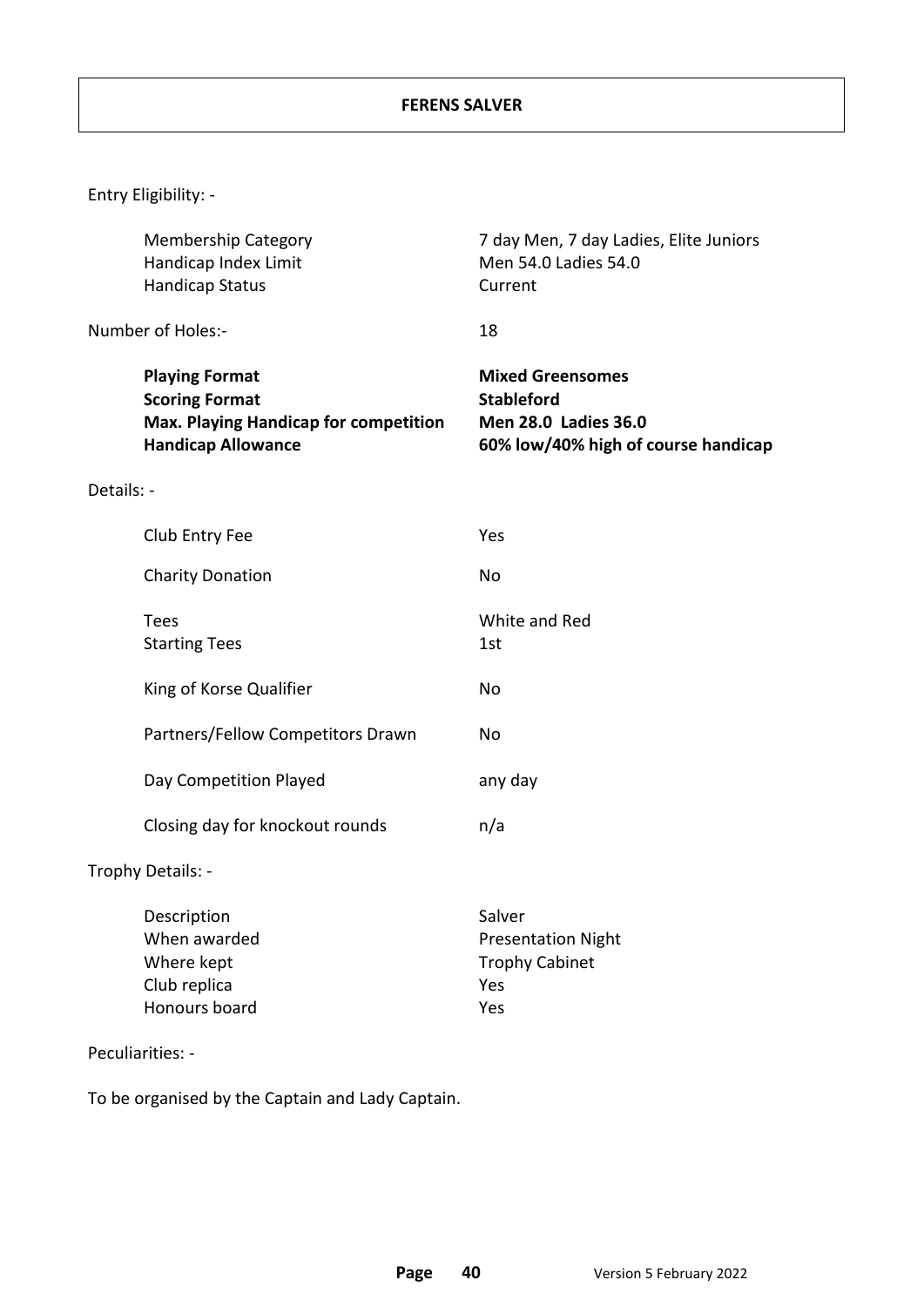# FERENS SALVER

Entry Eligibility: -

| | |
|---|---|
| Membership Category | 7 day Men, 7 day Ladies, Elite Juniors |
| Handicap Index Limit | Men 54.0 Ladies 54.0 |
| Handicap Status | Current |

Number of Holes:- 18

| | |
|---|---|
| **Playing Format** | **Mixed Greensomes** |
| **Scoring Format** | **Stableford** |
| **Max. Playing Handicap for competition** | **Men 28.0 Ladies 36.0** |
| **Handicap Allowance** | **60% low/40% high of course handicap** |

Details: -

| | |
|---|---|
| Club Entry Fee | Yes |
| Charity Donation | No |
| Tees | White and Red |
| Starting Tees | 1st |
| King of Korse Qualifier | No |
| Partners/Fellow Competitors Drawn | No |
| Day Competition Played | any day |
| Closing day for knockout rounds | n/a |

Trophy Details: -

| | |
|---|---|
| Description | Salver |
| When awarded | Presentation Night |
| Where kept | Trophy Cabinet |
| Club replica | Yes |
| Honours board | Yes |

Peculiarities: -

To be organised by the Captain and Lady Captain.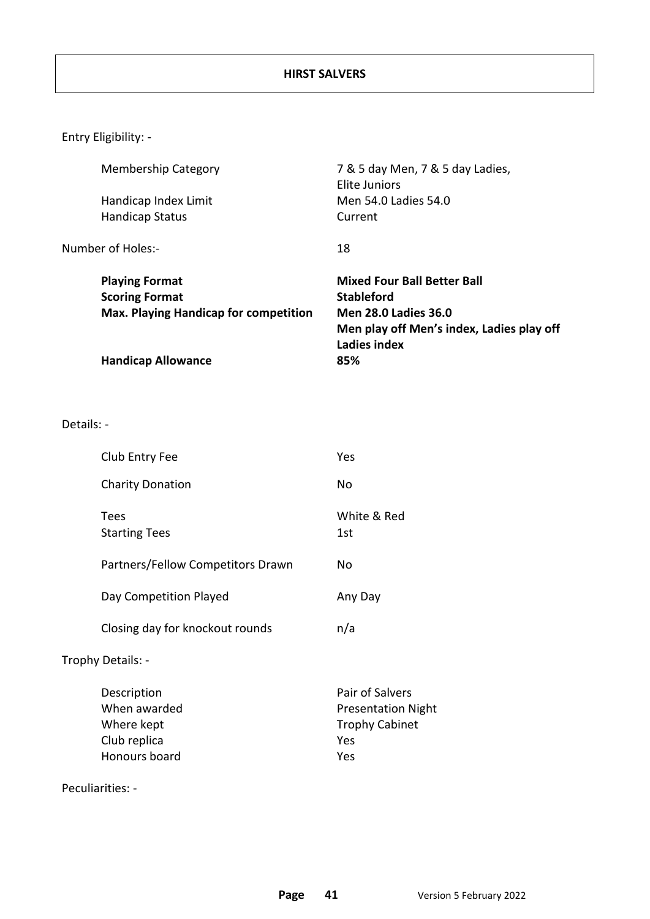# HIRST SALVERS

Entry Eligibility: -

| | |
|---|---|
| Membership Category | 7 & 5 day Men, 7 & 5 day Ladies, Elite Juniors |
| Handicap Index Limit | Men 54.0 Ladies 54.0 |
| Handicap Status | Current |

Number of Holes:- 18

| | |
|---|---|
| **Playing Format** | **Mixed Four Ball Better Ball** |
| **Scoring Format** | **Stableford** |
| **Max. Playing Handicap for competition** | **Men 28.0 Ladies 36.0**<br>**Men play off Men's index, Ladies play off Ladies index** |
| **Handicap Allowance** | **85%** |

Details: -

| | |
|---|---|
| Club Entry Fee | Yes |
| Charity Donation | No |
| Tees | White & Red |
| Starting Tees | 1st |
| Partners/Fellow Competitors Drawn | No |
| Day Competition Played | Any Day |
| Closing day for knockout rounds | n/a |

Trophy Details: -

| | |
|---|---|
| Description | Pair of Salvers |
| When awarded | Presentation Night |
| Where kept | Trophy Cabinet |
| Club replica | Yes |
| Honours board | Yes |

Peculiarities: -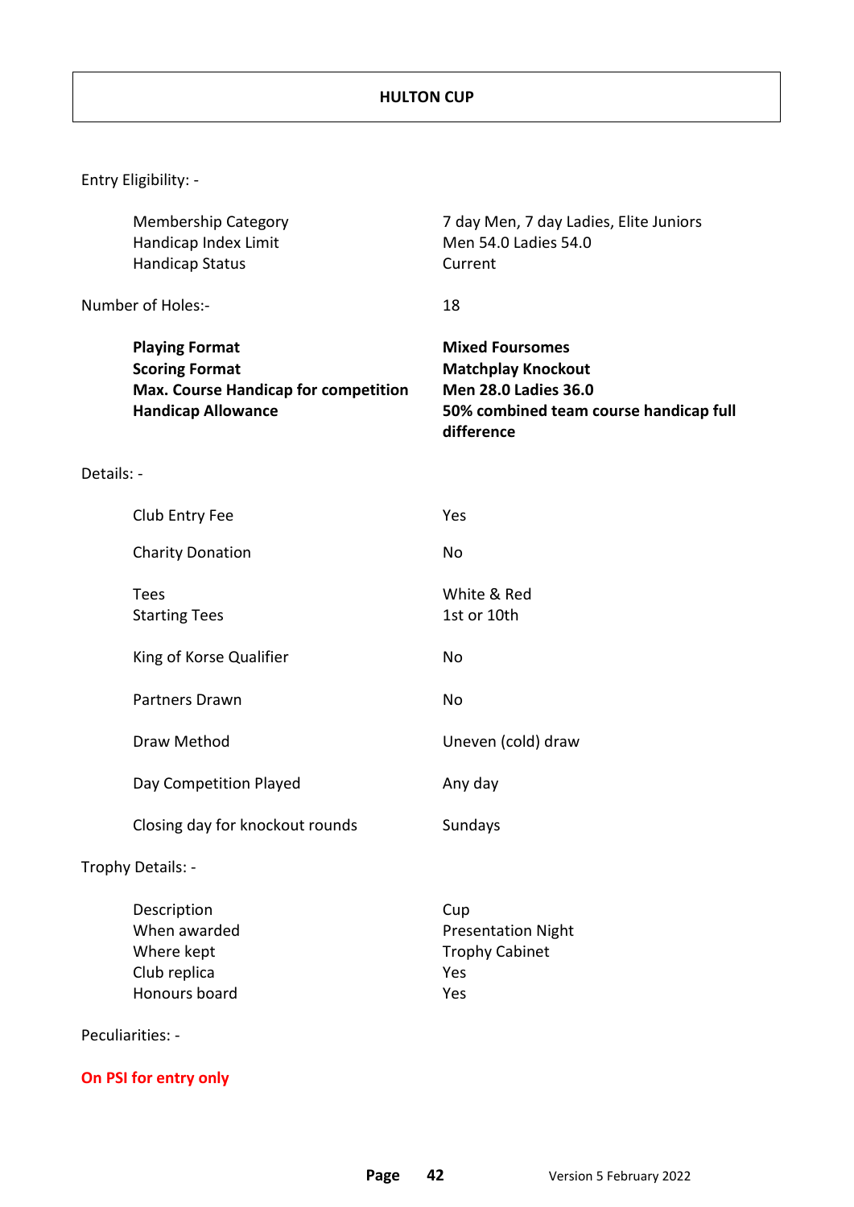# HULTON CUP

Entry Eligibility: -

| | |
|---|---|
| Membership Category | 7 day Men, 7 day Ladies, Elite Juniors |
| Handicap Index Limit | Men 54.0 Ladies 54.0 |
| Handicap Status | Current |

Number of Holes:- 18

| | |
|---|---|
| **Playing Format** | **Mixed Foursomes** |
| **Scoring Format** | **Matchplay Knockout** |
| **Max. Course Handicap for competition** | **Men 28.0 Ladies 36.0** |
| **Handicap Allowance** | **50% combined team course handicap full difference** |

Details: -

| | |
|---|---|
| Club Entry Fee | Yes |
| Charity Donation | No |
| Tees | White & Red |
| Starting Tees | 1st or 10th |
| King of Korse Qualifier | No |
| Partners Drawn | No |
| Draw Method | Uneven (cold) draw |
| Day Competition Played | Any day |
| Closing day for knockout rounds | Sundays |

Trophy Details: -

| | |
|---|---|
| Description | Cup |
| When awarded | Presentation Night |
| Where kept | Trophy Cabinet |
| Club replica | Yes |
| Honours board | Yes |

Peculiarities: -

**On PSI for entry only**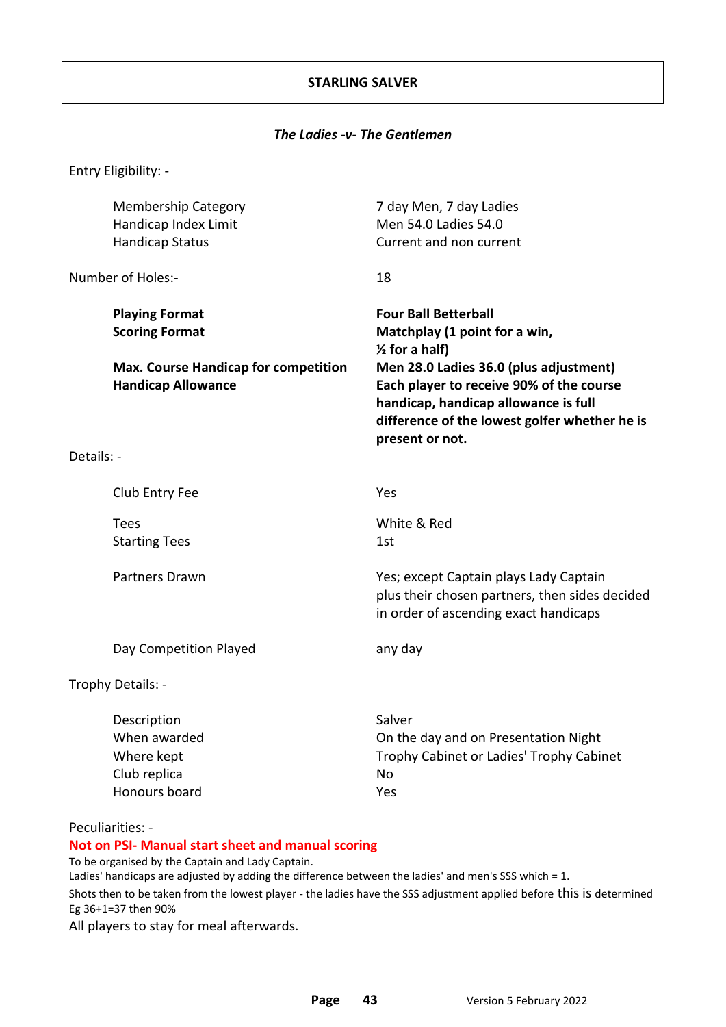# STARLING SALVER

***The Ladies -v- The Gentlemen***

Entry Eligibility: -

| | |
|---|---|
| Membership Category | 7 day Men, 7 day Ladies |
| Handicap Index Limit | Men 54.0 Ladies 54.0 |
| Handicap Status | Current and non current |

Number of Holes:- 18

| | |
|---|---|
| **Playing Format** | **Four Ball Betterball** |
| **Scoring Format** | **Matchplay (1 point for a win, ½ for a half)** |
| **Max. Course Handicap for competition** | **Men 28.0 Ladies 36.0 (plus adjustment)** |
| **Handicap Allowance** | **Each player to receive 90% of the course handicap, handicap allowance is full difference of the lowest golfer whether he is present or not.** |

Details: -

| | |
|---|---|
| Club Entry Fee | Yes |
| Tees | White & Red |
| Starting Tees | 1st |
| Partners Drawn | Yes; except Captain plays Lady Captain plus their chosen partners, then sides decided in order of ascending exact handicaps |
| Day Competition Played | any day |

Trophy Details: -

| | |
|---|---|
| Description | Salver |
| When awarded | On the day and on Presentation Night |
| Where kept | Trophy Cabinet or Ladies' Trophy Cabinet |
| Club replica | No |
| Honours board | Yes |

Peculiarities: -

**Not on PSI- Manual start sheet and manual scoring**

To be organised by the Captain and Lady Captain.

Ladies' handicaps are adjusted by adding the difference between the ladies' and men's SSS which = 1.

Shots then to be taken from the lowest player - the ladies have the SSS adjustment applied before this is determined

Eg 36+1=37 then 90%

All players to stay for meal afterwards.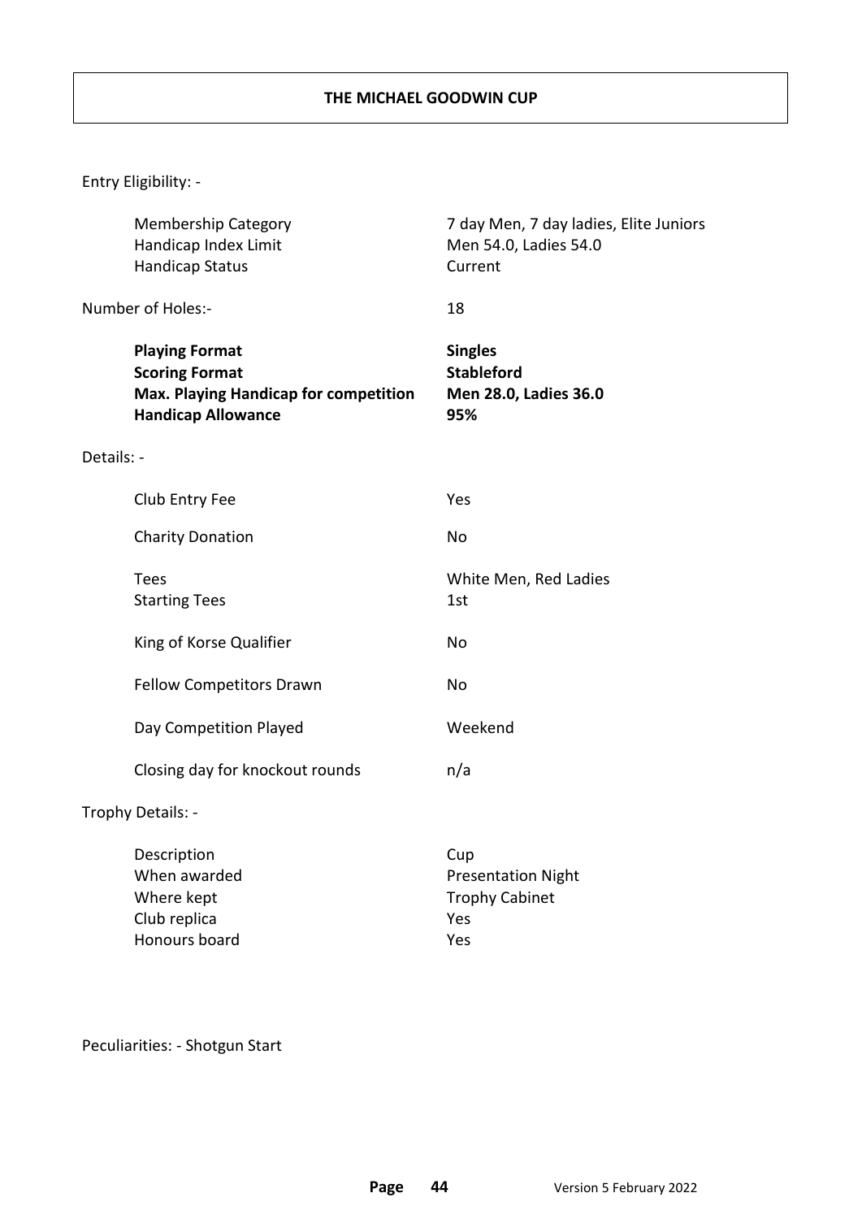# THE MICHAEL GOODWIN CUP

Entry Eligibility: -

| | |
|---|---|
| Membership Category | 7 day Men, 7 day ladies, Elite Juniors |
| Handicap Index Limit | Men 54.0, Ladies 54.0 |
| Handicap Status | Current |

Number of Holes:- 18

| | |
|---|---|
| **Playing Format** | **Singles** |
| **Scoring Format** | **Stableford** |
| **Max. Playing Handicap for competition** | **Men 28.0, Ladies 36.0** |
| **Handicap Allowance** | **95%** |

Details: -

| | |
|---|---|
| Club Entry Fee | Yes |
| Charity Donation | No |
| Tees | White Men, Red Ladies |
| Starting Tees | 1st |
| King of Korse Qualifier | No |
| Fellow Competitors Drawn | No |
| Day Competition Played | Weekend |
| Closing day for knockout rounds | n/a |

Trophy Details: -

| | |
|---|---|
| Description | Cup |
| When awarded | Presentation Night |
| Where kept | Trophy Cabinet |
| Club replica | Yes |
| Honours board | Yes |

Peculiarities: - Shotgun Start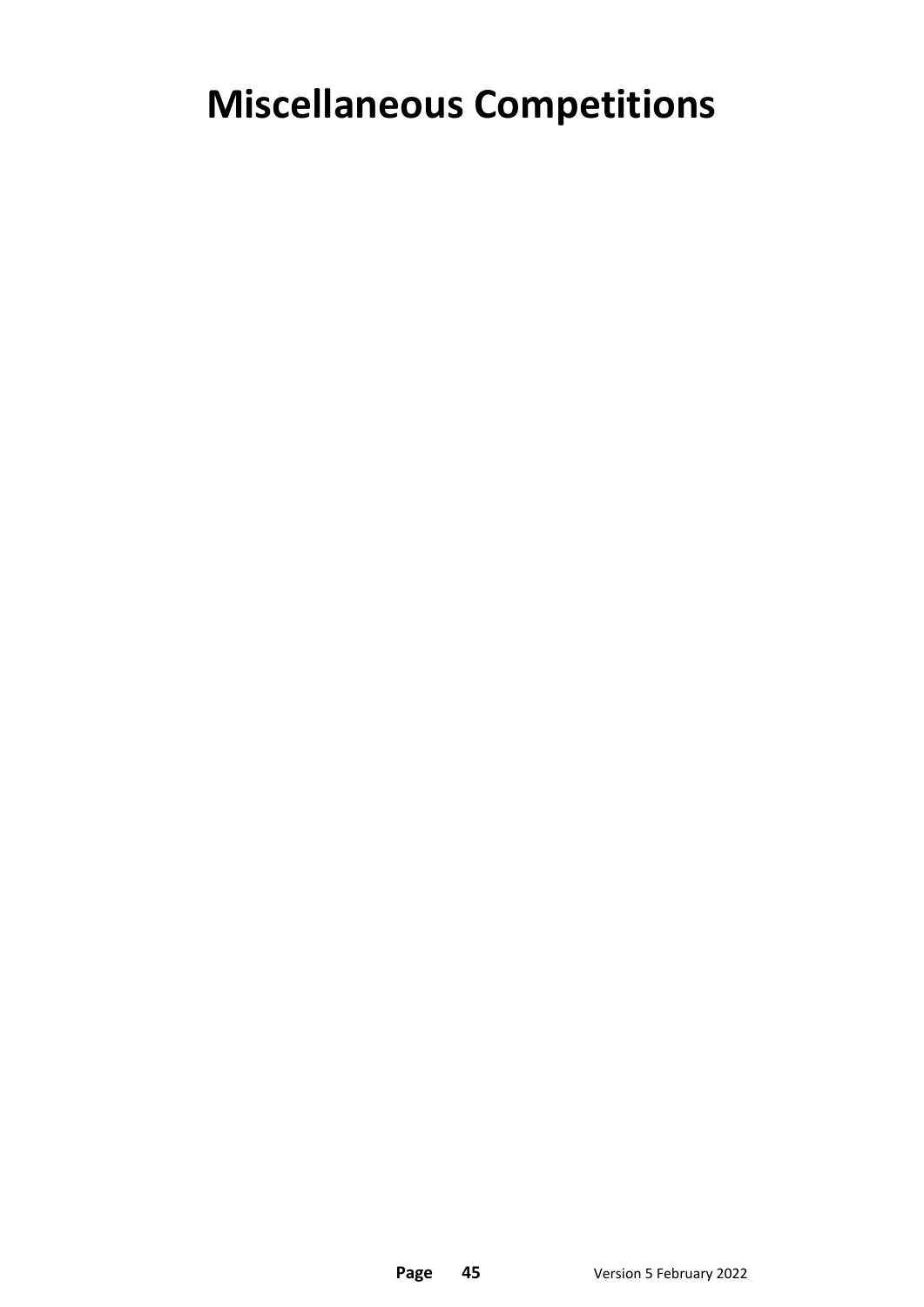# Miscellaneous Competitions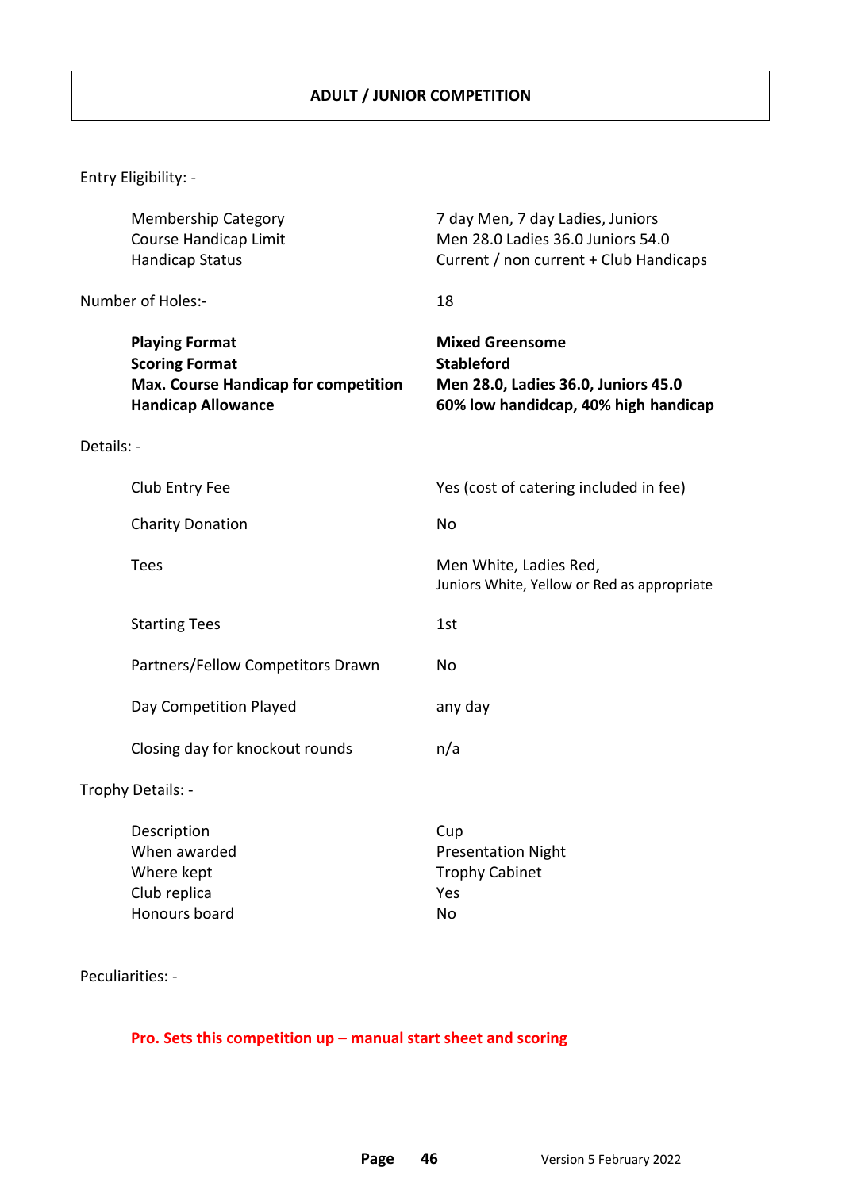# ADULT / JUNIOR COMPETITION

Entry Eligibility: -

| | |
|---|---|
| Membership Category | 7 day Men, 7 day Ladies, Juniors |
| Course Handicap Limit | Men 28.0 Ladies 36.0 Juniors 54.0 |
| Handicap Status | Current / non current + Club Handicaps |

Number of Holes:- 18

| | |
|---|---|
| **Playing Format** | **Mixed Greensome** |
| **Scoring Format** | **Stableford** |
| **Max. Course Handicap for competition** | **Men 28.0, Ladies 36.0, Juniors 45.0** |
| **Handicap Allowance** | **60% low handidcap, 40% high handicap** |

Details: -

| | |
|---|---|
| Club Entry Fee | Yes (cost of catering included in fee) |
| Charity Donation | No |
| Tees | Men White, Ladies Red, Juniors White, Yellow or Red as appropriate |
| Starting Tees | 1st |
| Partners/Fellow Competitors Drawn | No |
| Day Competition Played | any day |
| Closing day for knockout rounds | n/a |

Trophy Details: -

| | |
|---|---|
| Description | Cup |
| When awarded | Presentation Night |
| Where kept | Trophy Cabinet |
| Club replica | Yes |
| Honours board | No |

Peculiarities: -

**Pro. Sets this competition up – manual start sheet and scoring**

Version 5 February 2022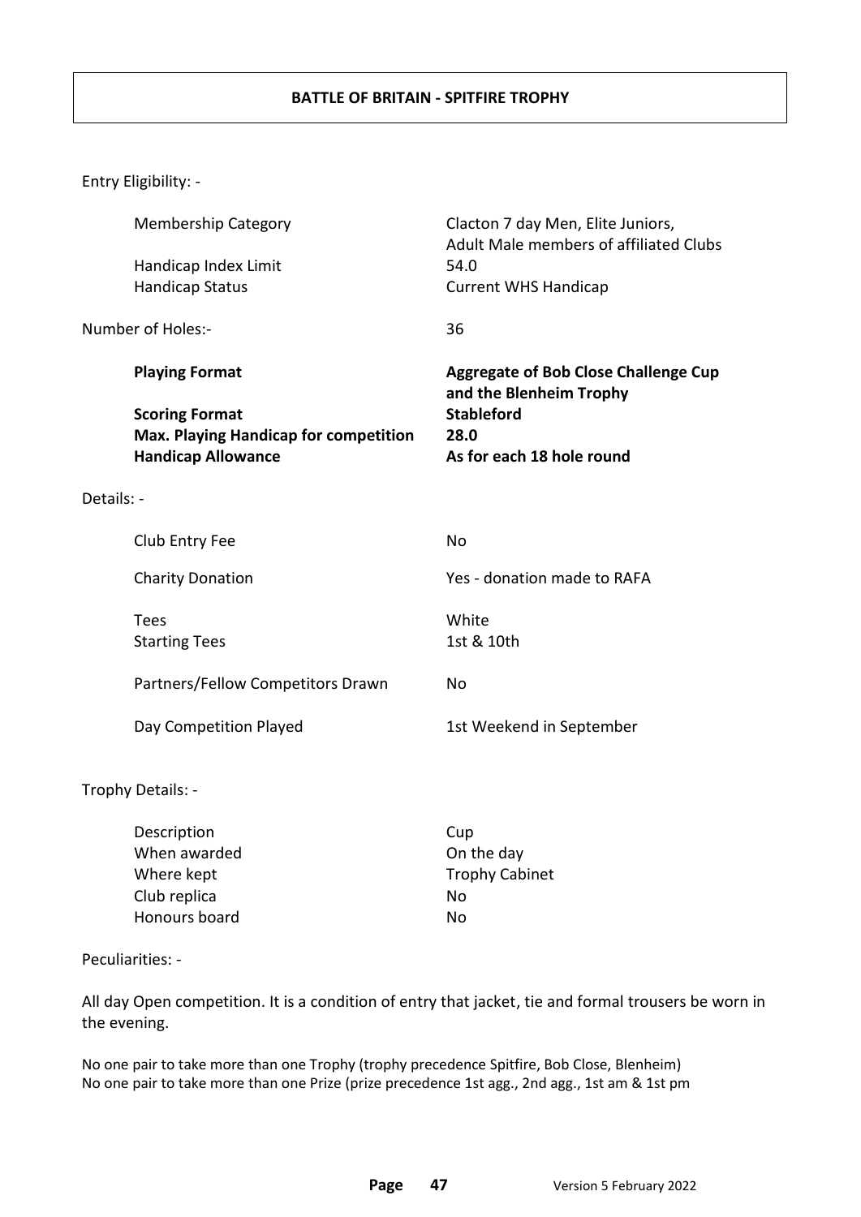## BATTLE OF BRITAIN - SPITFIRE TROPHY

Entry Eligibility: -

| | |
|---|---|
| Membership Category | Clacton 7 day Men, Elite Juniors, Adult Male members of affiliated Clubs |
| Handicap Index Limit | 54.0 |
| Handicap Status | Current WHS Handicap |

Number of Holes:- 36

| | |
|---|---|
| **Playing Format** | **Aggregate of Bob Close Challenge Cup and the Blenheim Trophy** |
| **Scoring Format** | **Stableford** |
| **Max. Playing Handicap for competition** | **28.0** |
| **Handicap Allowance** | **As for each 18 hole round** |

Details: -

| | |
|---|---|
| Club Entry Fee | No |
| Charity Donation | Yes - donation made to RAFA |
| Tees | White |
| Starting Tees | 1st & 10th |
| Partners/Fellow Competitors Drawn | No |
| Day Competition Played | 1st Weekend in September |

Trophy Details: -

| | |
|---|---|
| Description | Cup |
| When awarded | On the day |
| Where kept | Trophy Cabinet |
| Club replica | No |
| Honours board | No |

Peculiarities: -

All day Open competition. It is a condition of entry that jacket, tie and formal trousers be worn in the evening.

No one pair to take more than one Trophy (trophy precedence Spitfire, Bob Close, Blenheim)
No one pair to take more than one Prize (prize precedence 1st agg., 2nd agg., 1st am & 1st pm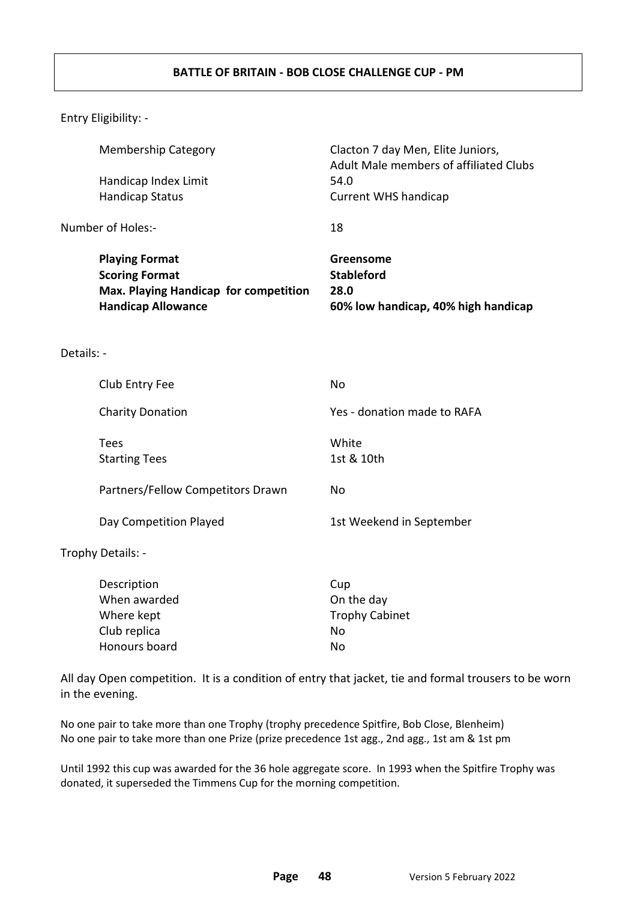# BATTLE OF BRITAIN - BOB CLOSE CHALLENGE CUP - PM

Entry Eligibility: -

| | |
|---|---|
| Membership Category | Clacton 7 day Men, Elite Juniors, Adult Male members of affiliated Clubs |
| Handicap Index Limit | 54.0 |
| Handicap Status | Current WHS handicap |

Number of Holes:- 18

| | |
|---|---|
| **Playing Format** | **Greensome** |
| **Scoring Format** | **Stableford** |
| **Max. Playing Handicap for competition** | **28.0** |
| **Handicap Allowance** | **60% low handicap, 40% high handicap** |

Details: -

| | |
|---|---|
| Club Entry Fee | No |
| Charity Donation | Yes - donation made to RAFA |
| Tees | White |
| Starting Tees | 1st & 10th |
| Partners/Fellow Competitors Drawn | No |
| Day Competition Played | 1st Weekend in September |

Trophy Details: -

| | |
|---|---|
| Description | Cup |
| When awarded | On the day |
| Where kept | Trophy Cabinet |
| Club replica | No |
| Honours board | No |

All day Open competition. It is a condition of entry that jacket, tie and formal trousers to be worn in the evening.

No one pair to take more than one Trophy (trophy precedence Spitfire, Bob Close, Blenheim)
No one pair to take more than one Prize (prize precedence 1st agg., 2nd agg., 1st am & 1st pm

Until 1992 this cup was awarded for the 36 hole aggregate score. In 1993 when the Spitfire Trophy was donated, it superseded the Timmens Cup for the morning competition.

Version 5 February 2022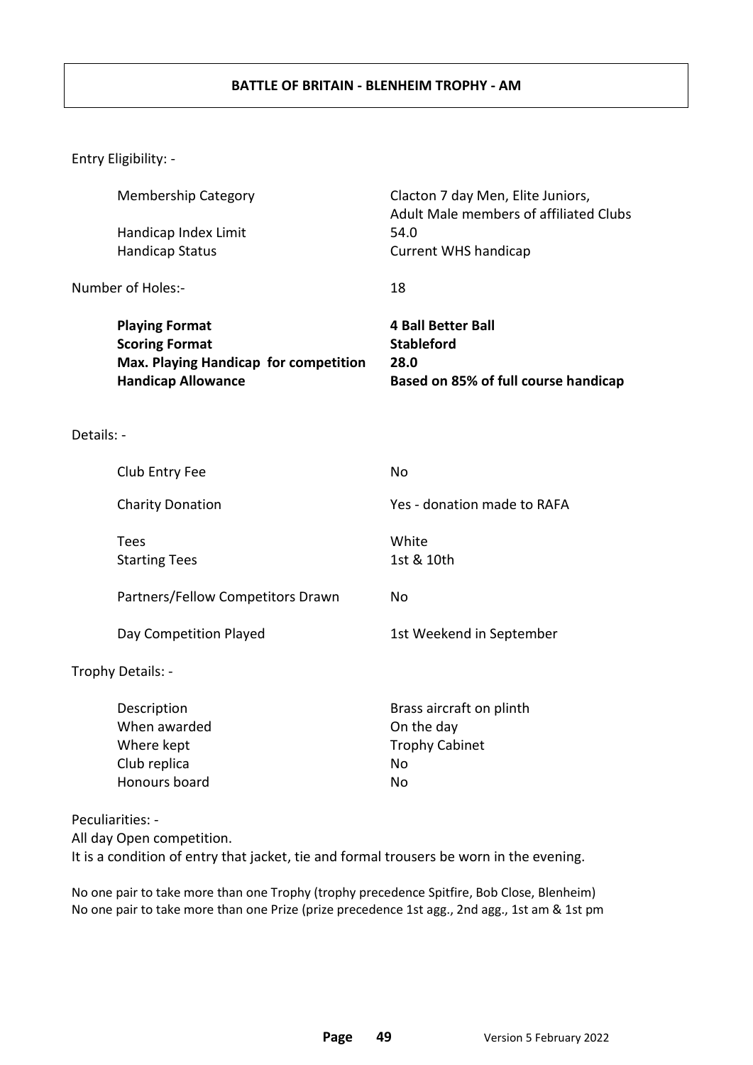# BATTLE OF BRITAIN - BLENHEIM TROPHY - AM

Entry Eligibility: -

| | |
|---|---|
| Membership Category | Clacton 7 day Men, Elite Juniors, Adult Male members of affiliated Clubs |
| Handicap Index Limit | 54.0 |
| Handicap Status | Current WHS handicap |

Number of Holes:- 18

| | |
|---|---|
| **Playing Format** | **4 Ball Better Ball** |
| **Scoring Format** | **Stableford** |
| **Max. Playing Handicap for competition** | **28.0** |
| **Handicap Allowance** | **Based on 85% of full course handicap** |

Details: -

| | |
|---|---|
| Club Entry Fee | No |
| Charity Donation | Yes - donation made to RAFA |
| Tees | White |
| Starting Tees | 1st & 10th |
| Partners/Fellow Competitors Drawn | No |
| Day Competition Played | 1st Weekend in September |

Trophy Details: -

| | |
|---|---|
| Description | Brass aircraft on plinth |
| When awarded | On the day |
| Where kept | Trophy Cabinet |
| Club replica | No |
| Honours board | No |

Peculiarities: -
All day Open competition.
It is a condition of entry that jacket, tie and formal trousers be worn in the evening.

No one pair to take more than one Trophy (trophy precedence Spitfire, Bob Close, Blenheim)
No one pair to take more than one Prize (prize precedence 1st agg., 2nd agg., 1st am & 1st pm

Version 5 February 2022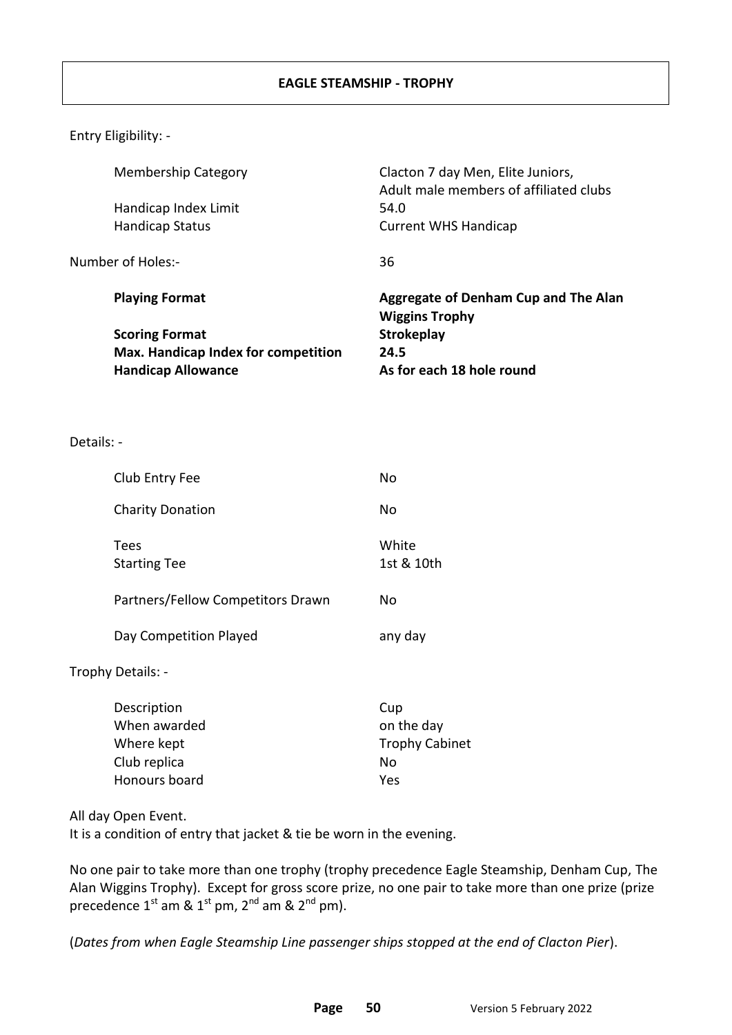# EAGLE STEAMSHIP - TROPHY

Entry Eligibility: -

| | |
|---|---|
| Membership Category | Clacton 7 day Men, Elite Juniors, Adult male members of affiliated clubs |
| Handicap Index Limit | 54.0 |
| Handicap Status | Current WHS Handicap |

Number of Holes:- 36

| | |
|---|---|
| **Playing Format** | **Aggregate of Denham Cup and The Alan Wiggins Trophy** |
| **Scoring Format** | **Strokeplay** |
| **Max. Handicap Index for competition** | **24.5** |
| **Handicap Allowance** | **As for each 18 hole round** |

Details: -

| | |
|---|---|
| Club Entry Fee | No |
| Charity Donation | No |
| Tees | White |
| Starting Tee | 1st & 10th |
| Partners/Fellow Competitors Drawn | No |
| Day Competition Played | any day |

Trophy Details: -

| | |
|---|---|
| Description | Cup |
| When awarded | on the day |
| Where kept | Trophy Cabinet |
| Club replica | No |
| Honours board | Yes |

All day Open Event.
It is a condition of entry that jacket & tie be worn in the evening.

No one pair to take more than one trophy (trophy precedence Eagle Steamship, Denham Cup, The Alan Wiggins Trophy). Except for gross score prize, no one pair to take more than one prize (prize precedence 1st am & 1st pm, 2nd am & 2nd pm).

(*Dates from when Eagle Steamship Line passenger ships stopped at the end of Clacton Pier*).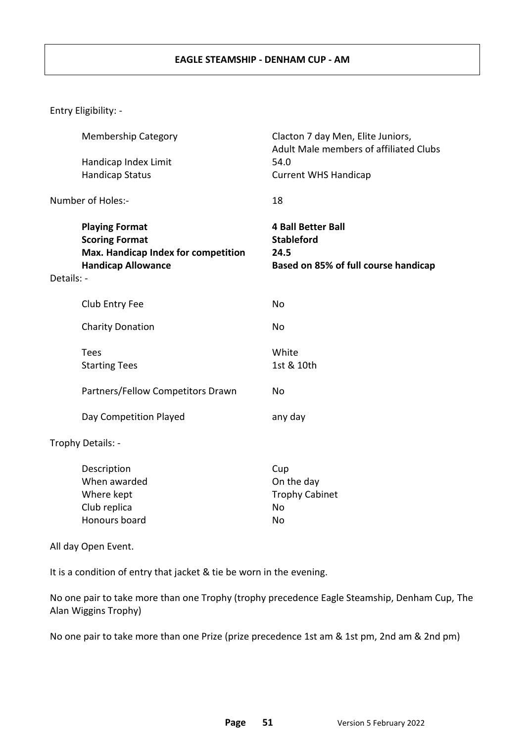# EAGLE STEAMSHIP - DENHAM CUP - AM

Entry Eligibility: -

| | |
|---|---|
| Membership Category | Clacton 7 day Men, Elite Juniors, Adult Male members of affiliated Clubs |
| Handicap Index Limit | 54.0 |
| Handicap Status | Current WHS Handicap |

Number of Holes:- 18

| | |
|---|---|
| **Playing Format** | **4 Ball Better Ball** |
| **Scoring Format** | **Stableford** |
| **Max. Handicap Index for competition** | **24.5** |
| **Handicap Allowance** | **Based on 85% of full course handicap** |

Details: -

| | |
|---|---|
| Club Entry Fee | No |
| Charity Donation | No |
| Tees | White |
| Starting Tees | 1st & 10th |
| Partners/Fellow Competitors Drawn | No |
| Day Competition Played | any day |

Trophy Details: -

| | |
|---|---|
| Description | Cup |
| When awarded | On the day |
| Where kept | Trophy Cabinet |
| Club replica | No |
| Honours board | No |

All day Open Event.

It is a condition of entry that jacket & tie be worn in the evening.

No one pair to take more than one Trophy (trophy precedence Eagle Steamship, Denham Cup, The Alan Wiggins Trophy)

No one pair to take more than one Prize (prize precedence 1st am & 1st pm, 2nd am & 2nd pm)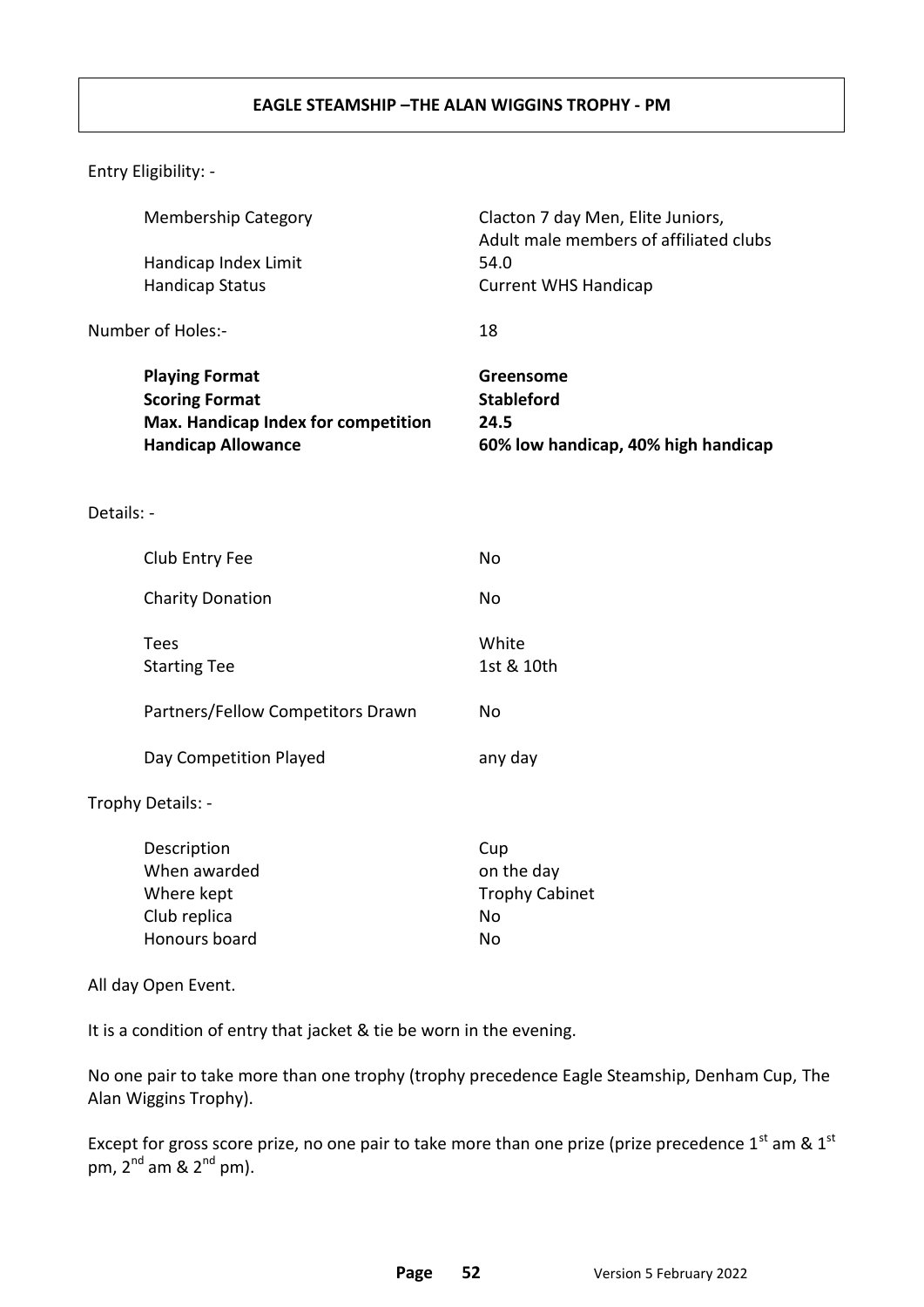# EAGLE STEAMSHIP –THE ALAN WIGGINS TROPHY - PM

Entry Eligibility: -

| | |
|---|---|
| Membership Category | Clacton 7 day Men, Elite Juniors, Adult male members of affiliated clubs |
| Handicap Index Limit | 54.0 |
| Handicap Status | Current WHS Handicap |

Number of Holes:- 18

| | |
|---|---|
| **Playing Format** | **Greensome** |
| **Scoring Format** | **Stableford** |
| **Max. Handicap Index for competition** | **24.5** |
| **Handicap Allowance** | **60% low handicap, 40% high handicap** |

Details: -

| | |
|---|---|
| Club Entry Fee | No |
| Charity Donation | No |
| Tees | White |
| Starting Tee | 1st & 10th |
| Partners/Fellow Competitors Drawn | No |
| Day Competition Played | any day |

Trophy Details: -

| | |
|---|---|
| Description | Cup |
| When awarded | on the day |
| Where kept | Trophy Cabinet |
| Club replica | No |
| Honours board | No |

All day Open Event.

It is a condition of entry that jacket & tie be worn in the evening.

No one pair to take more than one trophy (trophy precedence Eagle Steamship, Denham Cup, The Alan Wiggins Trophy).

Except for gross score prize, no one pair to take more than one prize (prize precedence 1st am & 1st pm, 2nd am & 2nd pm).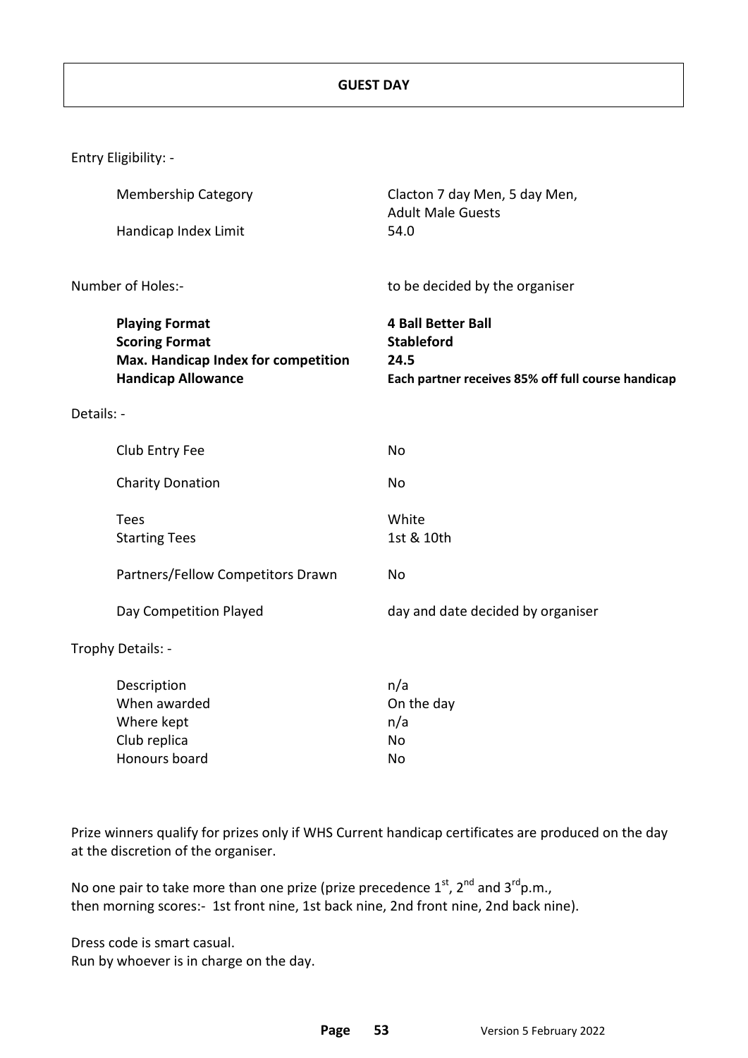# GUEST DAY

Entry Eligibility: -

| | |
|---|---|
| Membership Category | Clacton 7 day Men, 5 day Men, Adult Male Guests |
| Handicap Index Limit | 54.0 |

Number of Holes:- to be decided by the organiser

| | |
|---|---|
| **Playing Format** | **4 Ball Better Ball** |
| **Scoring Format** | **Stableford** |
| **Max. Handicap Index for competition** | **24.5** |
| **Handicap Allowance** | **Each partner receives 85% off full course handicap** |

Details: -

| | |
|---|---|
| Club Entry Fee | No |
| Charity Donation | No |
| Tees | White |
| Starting Tees | 1st & 10th |
| Partners/Fellow Competitors Drawn | No |
| Day Competition Played | day and date decided by organiser |

Trophy Details: -

| | |
|---|---|
| Description | n/a |
| When awarded | On the day |
| Where kept | n/a |
| Club replica | No |
| Honours board | No |

Prize winners qualify for prizes only if WHS Current handicap certificates are produced on the day at the discretion of the organiser.

No one pair to take more than one prize (prize precedence 1st, 2nd and 3rd p.m., then morning scores:- 1st front nine, 1st back nine, 2nd front nine, 2nd back nine).

Dress code is smart casual.
Run by whoever is in charge on the day.

Version 5 February 2022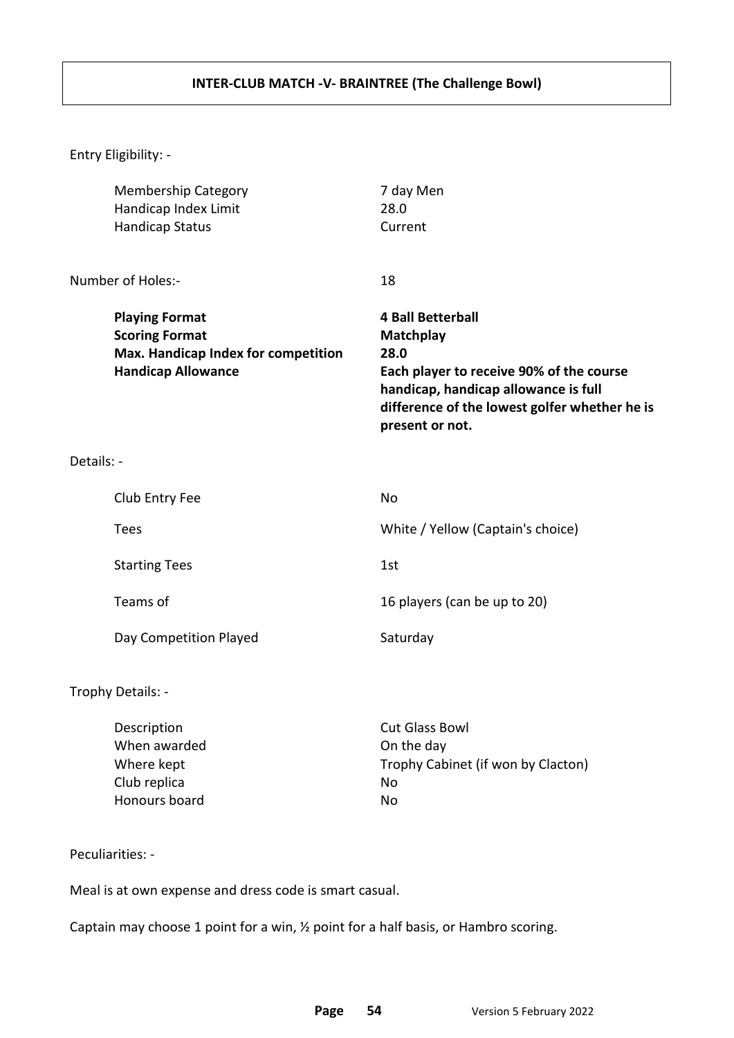## INTER-CLUB MATCH -V- BRAINTREE (The Challenge Bowl)

Entry Eligibility: -

| | |
|---|---|
| Membership Category | 7 day Men |
| Handicap Index Limit | 28.0 |
| Handicap Status | Current |

Number of Holes:- 18

| | |
|---|---|
| **Playing Format** | **4 Ball Betterball** |
| **Scoring Format** | **Matchplay** |
| **Max. Handicap Index for competition** | **28.0** |
| **Handicap Allowance** | **Each player to receive 90% of the course handicap, handicap allowance is full difference of the lowest golfer whether he is present or not.** |

Details: -

| | |
|---|---|
| Club Entry Fee | No |
| Tees | White / Yellow (Captain's choice) |
| Starting Tees | 1st |
| Teams of | 16 players (can be up to 20) |
| Day Competition Played | Saturday |

Trophy Details: -

| | |
|---|---|
| Description | Cut Glass Bowl |
| When awarded | On the day |
| Where kept | Trophy Cabinet (if won by Clacton) |
| Club replica | No |
| Honours board | No |

Peculiarities: -

Meal is at own expense and dress code is smart casual.

Captain may choose 1 point for a win, ½ point for a half basis, or Hambro scoring.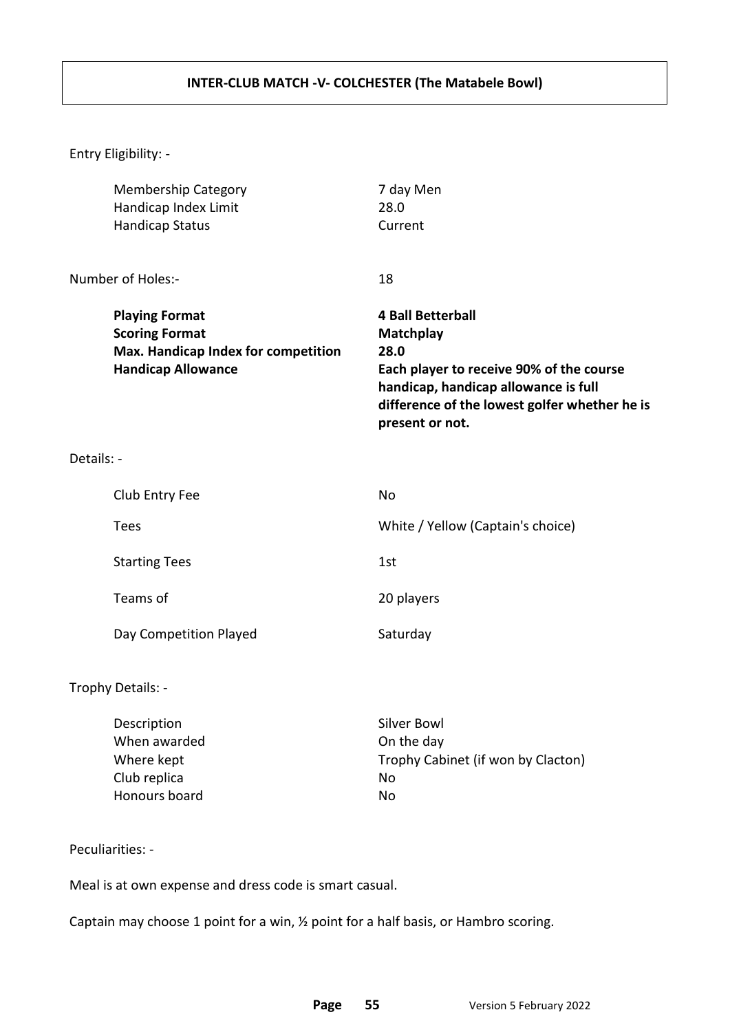# INTER-CLUB MATCH -V- COLCHESTER (The Matabele Bowl)

Entry Eligibility: -

| | |
|---|---|
| Membership Category | 7 day Men |
| Handicap Index Limit | 28.0 |
| Handicap Status | Current |

Number of Holes:- 18

| | |
|---|---|
| **Playing Format** | **4 Ball Betterball** |
| **Scoring Format** | **Matchplay** |
| **Max. Handicap Index for competition** | **28.0** |
| **Handicap Allowance** | **Each player to receive 90% of the course handicap, handicap allowance is full difference of the lowest golfer whether he is present or not.** |

Details: -

| | |
|---|---|
| Club Entry Fee | No |
| Tees | White / Yellow (Captain's choice) |
| Starting Tees | 1st |
| Teams of | 20 players |
| Day Competition Played | Saturday |

Trophy Details: -

| | |
|---|---|
| Description | Silver Bowl |
| When awarded | On the day |
| Where kept | Trophy Cabinet (if won by Clacton) |
| Club replica | No |
| Honours board | No |

Peculiarities: -

Meal is at own expense and dress code is smart casual.

Captain may choose 1 point for a win, ½ point for a half basis, or Hambro scoring.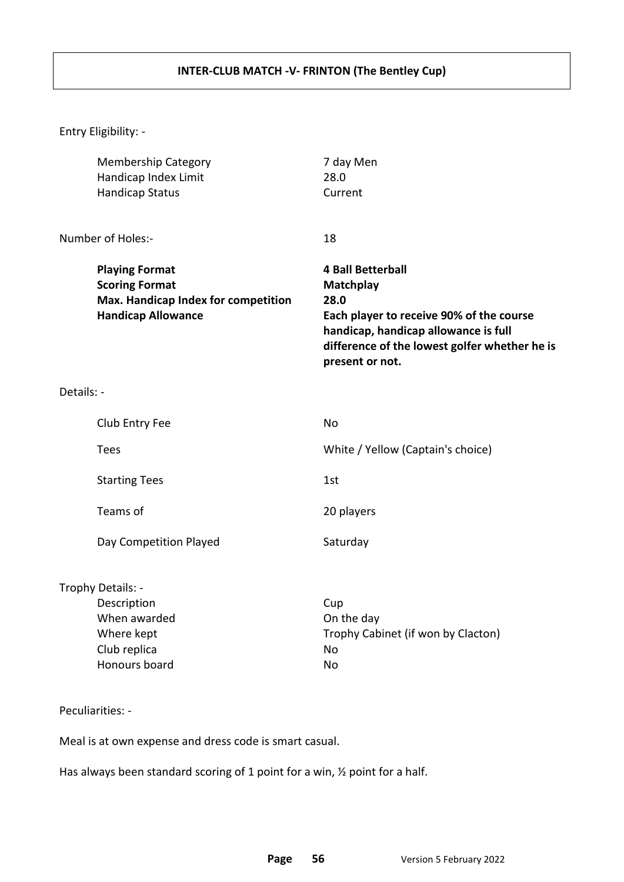## INTER-CLUB MATCH -V- FRINTON (The Bentley Cup)

Entry Eligibility: -

| | |
|---|---|
| Membership Category | 7 day Men |
| Handicap Index Limit | 28.0 |
| Handicap Status | Current |

Number of Holes:- 18

| | |
|---|---|
| **Playing Format** | **4 Ball Betterball** |
| **Scoring Format** | **Matchplay** |
| **Max. Handicap Index for competition** | **28.0** |
| **Handicap Allowance** | **Each player to receive 90% of the course handicap, handicap allowance is full difference of the lowest golfer whether he is present or not.** |

Details: -

| | |
|---|---|
| Club Entry Fee | No |
| Tees | White / Yellow (Captain's choice) |
| Starting Tees | 1st |
| Teams of | 20 players |
| Day Competition Played | Saturday |

Trophy Details: -

| | |
|---|---|
| Description | Cup |
| When awarded | On the day |
| Where kept | Trophy Cabinet (if won by Clacton) |
| Club replica | No |
| Honours board | No |

Peculiarities: -

Meal is at own expense and dress code is smart casual.

Has always been standard scoring of 1 point for a win, ½ point for a half.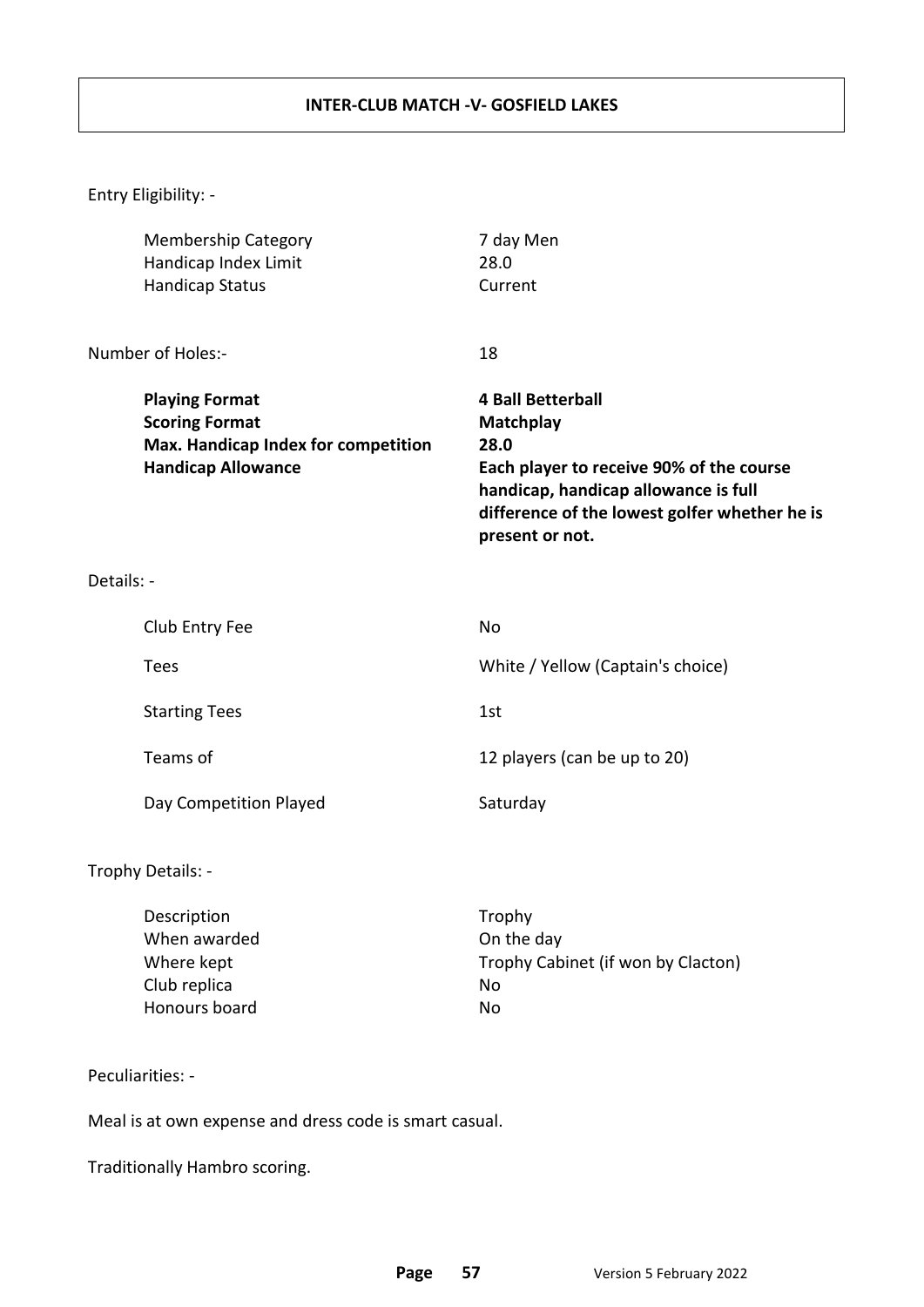# INTER-CLUB MATCH -V- GOSFIELD LAKES

Entry Eligibility: -

| | |
|---|---|
| Membership Category | 7 day Men |
| Handicap Index Limit | 28.0 |
| Handicap Status | Current |

Number of Holes:- 18

| | |
|---|---|
| **Playing Format** | **4 Ball Betterball** |
| **Scoring Format** | **Matchplay** |
| **Max. Handicap Index for competition** | **28.0** |
| **Handicap Allowance** | **Each player to receive 90% of the course handicap, handicap allowance is full difference of the lowest golfer whether he is present or not.** |

Details: -

| | |
|---|---|
| Club Entry Fee | No |
| Tees | White / Yellow (Captain's choice) |
| Starting Tees | 1st |
| Teams of | 12 players (can be up to 20) |
| Day Competition Played | Saturday |

Trophy Details: -

| | |
|---|---|
| Description | Trophy |
| When awarded | On the day |
| Where kept | Trophy Cabinet (if won by Clacton) |
| Club replica | No |
| Honours board | No |

Peculiarities: -

Meal is at own expense and dress code is smart casual.

Traditionally Hambro scoring.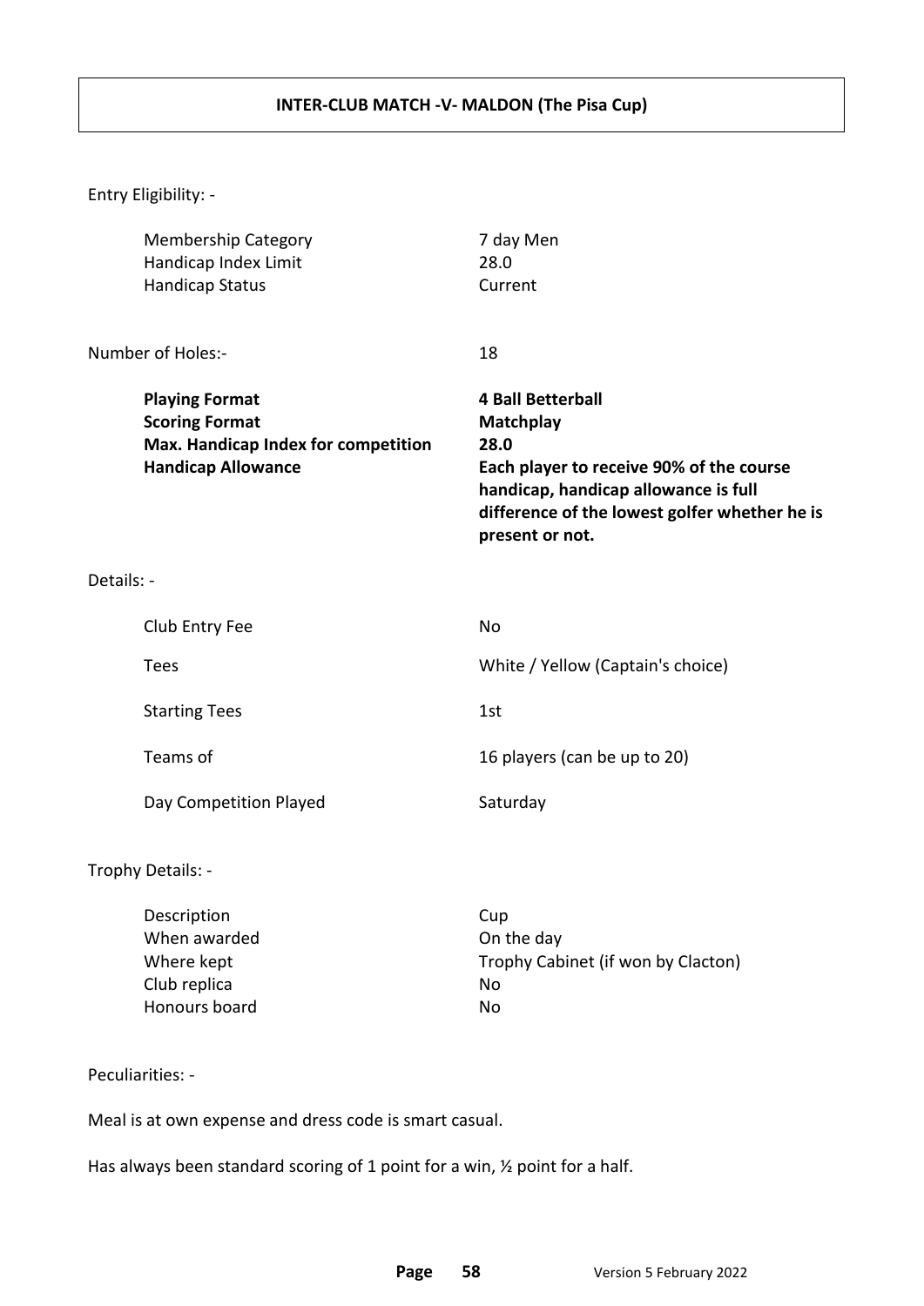## INTER-CLUB MATCH -V- MALDON (The Pisa Cup)

Entry Eligibility: -

| | |
|---|---|
| Membership Category | 7 day Men |
| Handicap Index Limit | 28.0 |
| Handicap Status | Current |

Number of Holes:- 18

| | |
|---|---|
| **Playing Format** | **4 Ball Betterball** |
| **Scoring Format** | **Matchplay** |
| **Max. Handicap Index for competition** | **28.0** |
| **Handicap Allowance** | **Each player to receive 90% of the course handicap, handicap allowance is full difference of the lowest golfer whether he is present or not.** |

Details: -

| | |
|---|---|
| Club Entry Fee | No |
| Tees | White / Yellow (Captain's choice) |
| Starting Tees | 1st |
| Teams of | 16 players (can be up to 20) |
| Day Competition Played | Saturday |

Trophy Details: -

| | |
|---|---|
| Description | Cup |
| When awarded | On the day |
| Where kept | Trophy Cabinet (if won by Clacton) |
| Club replica | No |
| Honours board | No |

Peculiarities: -

Meal is at own expense and dress code is smart casual.

Has always been standard scoring of 1 point for a win, ½ point for a half.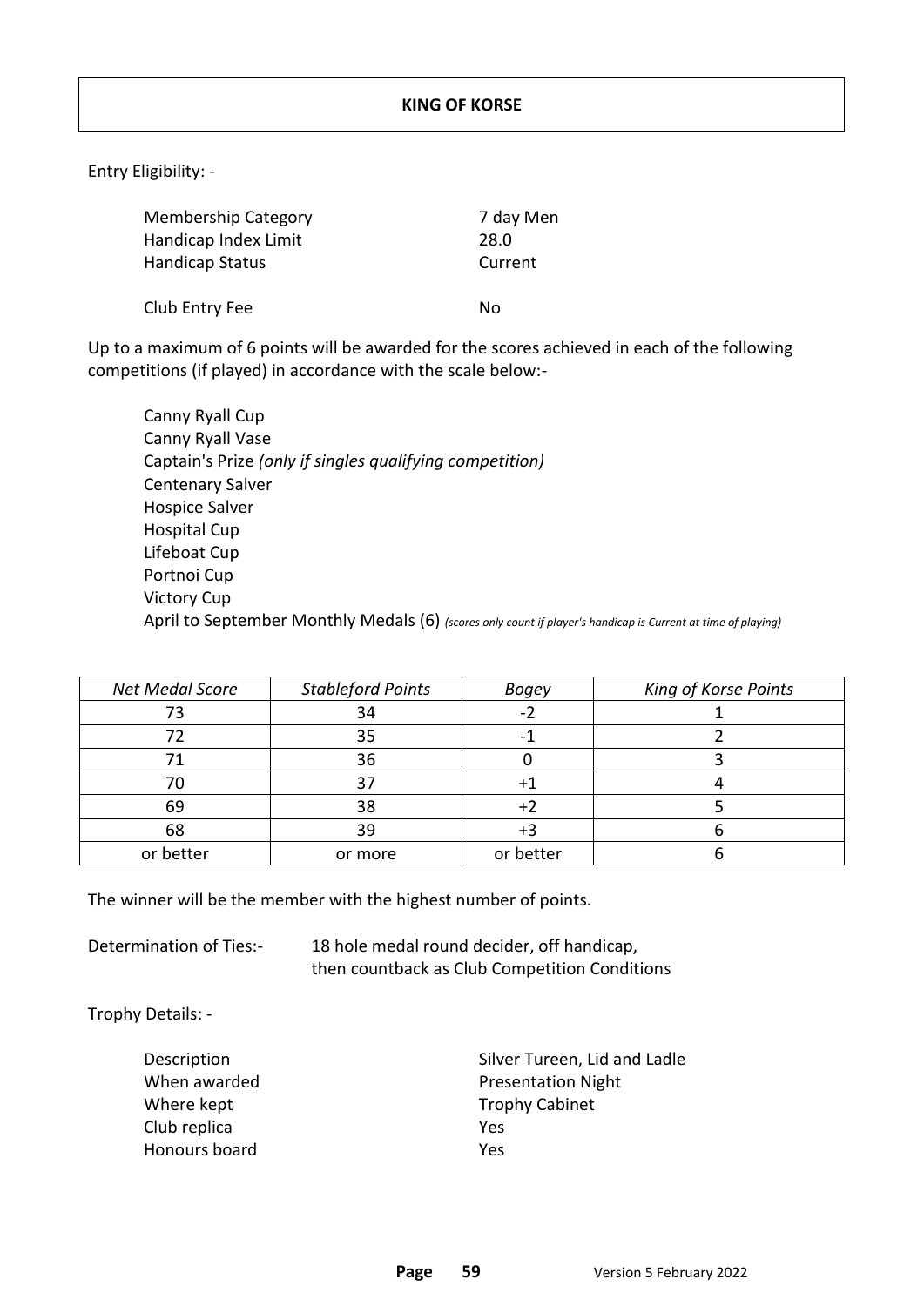# KING OF KORSE

Entry Eligibility: -

| | |
|---|---|
| Membership Category | 7 day Men |
| Handicap Index Limit | 28.0 |
| Handicap Status | Current |
| Club Entry Fee | No |

Up to a maximum of 6 points will be awarded for the scores achieved in each of the following competitions (if played) in accordance with the scale below:-

- Canny Ryall Cup
- Canny Ryall Vase
- Captain's Prize *(only if singles qualifying competition)*
- Centenary Salver
- Hospice Salver
- Hospital Cup
- Lifeboat Cup
- Portnoi Cup
- Victory Cup
- April to September Monthly Medals (6) *(scores only count if player's handicap is Current at time of playing)*

| *Net Medal Score* | *Stableford Points* | *Bogey* | *King of Korse Points* |
|---|---|---|---|
| 73 | 34 | -2 | 1 |
| 72 | 35 | -1 | 2 |
| 71 | 36 | 0 | 3 |
| 70 | 37 | +1 | 4 |
| 69 | 38 | +2 | 5 |
| 68 | 39 | +3 | 6 |
| or better | or more | or better | 6 |

The winner will be the member with the highest number of points.

Determination of Ties:- 18 hole medal round decider, off handicap, then countback as Club Competition Conditions

Trophy Details: -

| | |
|---|---|
| Description | Silver Tureen, Lid and Ladle |
| When awarded | Presentation Night |
| Where kept | Trophy Cabinet |
| Club replica | Yes |
| Honours board | Yes |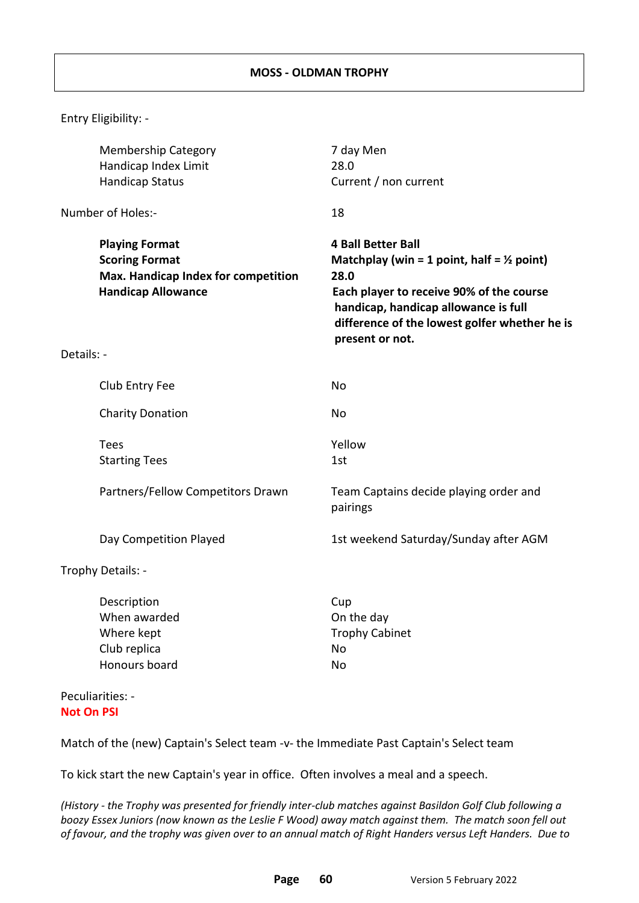## MOSS - OLDMAN TROPHY

Entry Eligibility: -

| | |
|---|---|
| Membership Category | 7 day Men |
| Handicap Index Limit | 28.0 |
| Handicap Status | Current / non current |

Number of Holes:- 18

| | |
|---|---|
| **Playing Format** | **4 Ball Better Ball** |
| **Scoring Format** | **Matchplay (win = 1 point, half = ½ point)** |
| **Max. Handicap Index for competition** | **28.0** |
| **Handicap Allowance** | **Each player to receive 90% of the course handicap, handicap allowance is full difference of the lowest golfer whether he is present or not.** |

Details: -

| | |
|---|---|
| Club Entry Fee | No |
| Charity Donation | No |
| Tees | Yellow |
| Starting Tees | 1st |
| Partners/Fellow Competitors Drawn | Team Captains decide playing order and pairings |
| Day Competition Played | 1st weekend Saturday/Sunday after AGM |

Trophy Details: -

| | |
|---|---|
| Description | Cup |
| When awarded | On the day |
| Where kept | Trophy Cabinet |
| Club replica | No |
| Honours board | No |

Peculiarities: -

**Not On PSI**

Match of the (new) Captain's Select team -v- the Immediate Past Captain's Select team

To kick start the new Captain's year in office. Often involves a meal and a speech.

*(History - the Trophy was presented for friendly inter-club matches against Basildon Golf Club following a boozy Essex Juniors (now known as the Leslie F Wood) away match against them. The match soon fell out of favour, and the trophy was given over to an annual match of Right Handers versus Left Handers. Due to*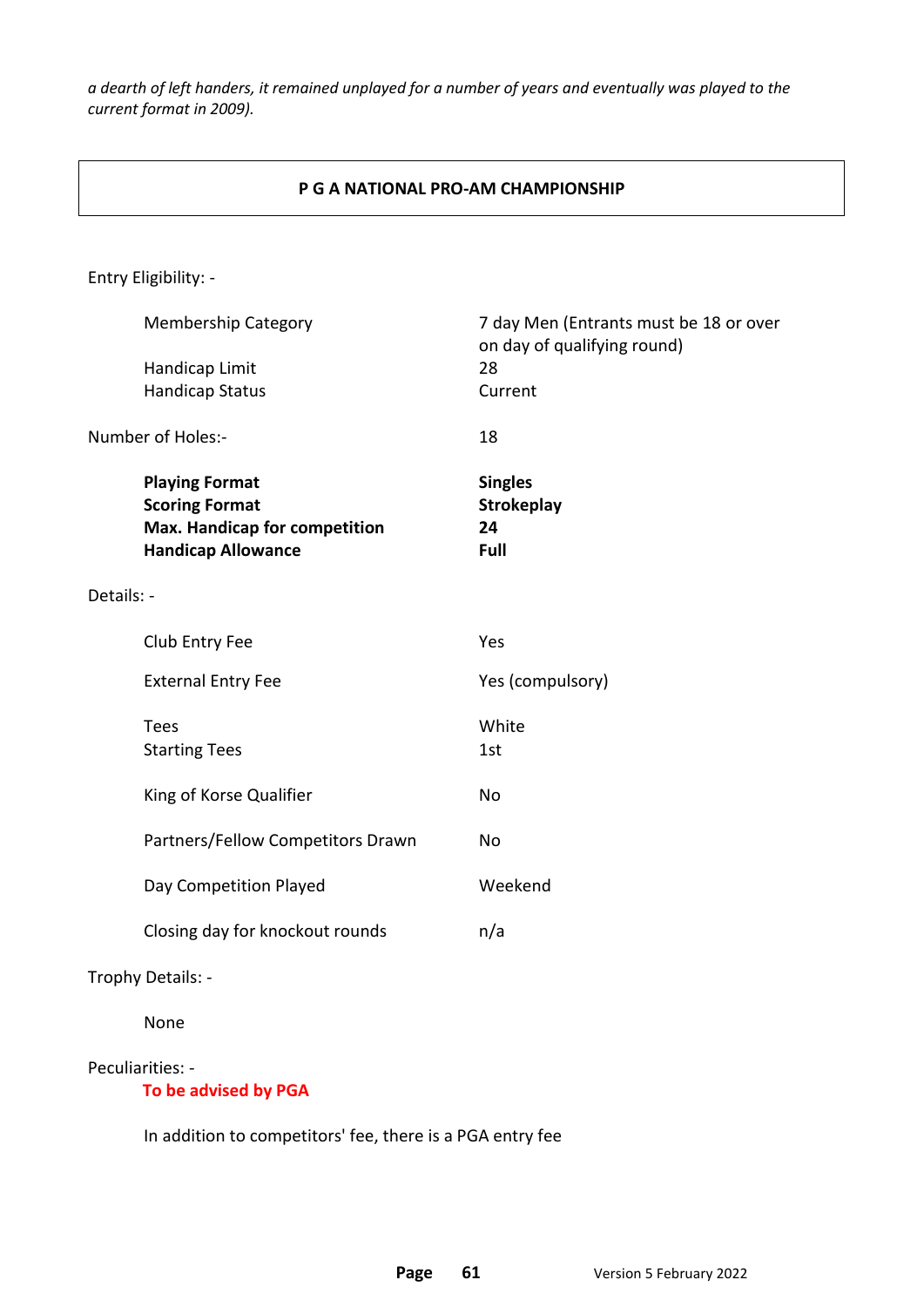*a dearth of left handers, it remained unplayed for a number of years and eventually was played to the current format in 2009).*

## P G A NATIONAL PRO-AM CHAMPIONSHIP

Entry Eligibility: -

| | |
|---|---|
| Membership Category | 7 day Men (Entrants must be 18 or over on day of qualifying round) |
| Handicap Limit | 28 |
| Handicap Status | Current |

Number of Holes:- 18

| | |
|---|---|
| **Playing Format** | **Singles** |
| **Scoring Format** | **Strokeplay** |
| **Max. Handicap for competition** | **24** |
| **Handicap Allowance** | **Full** |

Details: -

| | |
|---|---|
| Club Entry Fee | Yes |
| External Entry Fee | Yes (compulsory) |
| Tees | White |
| Starting Tees | 1st |
| King of Korse Qualifier | No |
| Partners/Fellow Competitors Drawn | No |
| Day Competition Played | Weekend |
| Closing day for knockout rounds | n/a |

Trophy Details: -

None

Peculiarities: -

**To be advised by PGA**

In addition to competitors' fee, there is a PGA entry fee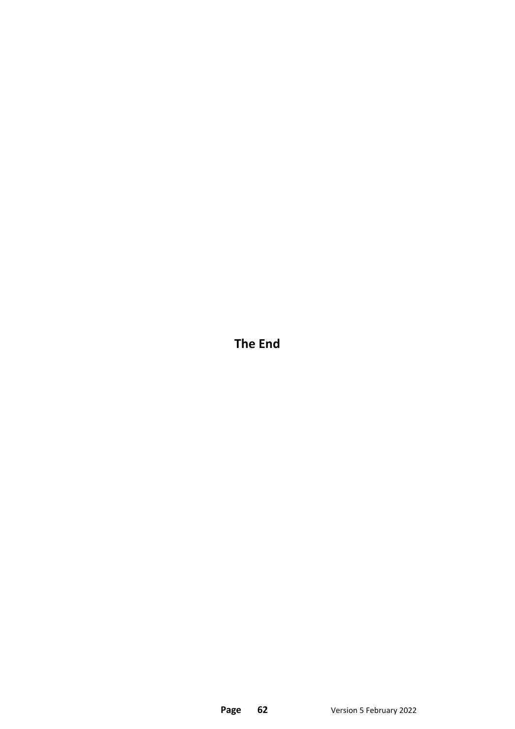**The End**